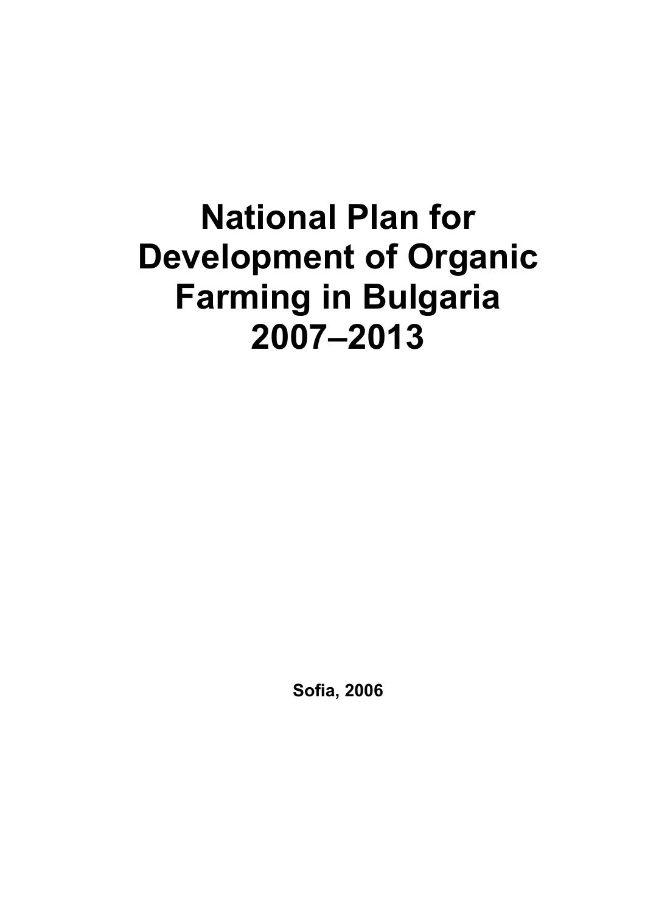# National Plan for Development of Organic Farming in Bulgaria 2007–2013

**Sofia, 2006**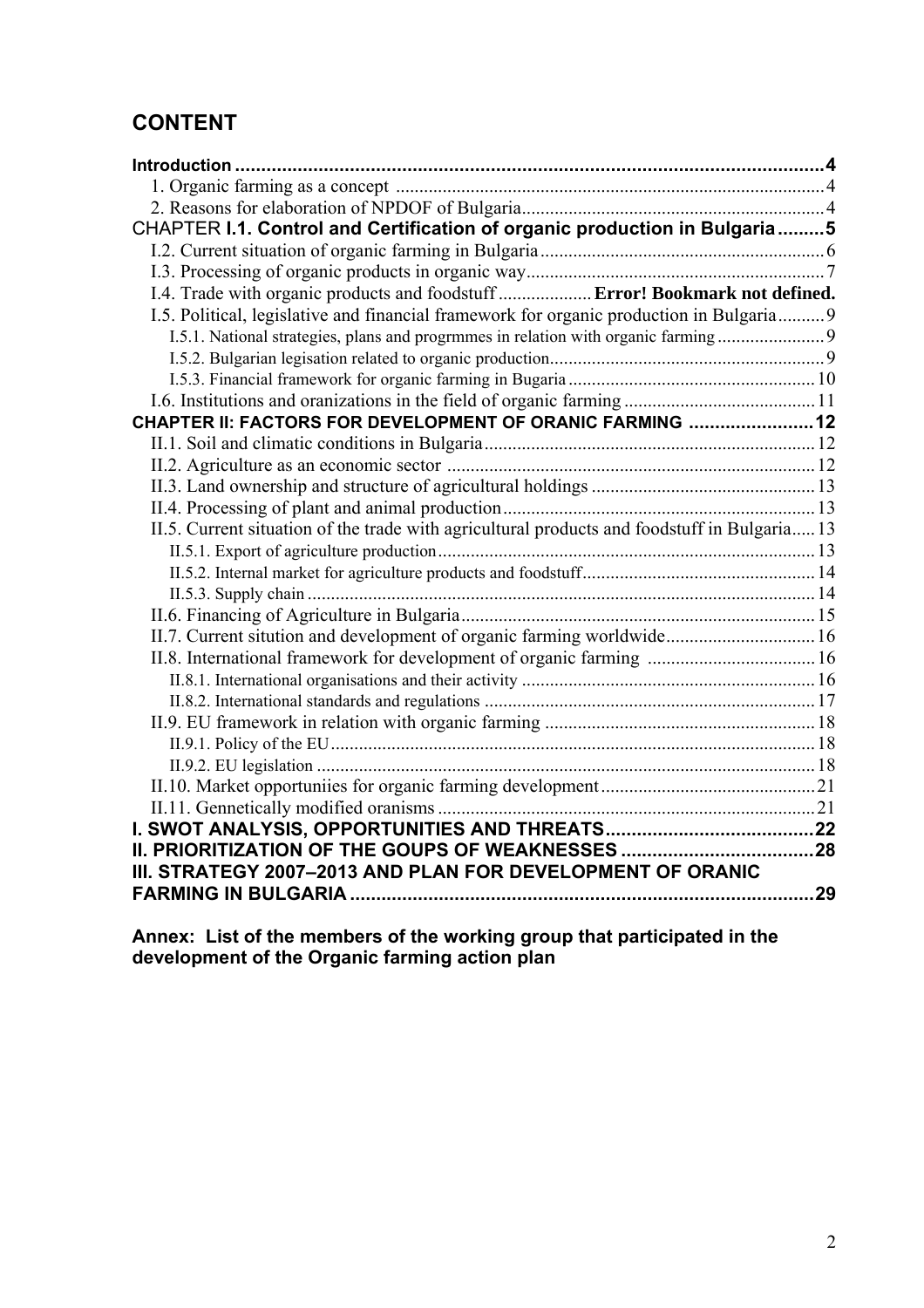## CONTENT

**Introduction** ... **4**
- 1. Organic farming as a concept ... 4
- 2. Reasons for elaboration of NPDOF of Bulgaria ... 4

CHAPTER **I.1. Control and Certification of organic production in Bulgaria** ... **5**
- I.2. Current situation of organic farming in Bulgaria ... 6
- I.3. Processing of organic products in organic way ... 7
- I.4. Trade with organic products and foodstuff ... **Error! Bookmark not defined.**
- I.5. Political, legislative and financial framework for organic production in Bulgaria ... 9
  - I.5.1. National strategies, plans and progrmmes in relation with organic farming ... 9
  - I.5.2. Bulgarian legisation related to organic production ... 9
  - I.5.3. Financial framework for organic farming in Bugaria ... 10
- I.6. Institutions and oranizations in the field of organic farming ... 11

**CHAPTER II: FACTORS FOR DEVELOPMENT OF ORANIC FARMING** ... **12**
- II.1. Soil and climatic conditions in Bulgaria ... 12
- II.2. Agriculture as an economic sector ... 12
- II.3. Land ownership and structure of agricultural holdings ... 13
- II.4. Processing of plant and animal production ... 13
- II.5. Current situation of the trade with agricultural products and foodstuff in Bulgaria ... 13
  - II.5.1. Export of agriculture production ... 13
  - II.5.2. Internal market for agriculture products and foodstuff ... 14
  - II.5.3. Supply chain ... 14
- II.6. Financing of Agriculture in Bulgaria ... 15
- II.7. Current sitution and development of organic farming worldwide ... 16
- II.8. International framework for development of organic farming ... 16
  - II.8.1. International organisations and their activity ... 16
  - II.8.2. International standards and regulations ... 17
- II.9. EU framework in relation with organic farming ... 18
  - II.9.1. Policy of the EU ... 18
  - II.9.2. EU legislation ... 18
- II.10. Market opportuniies for organic farming development ... 21
- II.11. Gennetically modified oranisms ... 21

**I. SWOT ANALYSIS, OPPORTUNITIES AND THREATS** ... **22**

**II. PRIORITIZATION OF THE GOUPS OF WEAKNESSES** ... **28**

**III. STRATEGY 2007–2013 AND PLAN FOR DEVELOPMENT OF ORANIC FARMING IN BULGARIA** ... **29**

**Annex: List of the members of the working group that participated in the development of the Organic farming action plan**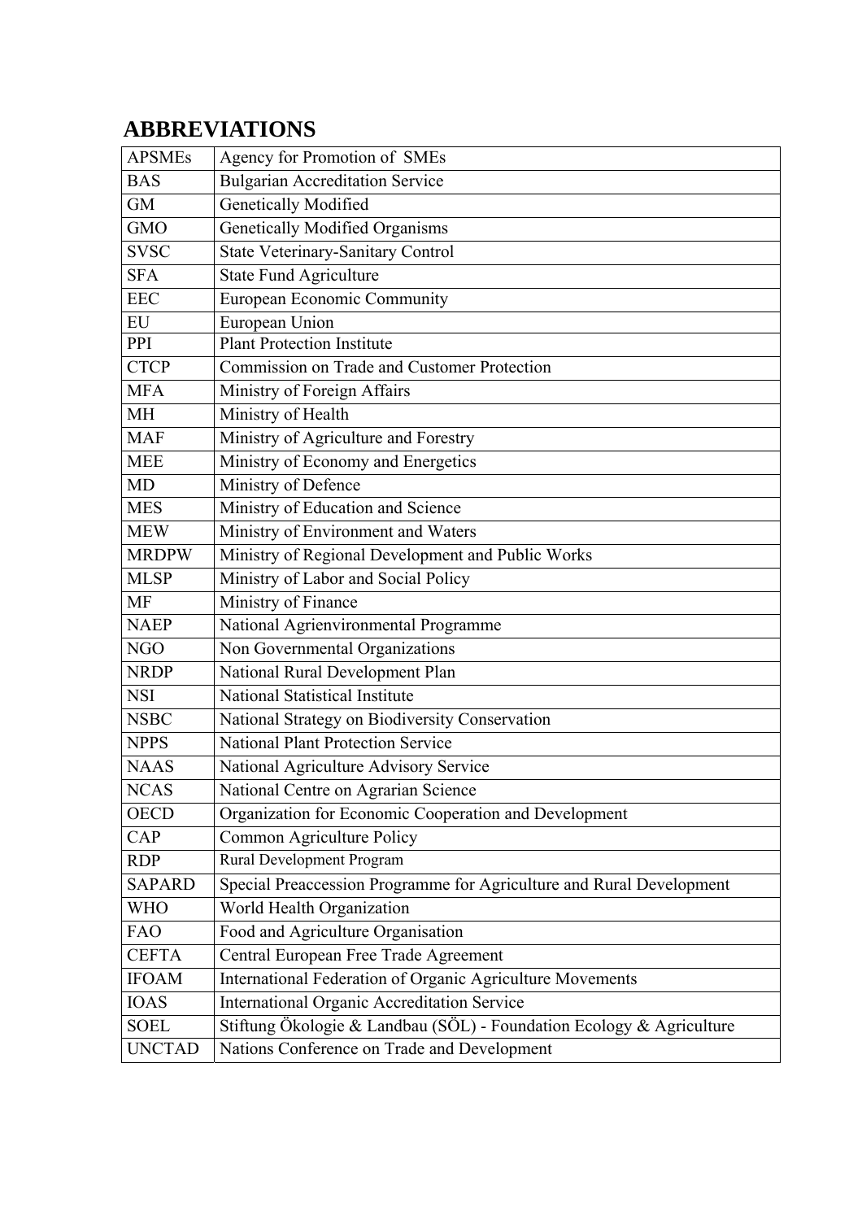## ABBREVIATIONS

| | |
|---|---|
| APSMEs | Agency for Promotion of SMEs |
| BAS | Bulgarian Accreditation Service |
| GM | Genetically Modified |
| GMO | Genetically Modified Organisms |
| SVSC | State Veterinary-Sanitary Control |
| SFA | State Fund Agriculture |
| EEC | European Economic Community |
| EU | European Union |
| PPI | Plant Protection Institute |
| CTCP | Commission on Trade and Customer Protection |
| MFA | Ministry of Foreign Affairs |
| MH | Ministry of Health |
| MAF | Ministry of Agriculture and Forestry |
| MEE | Ministry of Economy and Energetics |
| MD | Ministry of Defence |
| MES | Ministry of Education and Science |
| MEW | Ministry of Environment and Waters |
| MRDPW | Ministry of Regional Development and Public Works |
| MLSP | Ministry of Labor and Social Policy |
| MF | Ministry of Finance |
| NAEP | National Agrienvironmental Programme |
| NGO | Non Governmental Organizations |
| NRDP | National Rural Development Plan |
| NSI | National Statistical Institute |
| NSBC | National Strategy on Biodiversity Conservation |
| NPPS | National Plant Protection Service |
| NAAS | National Agriculture Advisory Service |
| NCAS | National Centre on Agrarian Science |
| OECD | Organization for Economic Cooperation and Development |
| CAP | Common Agriculture Policy |
| RDP | Rural Development Program |
| SAPARD | Special Preaccession Programme for Agriculture and Rural Development |
| WHO | World Health Organization |
| FAO | Food and Agriculture Organisation |
| CEFTA | Central European Free Trade Agreement |
| IFOAM | International Federation of Organic Agriculture Movements |
| IOAS | International Organic Accreditation Service |
| SOEL | Stiftung Ökologie & Landbau (SÖL) - Foundation Ecology & Agriculture |
| UNCTAD | Nations Conference on Trade and Development |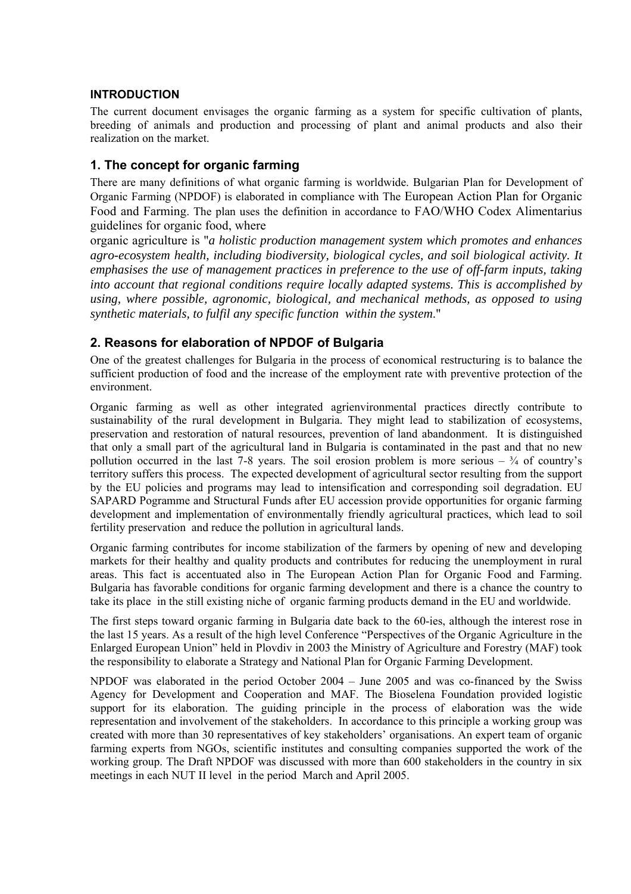**INTRODUCTION**

The current document envisages the organic farming as a system for specific cultivation of plants, breeding of animals and production and processing of plant and animal products and also their realization on the market.

## 1. The concept for organic farming

There are many definitions of what organic farming is worldwide. Bulgarian Plan for Development of Organic Farming (NPDOF) is elaborated in compliance with The European Action Plan for Organic Food and Farming. The plan uses the definition in accordance to FAO/WHO Codex Alimentarius guidelines for organic food, where

organic agriculture is "*a holistic production management system which promotes and enhances agro-ecosystem health, including biodiversity, biological cycles, and soil biological activity. It emphasises the use of management practices in preference to the use of off-farm inputs, taking into account that regional conditions require locally adapted systems. This is accomplished by using, where possible, agronomic, biological, and mechanical methods, as opposed to using synthetic materials, to fulfil any specific function within the system.*"

## 2. Reasons for elaboration of NPDOF of Bulgaria

One of the greatest challenges for Bulgaria in the process of economical restructuring is to balance the sufficient production of food and the increase of the employment rate with preventive protection of the environment.

Organic farming as well as other integrated agrienvironmental practices directly contribute to sustainability of the rural development in Bulgaria. They might lead to stabilization of ecosystems, preservation and restoration of natural resources, prevention of land abandonment. It is distinguished that only a small part of the agricultural land in Bulgaria is contaminated in the past and that no new pollution occurred in the last 7-8 years. The soil erosion problem is more serious – ¾ of country's territory suffers this process. The expected development of agricultural sector resulting from the support by the EU policies and programs may lead to intensification and corresponding soil degradation. EU SAPARD Pogramme and Structural Funds after EU accession provide opportunities for organic farming development and implementation of environmentally friendly agricultural practices, which lead to soil fertility preservation and reduce the pollution in agricultural lands.

Organic farming contributes for income stabilization of the farmers by opening of new and developing markets for their healthy and quality products and contributes for reducing the unemployment in rural areas. This fact is accentuated also in The European Action Plan for Organic Food and Farming. Bulgaria has favorable conditions for organic farming development and there is a chance the country to take its place in the still existing niche of organic farming products demand in the EU and worldwide.

The first steps toward organic farming in Bulgaria date back to the 60-ies, although the interest rose in the last 15 years. As a result of the high level Conference "Perspectives of the Organic Agriculture in the Enlarged European Union" held in Plovdiv in 2003 the Ministry of Agriculture and Forestry (MAF) took the responsibility to elaborate a Strategy and National Plan for Organic Farming Development.

NPDOF was elaborated in the period October 2004 – June 2005 and was co-financed by the Swiss Agency for Development and Cooperation and MAF. The Bioselena Foundation provided logistic support for its elaboration. The guiding principle in the process of elaboration was the wide representation and involvement of the stakeholders. In accordance to this principle a working group was created with more than 30 representatives of key stakeholders' organisations. An expert team of organic farming experts from NGOs, scientific institutes and consulting companies supported the work of the working group. The Draft NPDOF was discussed with more than 600 stakeholders in the country in six meetings in each NUT II level in the period March and April 2005.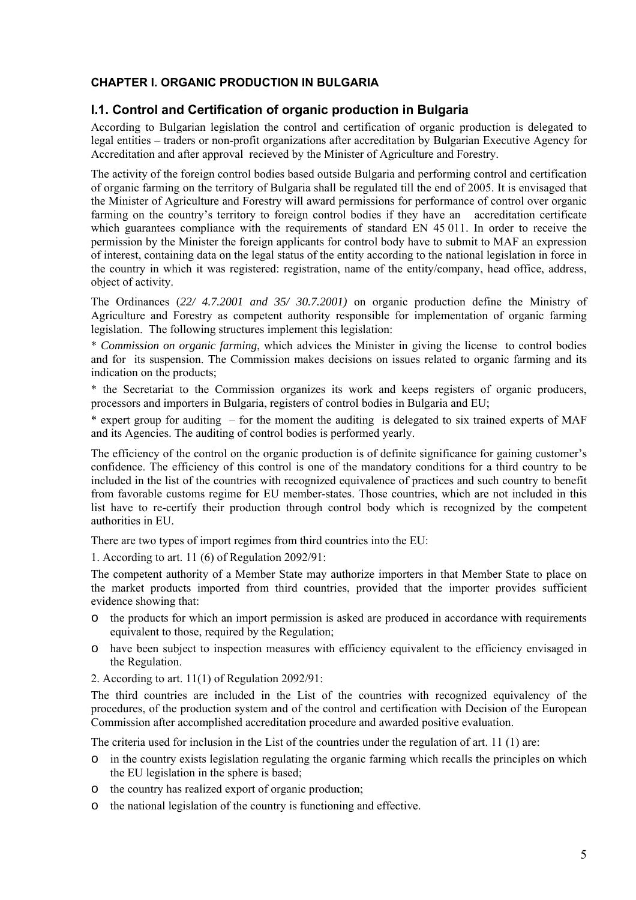# CHAPTER I. ORGANIC PRODUCTION IN BULGARIA

## I.1. Control and Certification of organic production in Bulgaria

According to Bulgarian legislation the control and certification of organic production is delegated to legal entities – traders or non-profit organizations after accreditation by Bulgarian Executive Agency for Accreditation and after approval recieved by the Minister of Agriculture and Forestry.

The activity of the foreign control bodies based outside Bulgaria and performing control and certification of organic farming on the territory of Bulgaria shall be regulated till the end of 2005. It is envisaged that the Minister of Agriculture and Forestry will award permissions for performance of control over organic farming on the country's territory to foreign control bodies if they have an accreditation certificate which guarantees compliance with the requirements of standard EN 45 011. In order to receive the permission by the Minister the foreign applicants for control body have to submit to MAF an expression of interest, containing data on the legal status of the entity according to the national legislation in force in the country in which it was registered: registration, name of the entity/company, head office, address, object of activity.

The Ordinances (*22/ 4.7.2001 and 35/ 30.7.2001)* on organic production define the Ministry of Agriculture and Forestry as competent authority responsible for implementation of organic farming legislation. The following structures implement this legislation:

\* *Commission on organic farming*, which advices the Minister in giving the license to control bodies and for its suspension. The Commission makes decisions on issues related to organic farming and its indication on the products;

\* the Secretariat to the Commission organizes its work and keeps registers of organic producers, processors and importers in Bulgaria, registers of control bodies in Bulgaria and EU;

\* expert group for auditing – for the moment the auditing is delegated to six trained experts of MAF and its Agencies. The auditing of control bodies is performed yearly.

The efficiency of the control on the organic production is of definite significance for gaining customer's confidence. The efficiency of this control is one of the mandatory conditions for a third country to be included in the list of the countries with recognized equivalence of practices and such country to benefit from favorable customs regime for EU member-states. Those countries, which are not included in this list have to re-certify their production through control body which is recognized by the competent authorities in EU.

There are two types of import regimes from third countries into the EU:

1. According to art. 11 (6) of Regulation 2092/91:

The competent authority of a Member State may authorize importers in that Member State to place on the market products imported from third countries, provided that the importer provides sufficient evidence showing that:

- the products for which an import permission is asked are produced in accordance with requirements equivalent to those, required by the Regulation;
- have been subject to inspection measures with efficiency equivalent to the efficiency envisaged in the Regulation.

2. According to art. 11(1) of Regulation 2092/91:

The third countries are included in the List of the countries with recognized equivalency of the procedures, of the production system and of the control and certification with Decision of the European Commission after accomplished accreditation procedure and awarded positive evaluation.

The criteria used for inclusion in the List of the countries under the regulation of art. 11 (1) are:

- in the country exists legislation regulating the organic farming which recalls the principles on which the EU legislation in the sphere is based;
- the country has realized export of organic production;
- the national legislation of the country is functioning and effective.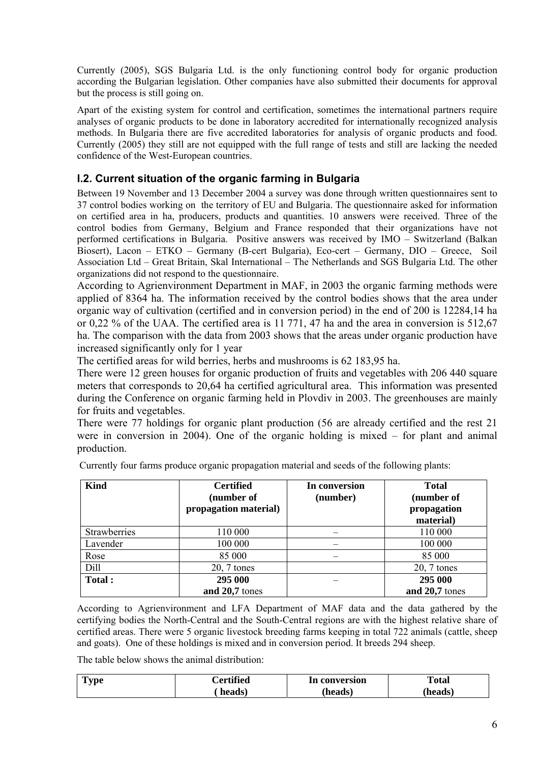Currently (2005), SGS Bulgaria Ltd. is the only functioning control body for organic production according the Bulgarian legislation. Other companies have also submitted their documents for approval but the process is still going on.

Apart of the existing system for control and certification, sometimes the international partners require analyses of organic products to be done in laboratory accredited for internationally recognized analysis methods. In Bulgaria there are five accredited laboratories for analysis of organic products and food. Currently (2005) they still are not equipped with the full range of tests and still are lacking the needed confidence of the West-European countries.

## I.2. Current situation of the organic farming in Bulgaria

Between 19 November and 13 December 2004 a survey was done through written questionnaires sent to 37 control bodies working on the territory of EU and Bulgaria. The questionnaire asked for information on certified area in ha, producers, products and quantities. 10 answers were received. Three of the control bodies from Germany, Belgium and France responded that their organizations have not performed certifications in Bulgaria. Positive answers was received by IMO – Switzerland (Balkan Biosert), Lacon – ETKO – Germany (B-cert Bulgaria), Eco-cert – Germany, DIO – Greece, Soil Association Ltd – Great Britain, Skal International – The Netherlands and SGS Bulgaria Ltd. The other organizations did not respond to the questionnaire.

According to Agrienvironment Department in MAF, in 2003 the organic farming methods were applied of 8364 ha. The information received by the control bodies shows that the area under organic way of cultivation (certified and in conversion period) in the end of 200 is 12284,14 ha or 0,22 % of the UAA. The certified area is 11 771, 47 ha and the area in conversion is 512,67 ha. The comparison with the data from 2003 shows that the areas under organic production have increased significantly only for 1 year

The certified areas for wild berries, herbs and mushrooms is 62 183,95 ha.

There were 12 green houses for organic production of fruits and vegetables with 206 440 square meters that corresponds to 20,64 ha certified agricultural area. This information was presented during the Conference on organic farming held in Plovdiv in 2003. The greenhouses are mainly for fruits and vegetables.

There were 77 holdings for organic plant production (56 are already certified and the rest 21 were in conversion in 2004). One of the organic holding is mixed – for plant and animal production.

Currently four farms produce organic propagation material and seeds of the following plants:

| Kind | Certified (number of propagation material) | In conversion (number) | Total (number of propagation material) |
|---|---|---|---|
| Strawberries | 110 000 | – | 110 000 |
| Lavender | 100 000 | – | 100 000 |
| Rose | 85 000 | – | 85 000 |
| Dill | 20, 7 tones | | 20, 7 tones |
| **Total :** | **295 000 and 20,7** tones | – | **295 000 and 20,7** tones |

According to Agrienvironment and LFA Department of MAF data and the data gathered by the certifying bodies the North-Central and the South-Central regions are with the highest relative share of certified areas. There were 5 organic livestock breeding farms keeping in total 722 animals (cattle, sheep and goats). One of these holdings is mixed and in conversion period. It breeds 294 sheep.

The table below shows the animal distribution:

| Type | Certified ( heads) | In conversion (heads) | Total (heads) |
|---|---|---|---|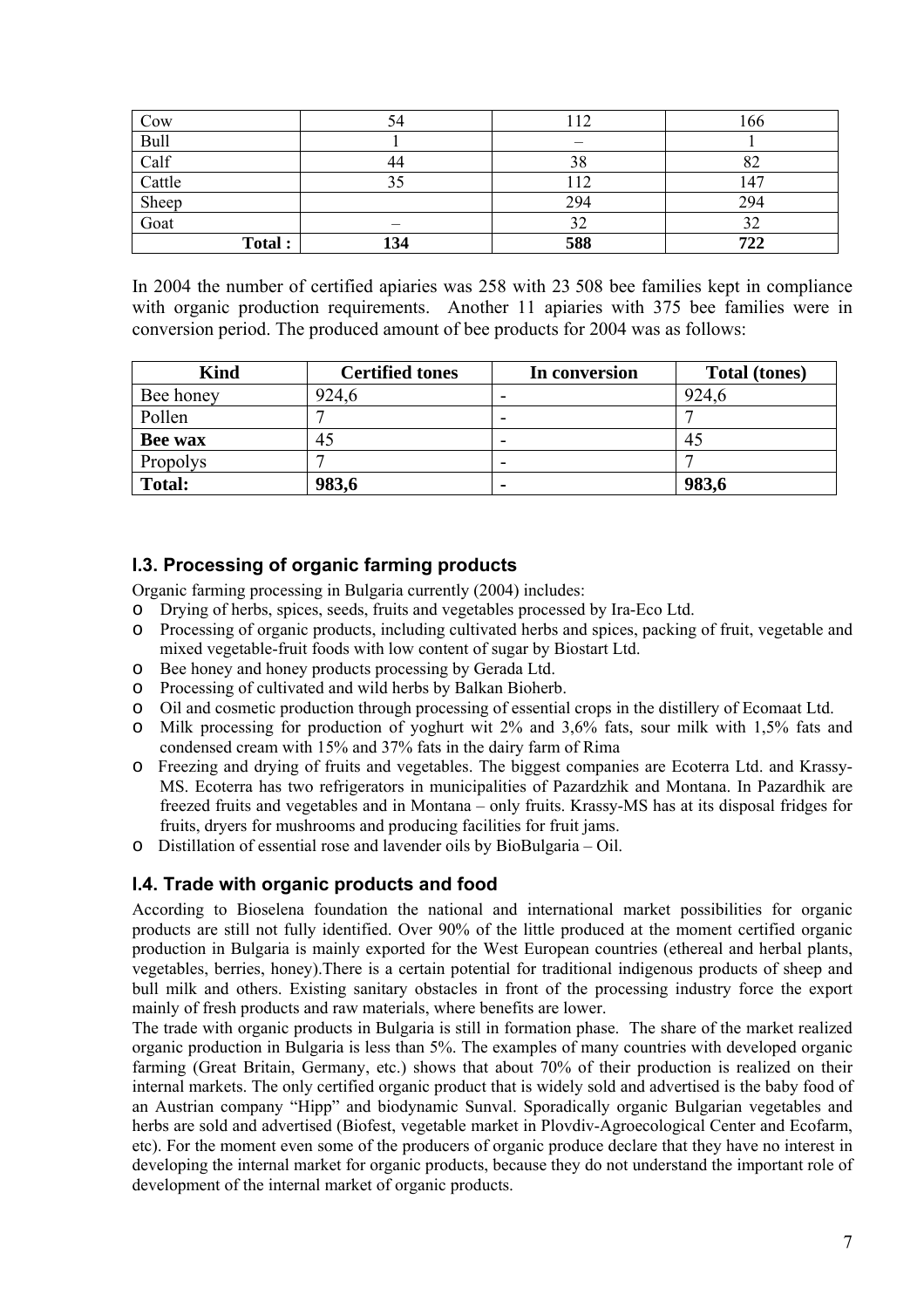| Cow | 54 | 112 | 166 |
|---|---|---|---|
| Bull | 1 | – | 1 |
| Calf | 44 | 38 | 82 |
| Cattle | 35 | 112 | 147 |
| Sheep | | 294 | 294 |
| Goat | – | 32 | 32 |
| **Total :** | **134** | **588** | **722** |

In 2004 the number of certified apiaries was 258 with 23 508 bee families kept in compliance with organic production requirements. Another 11 apiaries with 375 bee families were in conversion period. The produced amount of bee products for 2004 was as follows:

| Kind | Certified tones | In conversion | Total (tones) |
|---|---|---|---|
| Bee honey | 924,6 | - | 924,6 |
| Pollen | 7 | - | 7 |
| **Bee wax** | 45 | - | 45 |
| Propolys | 7 | - | 7 |
| **Total:** | **983,6** | **-** | **983,6** |

### I.3. Processing of organic farming products

Organic farming processing in Bulgaria currently (2004) includes:

- Drying of herbs, spices, seeds, fruits and vegetables processed by Ira-Eco Ltd.
- Processing of organic products, including cultivated herbs and spices, packing of fruit, vegetable and mixed vegetable-fruit foods with low content of sugar by Biostart Ltd.
- Bee honey and honey products processing by Gerada Ltd.
- Processing of cultivated and wild herbs by Balkan Bioherb.
- Oil and cosmetic production through processing of essential crops in the distillery of Ecomaat Ltd.
- Milk processing for production of yoghurt wit 2% and 3,6% fats, sour milk with 1,5% fats and condensed cream with 15% and 37% fats in the dairy farm of Rima
- Freezing and drying of fruits and vegetables. The biggest companies are Ecoterra Ltd. and Krassy-MS. Ecoterra has two refrigerators in municipalities of Pazardzhik and Montana. In Pazardhik are freezed fruits and vegetables and in Montana – only fruits. Krassy-MS has at its disposal fridges for fruits, dryers for mushrooms and producing facilities for fruit jams.
- Distillation of essential rose and lavender oils by BioBulgaria – Oil.

### I.4. Trade with organic products and food

According to Bioselena foundation the national and international market possibilities for organic products are still not fully identified. Over 90% of the little produced at the moment certified organic production in Bulgaria is mainly exported for the West European countries (ethereal and herbal plants, vegetables, berries, honey).There is a certain potential for traditional indigenous products of sheep and bull milk and others. Existing sanitary obstacles in front of the processing industry force the export mainly of fresh products and raw materials, where benefits are lower.

The trade with organic products in Bulgaria is still in formation phase. The share of the market realized organic production in Bulgaria is less than 5%. The examples of many countries with developed organic farming (Great Britain, Germany, etc.) shows that about 70% of their production is realized on their internal markets. The only certified organic product that is widely sold and advertised is the baby food of an Austrian company "Hipp" and biodynamic Sunval. Sporadically organic Bulgarian vegetables and herbs are sold and advertised (Biofest, vegetable market in Plovdiv-Agroecological Center and Ecofarm, etc). For the moment even some of the producers of organic produce declare that they have no interest in developing the internal market for organic products, because they do not understand the important role of development of the internal market of organic products.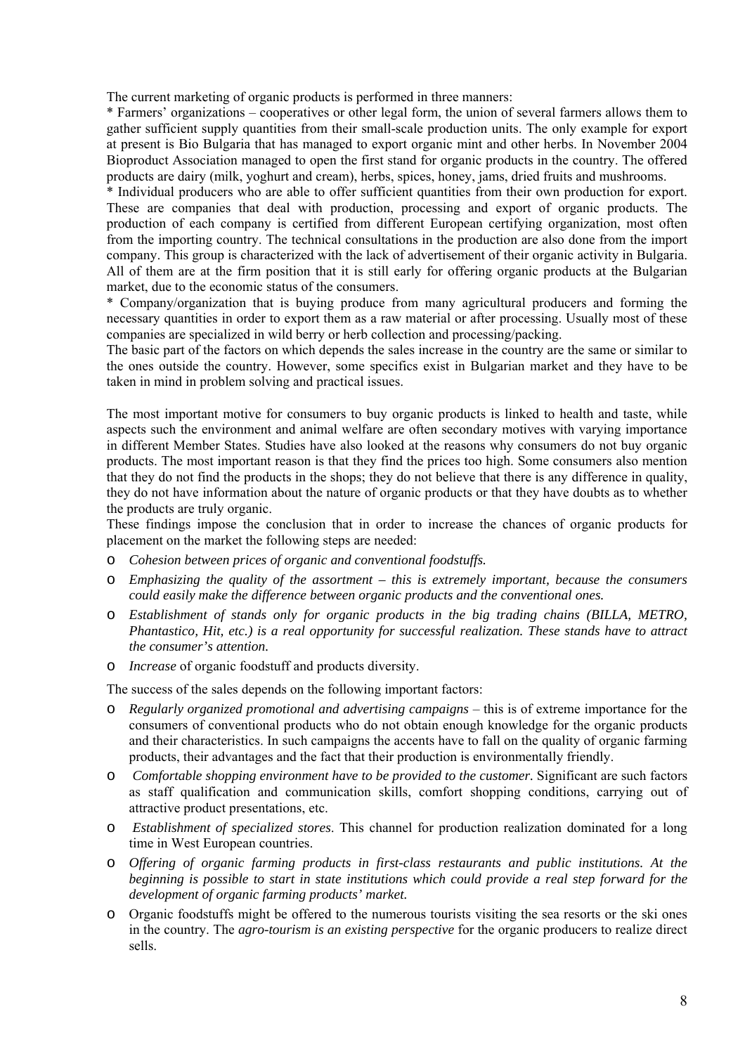The current marketing of organic products is performed in three manners:

* Farmers' organizations – cooperatives or other legal form, the union of several farmers allows them to gather sufficient supply quantities from their small-scale production units. The only example for export at present is Bio Bulgaria that has managed to export organic mint and other herbs. In November 2004 Bioproduct Association managed to open the first stand for organic products in the country. The offered products are dairy (milk, yoghurt and cream), herbs, spices, honey, jams, dried fruits and mushrooms.

* Individual producers who are able to offer sufficient quantities from their own production for export. These are companies that deal with production, processing and export of organic products. The production of each company is certified from different European certifying organization, most often from the importing country. The technical consultations in the production are also done from the import company. This group is characterized with the lack of advertisement of their organic activity in Bulgaria. All of them are at the firm position that it is still early for offering organic products at the Bulgarian market, due to the economic status of the consumers.

* Company/organization that is buying produce from many agricultural producers and forming the necessary quantities in order to export them as a raw material or after processing. Usually most of these companies are specialized in wild berry or herb collection and processing/packing.

The basic part of the factors on which depends the sales increase in the country are the same or similar to the ones outside the country. However, some specifics exist in Bulgarian market and they have to be taken in mind in problem solving and practical issues.

The most important motive for consumers to buy organic products is linked to health and taste, while aspects such the environment and animal welfare are often secondary motives with varying importance in different Member States. Studies have also looked at the reasons why consumers do not buy organic products. The most important reason is that they find the prices too high. Some consumers also mention that they do not find the products in the shops; they do not believe that there is any difference in quality, they do not have information about the nature of organic products or that they have doubts as to whether the products are truly organic.

These findings impose the conclusion that in order to increase the chances of organic products for placement on the market the following steps are needed:

- *Cohesion between prices of organic and conventional foodstuffs.*
- *Emphasizing the quality of the assortment – this is extremely important, because the consumers could easily make the difference between organic products and the conventional ones.*
- *Establishment of stands only for organic products in the big trading chains (BILLA, METRO, Phantastico, Hit, etc.) is a real opportunity for successful realization. These stands have to attract the consumer's attention.*
- *Increase* of organic foodstuff and products diversity.

The success of the sales depends on the following important factors:

- *Regularly organized promotional and advertising campaigns* – this is of extreme importance for the consumers of conventional products who do not obtain enough knowledge for the organic products and their characteristics. In such campaigns the accents have to fall on the quality of organic farming products, their advantages and the fact that their production is environmentally friendly.
- *Comfortable shopping environment have to be provided to the customer.* Significant are such factors as staff qualification and communication skills, comfort shopping conditions, carrying out of attractive product presentations, etc.
- *Establishment of specialized stores*. This channel for production realization dominated for a long time in West European countries.
- *Offering of organic farming products in first-class restaurants and public institutions. At the beginning is possible to start in state institutions which could provide a real step forward for the development of organic farming products' market.*
- Organic foodstuffs might be offered to the numerous tourists visiting the sea resorts or the ski ones in the country. The *agro-tourism is an existing perspective* for the organic producers to realize direct sells.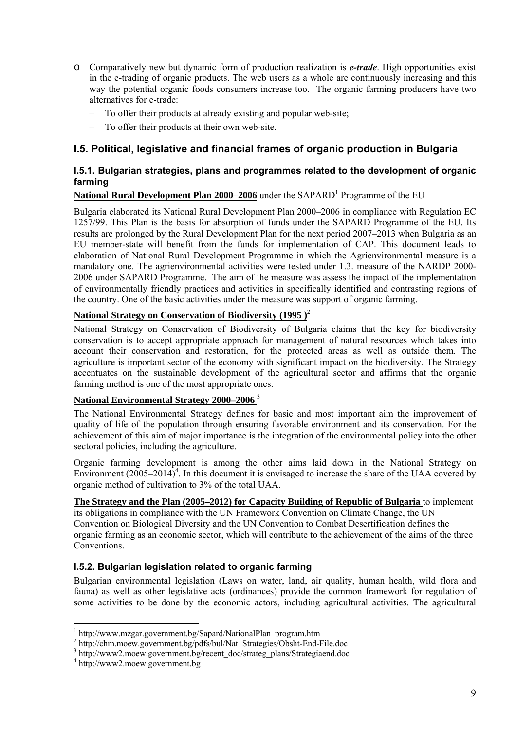- Comparatively new but dynamic form of production realization is ***e-trade***. High opportunities exist in the e-trading of organic products. The web users as a whole are continuously increasing and this way the potential organic foods consumers increase too. The organic farming producers have two alternatives for e-trade:
  - To offer their products at already existing and popular web-site;
  - To offer their products at their own web-site.

## I.5. Political, legislative and financial frames of organic production in Bulgaria

### I.5.1. Bulgarian strategies, plans and programmes related to the development of organic farming

**National Rural Development Plan 2000–2006** under the SAPARD[1] Programme of the EU

Bulgaria elaborated its National Rural Development Plan 2000–2006 in compliance with Regulation EC 1257/99. This Plan is the basis for absorption of funds under the SAPARD Programme of the EU. Its results are prolonged by the Rural Development Plan for the next period 2007–2013 when Bulgaria as an EU member-state will benefit from the funds for implementation of CAP. This document leads to elaboration of National Rural Development Programme in which the Agrienvironmental measure is a mandatory one. The agrienvironmental activities were tested under 1.3. measure of the NARDP 2000-2006 under SAPARD Programme. The aim of the measure was assess the impact of the implementation of environmentally friendly practices and activities in specifically identified and contrasting regions of the country. One of the basic activities under the measure was support of organic farming.

**National Strategy on Conservation of Biodiversity (1995 )**[2]

National Strategy on Conservation of Biodiversity of Bulgaria claims that the key for biodiversity conservation is to accept appropriate approach for management of natural resources which takes into account their conservation and restoration, for the protected areas as well as outside them. The agriculture is important sector of the economy with significant impact on the biodiversity. The Strategy accentuates on the sustainable development of the agricultural sector and affirms that the organic farming method is one of the most appropriate ones.

**National Environmental Strategy 2000–2006** [3]

The National Environmental Strategy defines for basic and most important aim the improvement of quality of life of the population through ensuring favorable environment and its conservation. For the achievement of this aim of major importance is the integration of the environmental policy into the other sectoral policies, including the agriculture.

Organic farming development is among the other aims laid down in the National Strategy on Environment (2005–2014)[4]. In this document it is envisaged to increase the share of the UAA covered by organic method of cultivation to 3% of the total UAA.

**The Strategy and the Plan (2005–2012) for Capacity Building of Republic of Bulgaria** to implement its obligations in compliance with the UN Framework Convention on Climate Change, the UN Convention on Biological Diversity and the UN Convention to Combat Desertification defines the organic farming as an economic sector, which will contribute to the achievement of the aims of the three Conventions.

### I.5.2. Bulgarian legislation related to organic farming

Bulgarian environmental legislation (Laws on water, land, air quality, human health, wild flora and fauna) as well as other legislative acts (ordinances) provide the common framework for regulation of some activities to be done by the economic actors, including agricultural activities. The agricultural

---

[1] http://www.mzgar.government.bg/Sapard/NationalPlan_program.htm

[2] http://chm.moew.government.bg/pdfs/bul/Nat_Strategies/Obsht-End-File.doc

[3] http://www2.moew.government.bg/recent_doc/strateg_plans/Strategiaend.doc

[4] http://www2.moew.government.bg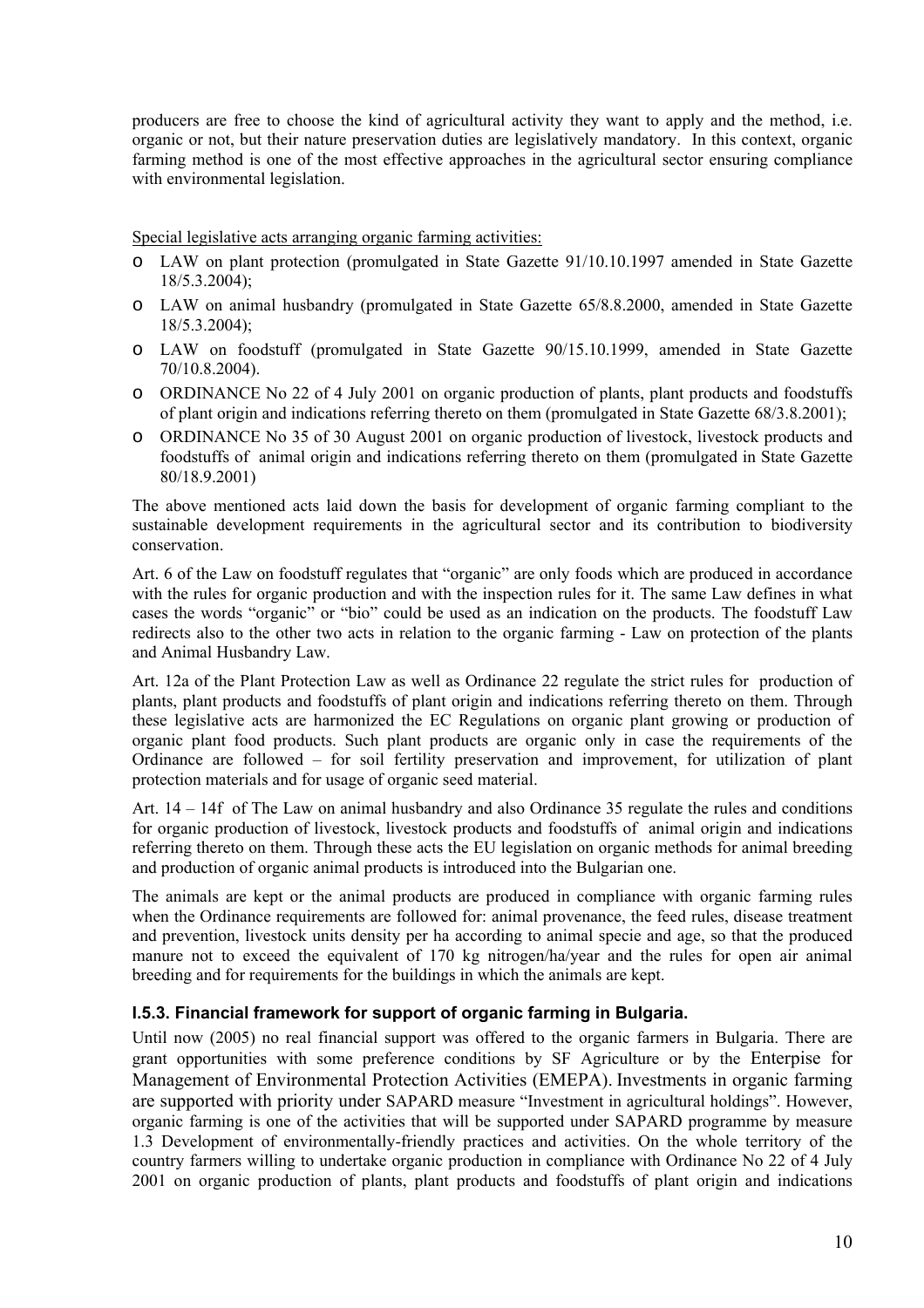producers are free to choose the kind of agricultural activity they want to apply and the method, i.e. organic or not, but their nature preservation duties are legislatively mandatory. In this context, organic farming method is one of the most effective approaches in the agricultural sector ensuring compliance with environmental legislation.

Special legislative acts arranging organic farming activities:

- LAW on plant protection (promulgated in State Gazette 91/10.10.1997 amended in State Gazette 18/5.3.2004);
- LAW on animal husbandry (promulgated in State Gazette 65/8.8.2000, amended in State Gazette 18/5.3.2004);
- LAW on foodstuff (promulgated in State Gazette 90/15.10.1999, amended in State Gazette 70/10.8.2004).
- ORDINANCE No 22 of 4 July 2001 on organic production of plants, plant products and foodstuffs of plant origin and indications referring thereto on them (promulgated in State Gazette 68/3.8.2001);
- ORDINANCE No 35 of 30 August 2001 on organic production of livestock, livestock products and foodstuffs of animal origin and indications referring thereto on them (promulgated in State Gazette 80/18.9.2001)

The above mentioned acts laid down the basis for development of organic farming compliant to the sustainable development requirements in the agricultural sector and its contribution to biodiversity conservation.

Art. 6 of the Law on foodstuff regulates that "organic" are only foods which are produced in accordance with the rules for organic production and with the inspection rules for it. The same Law defines in what cases the words "organic" or "bio" could be used as an indication on the products. The foodstuff Law redirects also to the other two acts in relation to the organic farming - Law on protection of the plants and Animal Husbandry Law.

Art. 12a of the Plant Protection Law as well as Ordinance 22 regulate the strict rules for production of plants, plant products and foodstuffs of plant origin and indications referring thereto on them. Through these legislative acts are harmonized the EC Regulations on organic plant growing or production of organic plant food products. Such plant products are organic only in case the requirements of the Ordinance are followed – for soil fertility preservation and improvement, for utilization of plant protection materials and for usage of organic seed material.

Art. 14 – 14f of The Law on animal husbandry and also Ordinance 35 regulate the rules and conditions for organic production of livestock, livestock products and foodstuffs of animal origin and indications referring thereto on them. Through these acts the EU legislation on organic methods for animal breeding and production of organic animal products is introduced into the Bulgarian one.

The animals are kept or the animal products are produced in compliance with organic farming rules when the Ordinance requirements are followed for: animal provenance, the feed rules, disease treatment and prevention, livestock units density per ha according to animal specie and age, so that the produced manure not to exceed the equivalent of 170 kg nitrogen/ha/year and the rules for open air animal breeding and for requirements for the buildings in which the animals are kept.

### I.5.3. Financial framework for support of organic farming in Bulgaria.

Until now (2005) no real financial support was offered to the organic farmers in Bulgaria. There are grant opportunities with some preference conditions by SF Agriculture or by the Enterpise for Management of Environmental Protection Activities (EMEPA). Investments in organic farming are supported with priority under SAPARD measure "Investment in agricultural holdings". However, organic farming is one of the activities that will be supported under SAPARD programme by measure 1.3 Development of environmentally-friendly practices and activities. On the whole territory of the country farmers willing to undertake organic production in compliance with Ordinance No 22 of 4 July 2001 on organic production of plants, plant products and foodstuffs of plant origin and indications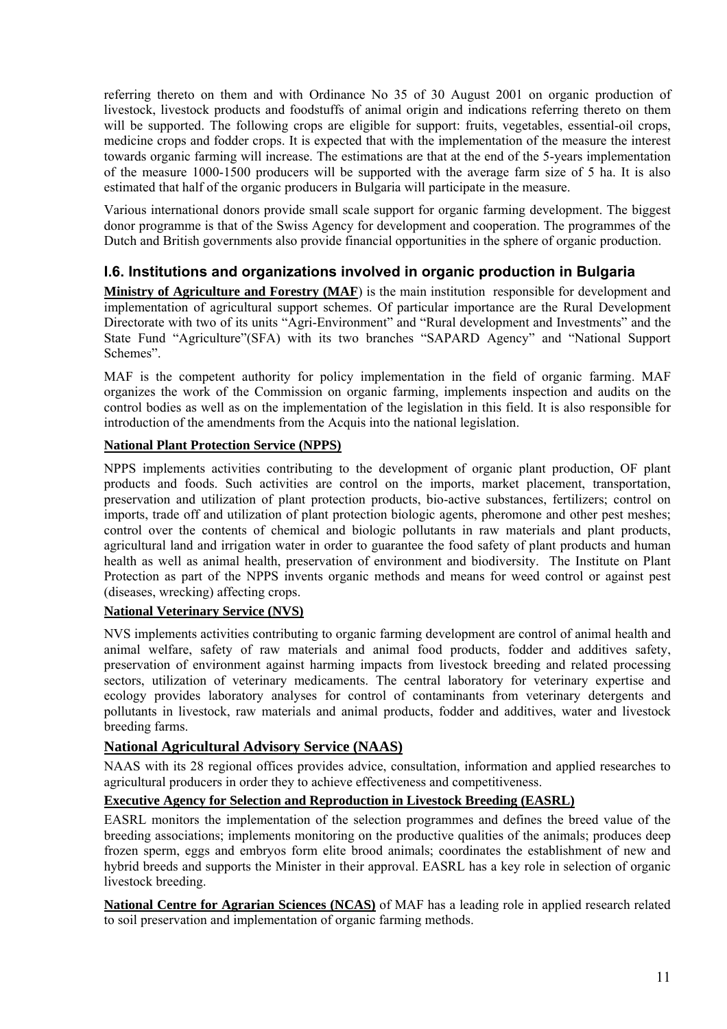referring thereto on them and with Ordinance No 35 of 30 August 2001 on organic production of livestock, livestock products and foodstuffs of animal origin and indications referring thereto on them will be supported. The following crops are eligible for support: fruits, vegetables, essential-oil crops, medicine crops and fodder crops. It is expected that with the implementation of the measure the interest towards organic farming will increase. The estimations are that at the end of the 5-years implementation of the measure 1000-1500 producers will be supported with the average farm size of 5 ha. It is also estimated that half of the organic producers in Bulgaria will participate in the measure.

Various international donors provide small scale support for organic farming development. The biggest donor programme is that of the Swiss Agency for development and cooperation. The programmes of the Dutch and British governments also provide financial opportunities in the sphere of organic production.

## I.6. Institutions and organizations involved in organic production in Bulgaria

**Ministry of Agriculture and Forestry (MAF**) is the main institution responsible for development and implementation of agricultural support schemes. Of particular importance are the Rural Development Directorate with two of its units "Agri-Environment" and "Rural development and Investments" and the State Fund "Agriculture"(SFA) with its two branches "SAPARD Agency" and "National Support Schemes".

MAF is the competent authority for policy implementation in the field of organic farming. MAF organizes the work of the Commission on organic farming, implements inspection and audits on the control bodies as well as on the implementation of the legislation in this field. It is also responsible for introduction of the amendments from the Acquis into the national legislation.

**National Plant Protection Service (NPPS)**

NPPS implements activities contributing to the development of organic plant production, OF plant products and foods. Such activities are control on the imports, market placement, transportation, preservation and utilization of plant protection products, bio-active substances, fertilizers; control on imports, trade off and utilization of plant protection biologic agents, pheromone and other pest meshes; control over the contents of chemical and biologic pollutants in raw materials and plant products, agricultural land and irrigation water in order to guarantee the food safety of plant products and human health as well as animal health, preservation of environment and biodiversity. The Institute on Plant Protection as part of the NPPS invents organic methods and means for weed control or against pest (diseases, wrecking) affecting crops.

**National Veterinary Service (NVS)**

NVS implements activities contributing to organic farming development are control of animal health and animal welfare, safety of raw materials and animal food products, fodder and additives safety, preservation of environment against harming impacts from livestock breeding and related processing sectors, utilization of veterinary medicaments. The central laboratory for veterinary expertise and ecology provides laboratory analyses for control of contaminants from veterinary detergents and pollutants in livestock, raw materials and animal products, fodder and additives, water and livestock breeding farms.

**National Agricultural Advisory Service (NAAS)**

NAAS with its 28 regional offices provides advice, consultation, information and applied researches to agricultural producers in order they to achieve effectiveness and competitiveness.

**Executive Agency for Selection and Reproduction in Livestock Breeding (EASRL)**

EASRL monitors the implementation of the selection programmes and defines the breed value of the breeding associations; implements monitoring on the productive qualities of the animals; produces deep frozen sperm, eggs and embryos form elite brood animals; coordinates the establishment of new and hybrid breeds and supports the Minister in their approval. EASRL has a key role in selection of organic livestock breeding.

**National Centre for Agrarian Sciences (NCAS)** of MAF has a leading role in applied research related to soil preservation and implementation of organic farming methods.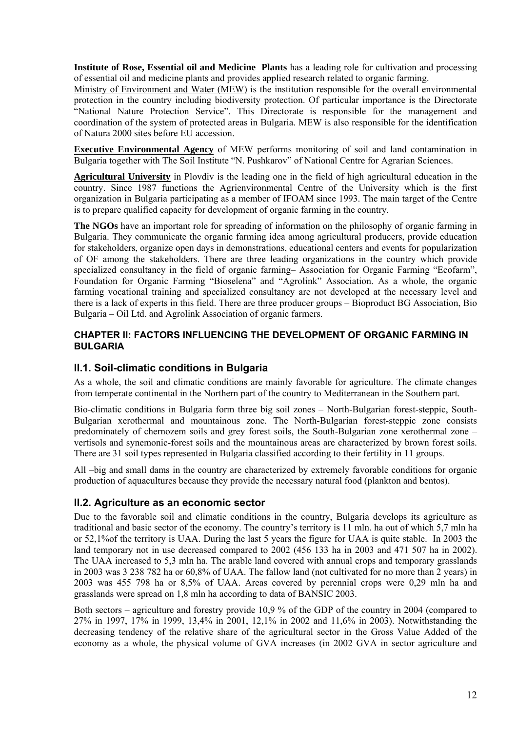**Institute of Rose, Essential oil and Medicine Plants** has a leading role for cultivation and processing of essential oil and medicine plants and provides applied research related to organic farming.

Ministry of Environment and Water (MEW) is the institution responsible for the overall environmental protection in the country including biodiversity protection. Of particular importance is the Directorate "National Nature Protection Service". This Directorate is responsible for the management and coordination of the system of protected areas in Bulgaria. MEW is also responsible for the identification of Natura 2000 sites before EU accession.

**Executive Environmental Agency** of MEW performs monitoring of soil and land contamination in Bulgaria together with The Soil Institute "N. Pushkarov" of National Centre for Agrarian Sciences.

**Agricultural University** in Plovdiv is the leading one in the field of high agricultural education in the country. Since 1987 functions the Agrienvironmental Centre of the University which is the first organization in Bulgaria participating as a member of IFOAM since 1993. The main target of the Centre is to prepare qualified capacity for development of organic farming in the country.

**The NGOs** have an important role for spreading of information on the philosophy of organic farming in Bulgaria. They communicate the organic farming idea among agricultural producers, provide education for stakeholders, organize open days in demonstrations, educational centers and events for popularization of OF among the stakeholders. There are three leading organizations in the country which provide specialized consultancy in the field of organic farming– Association for Organic Farming "Ecofarm", Foundation for Organic Farming "Bioselena" and "Agrolink" Association. As a whole, the organic farming vocational training and specialized consultancy are not developed at the necessary level and there is a lack of experts in this field. There are three producer groups – Bioproduct BG Association, Bio Bulgaria – Oil Ltd. and Agrolink Association of organic farmers.

## CHAPTER II: FACTORS INFLUENCING THE DEVELOPMENT OF ORGANIC FARMING IN BULGARIA

### II.1. Soil-climatic conditions in Bulgaria

As a whole, the soil and climatic conditions are mainly favorable for agriculture. The climate changes from temperate continental in the Northern part of the country to Mediterranean in the Southern part.

Bio-climatic conditions in Bulgaria form three big soil zones – North-Bulgarian forest-steppic, South-Bulgarian xerothermal and mountainous zone. The North-Bulgarian forest-steppic zone consists predominately of chernozem soils and grey forest soils, the South-Bulgarian zone xerothermal zone – vertisols and synemonic-forest soils and the mountainous areas are characterized by brown forest soils. There are 31 soil types represented in Bulgaria classified according to their fertility in 11 groups.

All –big and small dams in the country are characterized by extremely favorable conditions for organic production of aquacultures because they provide the necessary natural food (plankton and bentos).

### II.2. Agriculture as an economic sector

Due to the favorable soil and climatic conditions in the country, Bulgaria develops its agriculture as traditional and basic sector of the economy. The country's territory is 11 mln. ha out of which 5,7 mln ha or 52,1%of the territory is UAA. During the last 5 years the figure for UAA is quite stable. In 2003 the land temporary not in use decreased compared to 2002 (456 133 ha in 2003 and 471 507 ha in 2002). The UAA increased to 5,3 mln ha. The arable land covered with annual crops and temporary grasslands in 2003 was 3 238 782 ha or 60,8% of UAA. The fallow land (not cultivated for no more than 2 years) in 2003 was 455 798 ha or 8,5% of UAA. Areas covered by perennial crops were 0,29 mln ha and grasslands were spread on 1,8 mln ha according to data of BANSIC 2003.

Both sectors – agriculture and forestry provide 10,9 % of the GDP of the country in 2004 (compared to 27% in 1997, 17% in 1999, 13,4% in 2001, 12,1% in 2002 and 11,6% in 2003). Notwithstanding the decreasing tendency of the relative share of the agricultural sector in the Gross Value Added of the economy as a whole, the physical volume of GVA increases (in 2002 GVA in sector agriculture and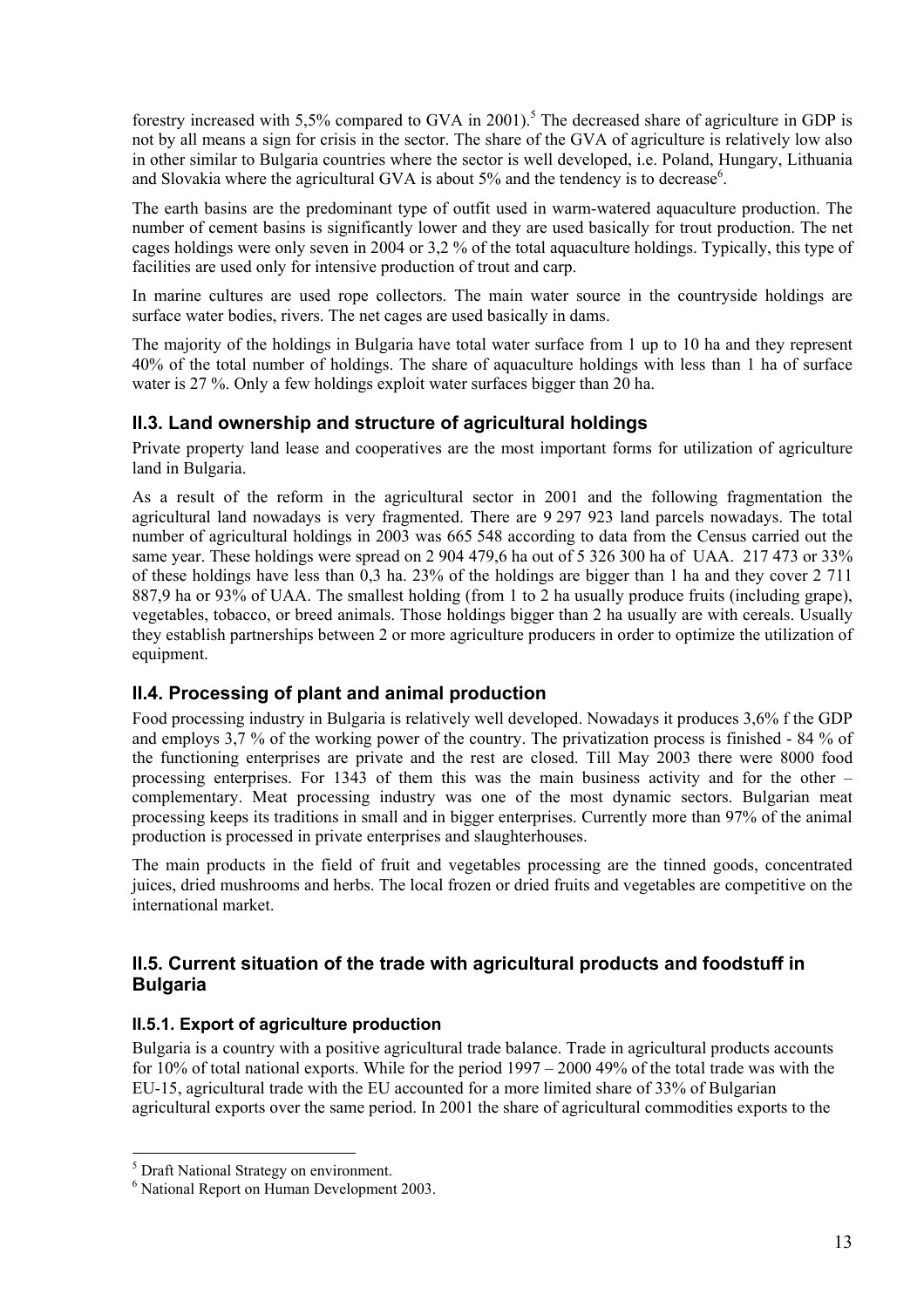forestry increased with 5,5% compared to GVA in 2001).[5] The decreased share of agriculture in GDP is not by all means a sign for crisis in the sector. The share of the GVA of agriculture is relatively low also in other similar to Bulgaria countries where the sector is well developed, i.e. Poland, Hungary, Lithuania and Slovakia where the agricultural GVA is about 5% and the tendency is to decrease[6].

The earth basins are the predominant type of outfit used in warm-watered aquaculture production. The number of cement basins is significantly lower and they are used basically for trout production. The net cages holdings were only seven in 2004 or 3,2 % of the total aquaculture holdings. Typically, this type of facilities are used only for intensive production of trout and carp.

In marine cultures are used rope collectors. The main water source in the countryside holdings are surface water bodies, rivers. The net cages are used basically in dams.

The majority of the holdings in Bulgaria have total water surface from 1 up to 10 ha and they represent 40% of the total number of holdings. The share of aquaculture holdings with less than 1 ha of surface water is 27 %. Only a few holdings exploit water surfaces bigger than 20 ha.

## II.3. Land ownership and structure of agricultural holdings

Private property land lease and cooperatives are the most important forms for utilization of agriculture land in Bulgaria.

As a result of the reform in the agricultural sector in 2001 and the following fragmentation the agricultural land nowadays is very fragmented. There are 9 297 923 land parcels nowadays. The total number of agricultural holdings in 2003 was 665 548 according to data from the Census carried out the same year. These holdings were spread on 2 904 479,6 ha out of 5 326 300 ha of UAA. 217 473 or 33% of these holdings have less than 0,3 ha. 23% of the holdings are bigger than 1 ha and they cover 2 711 887,9 ha or 93% of UAA. The smallest holding (from 1 to 2 ha usually produce fruits (including grape), vegetables, tobacco, or breed animals. Those holdings bigger than 2 ha usually are with cereals. Usually they establish partnerships between 2 or more agriculture producers in order to optimize the utilization of equipment.

## II.4. Processing of plant and animal production

Food processing industry in Bulgaria is relatively well developed. Nowadays it produces 3,6% f the GDP and employs 3,7 % of the working power of the country. The privatization process is finished - 84 % of the functioning enterprises are private and the rest are closed. Till May 2003 there were 8000 food processing enterprises. For 1343 of them this was the main business activity and for the other – complementary. Meat processing industry was one of the most dynamic sectors. Bulgarian meat processing keeps its traditions in small and in bigger enterprises. Currently more than 97% of the animal production is processed in private enterprises and slaughterhouses.

The main products in the field of fruit and vegetables processing are the tinned goods, concentrated juices, dried mushrooms and herbs. The local frozen or dried fruits and vegetables are competitive on the international market.

## II.5. Current situation of the trade with agricultural products and foodstuff in Bulgaria

### II.5.1. Export of agriculture production

Bulgaria is a country with a positive agricultural trade balance. Trade in agricultural products accounts for 10% of total national exports. While for the period 1997 – 2000 49% of the total trade was with the EU-15, agricultural trade with the EU accounted for a more limited share of 33% of Bulgarian agricultural exports over the same period. In 2001 the share of agricultural commodities exports to the

---

[5] Draft National Strategy on environment.

[6] National Report on Human Development 2003.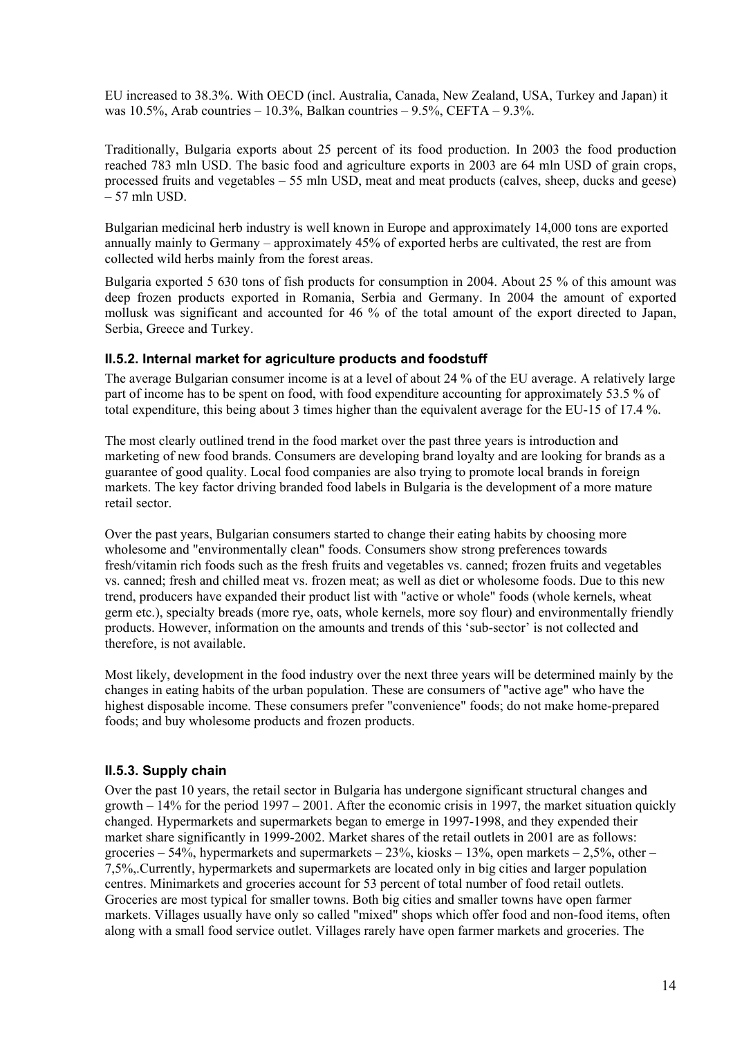EU increased to 38.3%. With OECD (incl. Australia, Canada, New Zealand, USA, Turkey and Japan) it was 10.5%, Arab countries – 10.3%, Balkan countries – 9.5%, CEFTA – 9.3%.

Traditionally, Bulgaria exports about 25 percent of its food production. In 2003 the food production reached 783 mln USD. The basic food and agriculture exports in 2003 are 64 mln USD of grain crops, processed fruits and vegetables – 55 mln USD, meat and meat products (calves, sheep, ducks and geese) – 57 mln USD.

Bulgarian medicinal herb industry is well known in Europe and approximately 14,000 tons are exported annually mainly to Germany – approximately 45% of exported herbs are cultivated, the rest are from collected wild herbs mainly from the forest areas.

Bulgaria exported 5 630 tons of fish products for consumption in 2004. About 25 % of this amount was deep frozen products exported in Romania, Serbia and Germany. In 2004 the amount of exported mollusk was significant and accounted for 46 % of the total amount of the export directed to Japan, Serbia, Greece and Turkey.

### II.5.2. Internal market for agriculture products and foodstuff

The average Bulgarian consumer income is at a level of about 24 % of the EU average. A relatively large part of income has to be spent on food, with food expenditure accounting for approximately 53.5 % of total expenditure, this being about 3 times higher than the equivalent average for the EU-15 of 17.4 %.

The most clearly outlined trend in the food market over the past three years is introduction and marketing of new food brands. Consumers are developing brand loyalty and are looking for brands as a guarantee of good quality. Local food companies are also trying to promote local brands in foreign markets. The key factor driving branded food labels in Bulgaria is the development of a more mature retail sector.

Over the past years, Bulgarian consumers started to change their eating habits by choosing more wholesome and "environmentally clean" foods. Consumers show strong preferences towards fresh/vitamin rich foods such as the fresh fruits and vegetables vs. canned; frozen fruits and vegetables vs. canned; fresh and chilled meat vs. frozen meat; as well as diet or wholesome foods. Due to this new trend, producers have expanded their product list with "active or whole" foods (whole kernels, wheat germ etc.), specialty breads (more rye, oats, whole kernels, more soy flour) and environmentally friendly products. However, information on the amounts and trends of this 'sub-sector' is not collected and therefore, is not available.

Most likely, development in the food industry over the next three years will be determined mainly by the changes in eating habits of the urban population. These are consumers of "active age" who have the highest disposable income. These consumers prefer "convenience" foods; do not make home-prepared foods; and buy wholesome products and frozen products.

### II.5.3. Supply chain

Over the past 10 years, the retail sector in Bulgaria has undergone significant structural changes and growth – 14% for the period 1997 – 2001. After the economic crisis in 1997, the market situation quickly changed. Hypermarkets and supermarkets began to emerge in 1997-1998, and they expended their market share significantly in 1999-2002. Market shares of the retail outlets in 2001 are as follows: groceries – 54%, hypermarkets and supermarkets – 23%, kiosks – 13%, open markets – 2,5%, other – 7,5%,.Currently, hypermarkets and supermarkets are located only in big cities and larger population centres. Minimarkets and groceries account for 53 percent of total number of food retail outlets. Groceries are most typical for smaller towns. Both big cities and smaller towns have open farmer markets. Villages usually have only so called "mixed" shops which offer food and non-food items, often along with a small food service outlet. Villages rarely have open farmer markets and groceries. The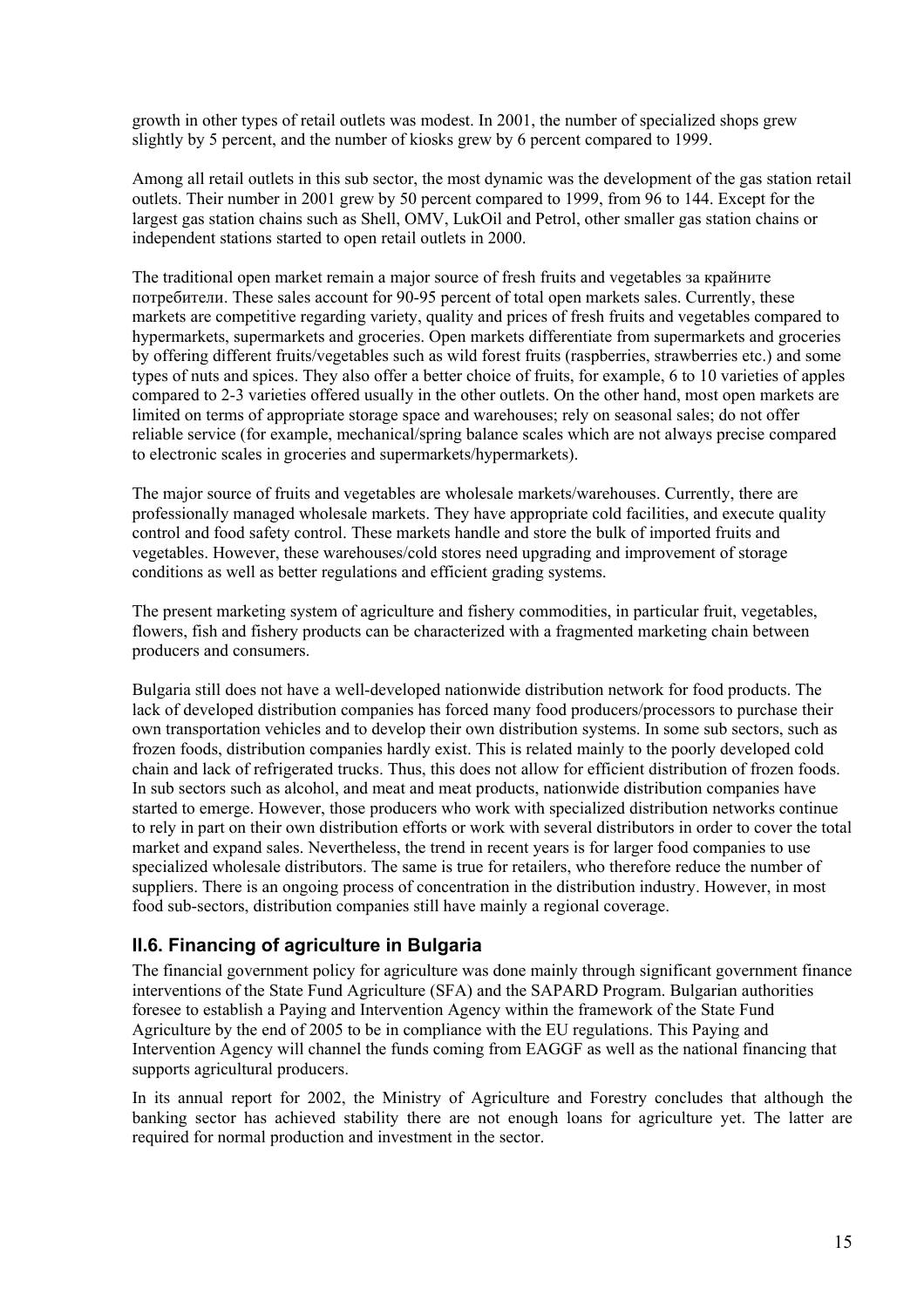growth in other types of retail outlets was modest. In 2001, the number of specialized shops grew slightly by 5 percent, and the number of kiosks grew by 6 percent compared to 1999.

Among all retail outlets in this sub sector, the most dynamic was the development of the gas station retail outlets. Their number in 2001 grew by 50 percent compared to 1999, from 96 to 144. Except for the largest gas station chains such as Shell, OMV, LukOil and Petrol, other smaller gas station chains or independent stations started to open retail outlets in 2000.

The traditional open market remain a major source of fresh fruits and vegetables за крайните потребители. These sales account for 90-95 percent of total open markets sales. Currently, these markets are competitive regarding variety, quality and prices of fresh fruits and vegetables compared to hypermarkets, supermarkets and groceries. Open markets differentiate from supermarkets and groceries by offering different fruits/vegetables such as wild forest fruits (raspberries, strawberries etc.) and some types of nuts and spices. They also offer a better choice of fruits, for example, 6 to 10 varieties of apples compared to 2-3 varieties offered usually in the other outlets. On the other hand, most open markets are limited on terms of appropriate storage space and warehouses; rely on seasonal sales; do not offer reliable service (for example, mechanical/spring balance scales which are not always precise compared to electronic scales in groceries and supermarkets/hypermarkets).

The major source of fruits and vegetables are wholesale markets/warehouses. Currently, there are professionally managed wholesale markets. They have appropriate cold facilities, and execute quality control and food safety control. These markets handle and store the bulk of imported fruits and vegetables. However, these warehouses/cold stores need upgrading and improvement of storage conditions as well as better regulations and efficient grading systems.

The present marketing system of agriculture and fishery commodities, in particular fruit, vegetables, flowers, fish and fishery products can be characterized with a fragmented marketing chain between producers and consumers.

Bulgaria still does not have a well-developed nationwide distribution network for food products. The lack of developed distribution companies has forced many food producers/processors to purchase their own transportation vehicles and to develop their own distribution systems. In some sub sectors, such as frozen foods, distribution companies hardly exist. This is related mainly to the poorly developed cold chain and lack of refrigerated trucks. Thus, this does not allow for efficient distribution of frozen foods. In sub sectors such as alcohol, and meat and meat products, nationwide distribution companies have started to emerge. However, those producers who work with specialized distribution networks continue to rely in part on their own distribution efforts or work with several distributors in order to cover the total market and expand sales. Nevertheless, the trend in recent years is for larger food companies to use specialized wholesale distributors. The same is true for retailers, who therefore reduce the number of suppliers. There is an ongoing process of concentration in the distribution industry. However, in most food sub-sectors, distribution companies still have mainly a regional coverage.

## II.6. Financing of agriculture in Bulgaria

The financial government policy for agriculture was done mainly through significant government finance interventions of the State Fund Agriculture (SFA) and the SAPARD Program. Bulgarian authorities foresee to establish a Paying and Intervention Agency within the framework of the State Fund Agriculture by the end of 2005 to be in compliance with the EU regulations. This Paying and Intervention Agency will channel the funds coming from EAGGF as well as the national financing that supports agricultural producers.

In its annual report for 2002, the Ministry of Agriculture and Forestry concludes that although the banking sector has achieved stability there are not enough loans for agriculture yet. The latter are required for normal production and investment in the sector.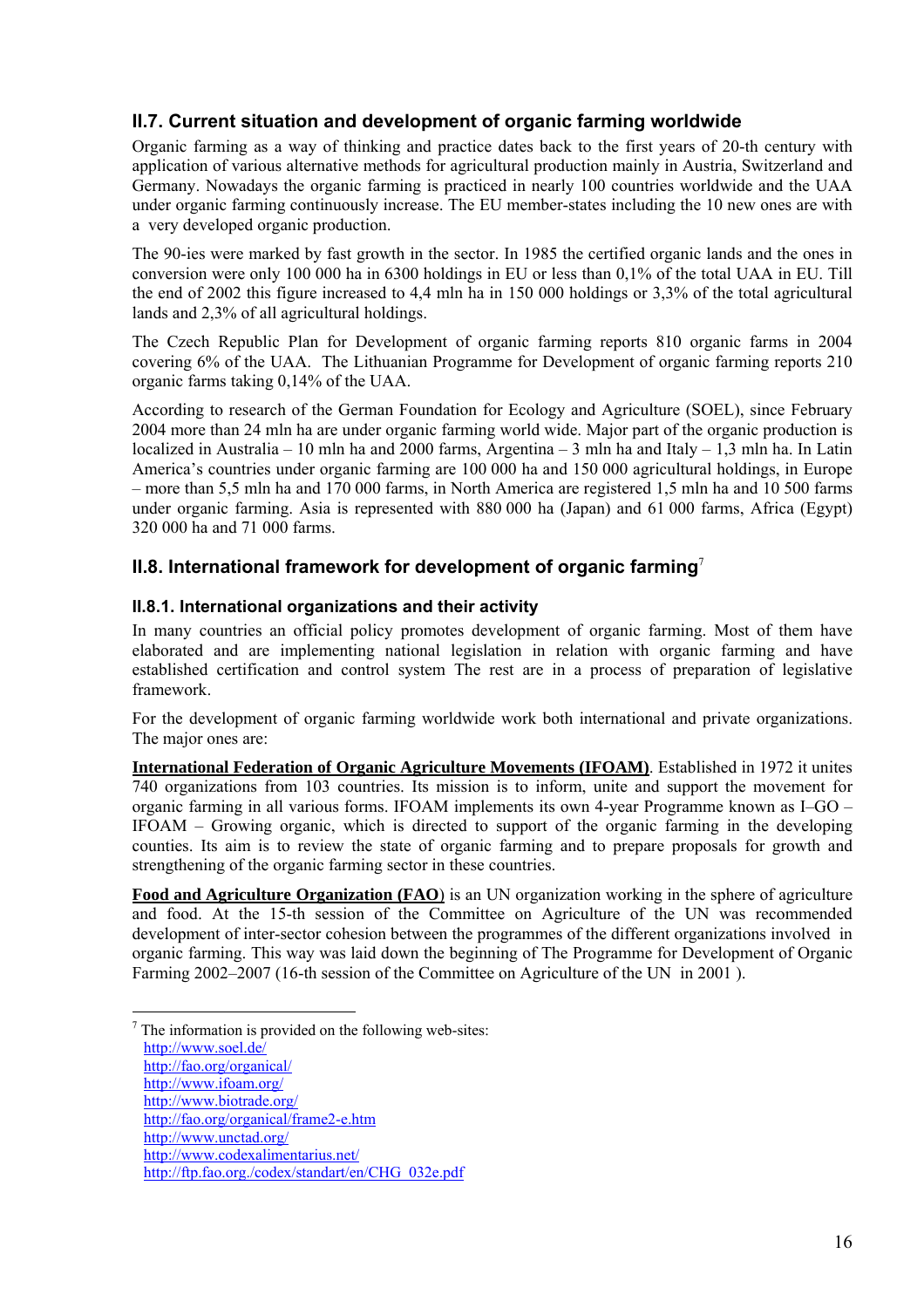## II.7. Current situation and development of organic farming worldwide

Organic farming as a way of thinking and practice dates back to the first years of 20-th century with application of various alternative methods for agricultural production mainly in Austria, Switzerland and Germany. Nowadays the organic farming is practiced in nearly 100 countries worldwide and the UAA under organic farming continuously increase. The EU member-states including the 10 new ones are with a very developed organic production.

The 90-ies were marked by fast growth in the sector. In 1985 the certified organic lands and the ones in conversion were only 100 000 ha in 6300 holdings in EU or less than 0,1% of the total UAA in EU. Till the end of 2002 this figure increased to 4,4 mln ha in 150 000 holdings or 3,3% of the total agricultural lands and 2,3% of all agricultural holdings.

The Czech Republic Plan for Development of organic farming reports 810 organic farms in 2004 covering 6% of the UAA. The Lithuanian Programme for Development of organic farming reports 210 organic farms taking 0,14% of the UAA.

According to research of the German Foundation for Ecology and Agriculture (SOEL), since February 2004 more than 24 mln ha are under organic farming world wide. Major part of the organic production is localized in Australia – 10 mln ha and 2000 farms, Argentina – 3 mln ha and Italy – 1,3 mln ha. In Latin America's countries under organic farming are 100 000 ha and 150 000 agricultural holdings, in Europe – more than 5,5 mln ha and 170 000 farms, in North America are registered 1,5 mln ha and 10 500 farms under organic farming. Asia is represented with 880 000 ha (Japan) and 61 000 farms, Africa (Egypt) 320 000 ha and 71 000 farms.

## II.8. International framework for development of organic farming[7]

### II.8.1. International organizations and their activity

In many countries an official policy promotes development of organic farming. Most of them have elaborated and are implementing national legislation in relation with organic farming and have established certification and control system The rest are in a process of preparation of legislative framework.

For the development of organic farming worldwide work both international and private organizations. The major ones are:

**International Federation of Organic Agriculture Movements (IFOAM)**. Established in 1972 it unites 740 organizations from 103 countries. Its mission is to inform, unite and support the movement for organic farming in all various forms. IFOAM implements its own 4-year Programme known as I–GO – IFOAM – Growing organic, which is directed to support of the organic farming in the developing counties. Its aim is to review the state of organic farming and to prepare proposals for growth and strengthening of the organic farming sector in these countries.

**Food and Agriculture Organization (FAO**) is an UN organization working in the sphere of agriculture and food. At the 15-th session of the Committee on Agriculture of the UN was recommended development of inter-sector cohesion between the programmes of the different organizations involved in organic farming. This way was laid down the beginning of The Programme for Development of Organic Farming 2002–2007 (16-th session of the Committee on Agriculture of the UN in 2001 ).

---

[7] The information is provided on the following web-sites:
http://www.soel.de/
http://fao.org/organical/
http://www.ifoam.org/
http://www.biotrade.org/
http://fao.org/organical/frame2-e.htm
http://www.unctad.org/
http://www.codexalimentarius.net/
http://ftp.fao.org./codex/standart/en/CHG_032e.pdf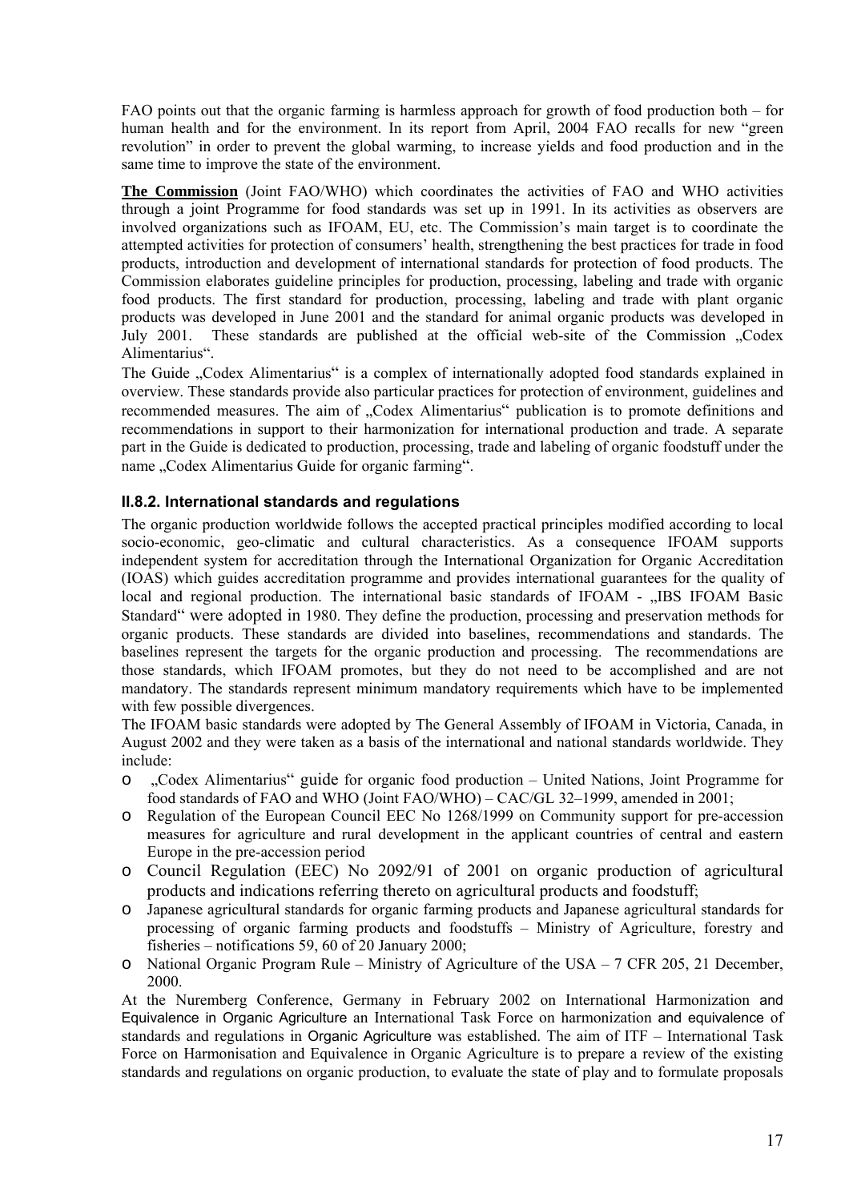FAO points out that the organic farming is harmless approach for growth of food production both – for human health and for the environment. In its report from April, 2004 FAO recalls for new "green revolution" in order to prevent the global warming, to increase yields and food production and in the same time to improve the state of the environment.

**The Commission** (Joint FAO/WHO) which coordinates the activities of FAO and WHO activities through a joint Programme for food standards was set up in 1991. In its activities as observers are involved organizations such as IFOAM, EU, etc. The Commission's main target is to coordinate the attempted activities for protection of consumers' health, strengthening the best practices for trade in food products, introduction and development of international standards for protection of food products. The Commission elaborates guideline principles for production, processing, labeling and trade with organic food products. The first standard for production, processing, labeling and trade with plant organic products was developed in June 2001 and the standard for animal organic products was developed in July 2001. These standards are published at the official web-site of the Commission „Codex Alimentarius".

The Guide „Codex Alimentarius" is a complex of internationally adopted food standards explained in overview. These standards provide also particular practices for protection of environment, guidelines and recommended measures. The aim of „Codex Alimentarius" publication is to promote definitions and recommendations in support to their harmonization for international production and trade. A separate part in the Guide is dedicated to production, processing, trade and labeling of organic foodstuff under the name „Codex Alimentarius Guide for organic farming".

### II.8.2. International standards and regulations

The organic production worldwide follows the accepted practical principles modified according to local socio-economic, geo-climatic and cultural characteristics. As a consequence IFOAM supports independent system for accreditation through the International Organization for Organic Accreditation (IOAS) which guides accreditation programme and provides international guarantees for the quality of local and regional production. The international basic standards of IFOAM - „IBS IFOAM Basic Standard" were adopted in 1980. They define the production, processing and preservation methods for organic products. These standards are divided into baselines, recommendations and standards. The baselines represent the targets for the organic production and processing. The recommendations are those standards, which IFOAM promotes, but they do not need to be accomplished and are not mandatory. The standards represent minimum mandatory requirements which have to be implemented with few possible divergences.

The IFOAM basic standards were adopted by The General Assembly of IFOAM in Victoria, Canada, in August 2002 and they were taken as a basis of the international and national standards worldwide. They include:

- „Codex Alimentarius" guide for organic food production – United Nations, Joint Programme for food standards of FAO and WHO (Joint FAO/WHO) – CAC/GL 32–1999, amended in 2001;
- Regulation of the European Council EEC No 1268/1999 on Community support for pre-accession measures for agriculture and rural development in the applicant countries of central and eastern Europe in the pre-accession period
- Council Regulation (EEC) No 2092/91 of 2001 on organic production of agricultural products and indications referring thereto on agricultural products and foodstuff;
- Japanese agricultural standards for organic farming products and Japanese agricultural standards for processing of organic farming products and foodstuffs – Ministry of Agriculture, forestry and fisheries – notifications 59, 60 of 20 January 2000;
- National Organic Program Rule – Ministry of Agriculture of the USA – 7 CFR 205, 21 December, 2000.

At the Nuremberg Conference, Germany in February 2002 on International Harmonization and Equivalence in Organic Agriculture an International Task Force on harmonization and equivalence of standards and regulations in Organic Agriculture was established. The aim of ITF – International Task Force on Harmonisation and Equivalence in Organic Agriculture is to prepare a review of the existing standards and regulations on organic production, to evaluate the state of play and to formulate proposals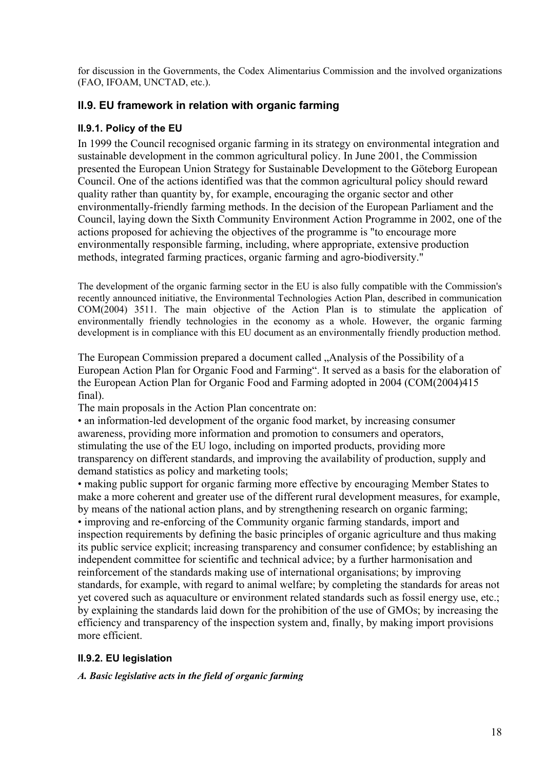for discussion in the Governments, the Codex Alimentarius Commission and the involved organizations (FAO, IFOAM, UNCTAD, etc.).

## II.9. EU framework in relation with organic farming

### II.9.1. Policy of the EU

In 1999 the Council recognised organic farming in its strategy on environmental integration and sustainable development in the common agricultural policy. In June 2001, the Commission presented the European Union Strategy for Sustainable Development to the Göteborg European Council. One of the actions identified was that the common agricultural policy should reward quality rather than quantity by, for example, encouraging the organic sector and other environmentally-friendly farming methods. In the decision of the European Parliament and the Council, laying down the Sixth Community Environment Action Programme in 2002, one of the actions proposed for achieving the objectives of the programme is "to encourage more environmentally responsible farming, including, where appropriate, extensive production methods, integrated farming practices, organic farming and agro-biodiversity."

The development of the organic farming sector in the EU is also fully compatible with the Commission's recently announced initiative, the Environmental Technologies Action Plan, described in communication COM(2004) 3511. The main objective of the Action Plan is to stimulate the application of environmentally friendly technologies in the economy as a whole. However, the organic farming development is in compliance with this EU document as an environmentally friendly production method.

The European Commission prepared a document called „Analysis of the Possibility of a European Action Plan for Organic Food and Farming". It served as a basis for the elaboration of the European Action Plan for Organic Food and Farming adopted in 2004 (COM(2004)415 final).

The main proposals in the Action Plan concentrate on:

- an information-led development of the organic food market, by increasing consumer awareness, providing more information and promotion to consumers and operators, stimulating the use of the EU logo, including on imported products, providing more transparency on different standards, and improving the availability of production, supply and demand statistics as policy and marketing tools;
- making public support for organic farming more effective by encouraging Member States to make a more coherent and greater use of the different rural development measures, for example, by means of the national action plans, and by strengthening research on organic farming;
- improving and re-enforcing of the Community organic farming standards, import and inspection requirements by defining the basic principles of organic agriculture and thus making its public service explicit; increasing transparency and consumer confidence; by establishing an independent committee for scientific and technical advice; by a further harmonisation and reinforcement of the standards making use of international organisations; by improving standards, for example, with regard to animal welfare; by completing the standards for areas not yet covered such as aquaculture or environment related standards such as fossil energy use, etc.; by explaining the standards laid down for the prohibition of the use of GMOs; by increasing the efficiency and transparency of the inspection system and, finally, by making import provisions more efficient.

### II.9.2. EU legislation

***A. Basic legislative acts in the field of organic farming***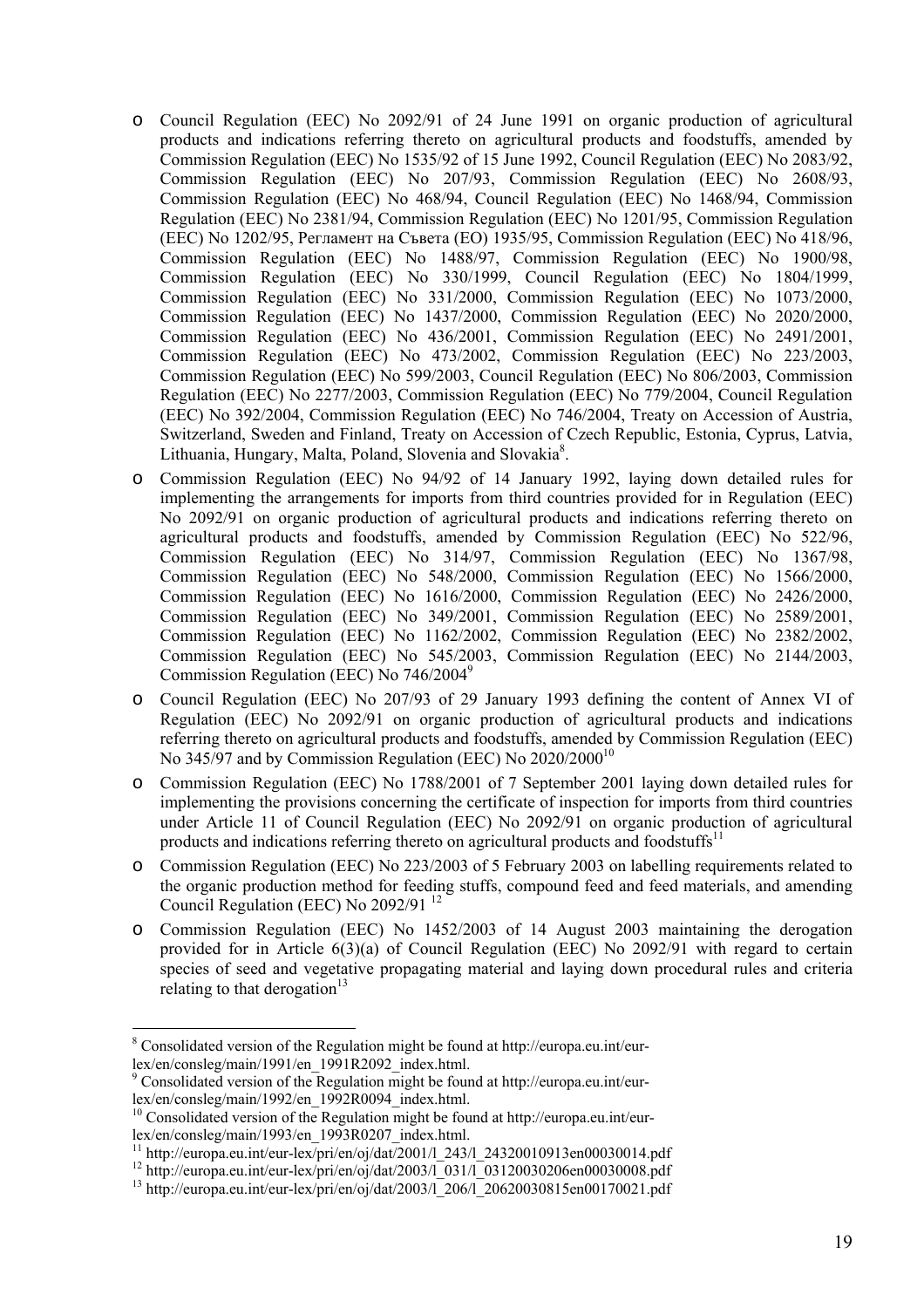- Council Regulation (EEC) No 2092/91 of 24 June 1991 on organic production of agricultural products and indications referring thereto on agricultural products and foodstuffs, amended by Commission Regulation (EEC) No 1535/92 of 15 June 1992, Council Regulation (EEC) No 2083/92, Commission Regulation (EEC) No 207/93, Commission Regulation (EEC) No 2608/93, Commission Regulation (EEC) No 468/94, Council Regulation (EEC) No 1468/94, Commission Regulation (EEC) No 2381/94, Commission Regulation (EEC) No 1201/95, Commission Regulation (EEC) No 1202/95, Регламент на Съвета (ЕО) 1935/95, Commission Regulation (EEC) No 418/96, Commission Regulation (EEC) No 1488/97, Commission Regulation (EEC) No 1900/98, Commission Regulation (EEC) No 330/1999, Council Regulation (EEC) No 1804/1999, Commission Regulation (EEC) No 331/2000, Commission Regulation (EEC) No 1073/2000, Commission Regulation (EEC) No 1437/2000, Commission Regulation (EEC) No 2020/2000, Commission Regulation (EEC) No 436/2001, Commission Regulation (EEC) No 2491/2001, Commission Regulation (EEC) No 473/2002, Commission Regulation (EEC) No 223/2003, Commission Regulation (EEC) No 599/2003, Council Regulation (EEC) No 806/2003, Commission Regulation (EEC) No 2277/2003, Commission Regulation (EEC) No 779/2004, Council Regulation (EEC) No 392/2004, Commission Regulation (EEC) No 746/2004, Treaty on Accession of Austria, Switzerland, Sweden and Finland, Treaty on Accession of Czech Republic, Estonia, Cyprus, Latvia, Lithuania, Hungary, Malta, Poland, Slovenia and Slovakia[8].
- Commission Regulation (EEC) No 94/92 of 14 January 1992, laying down detailed rules for implementing the arrangements for imports from third countries provided for in Regulation (EEC) No 2092/91 on organic production of agricultural products and indications referring thereto on agricultural products and foodstuffs, amended by Commission Regulation (EEC) No 522/96, Commission Regulation (EEC) No 314/97, Commission Regulation (EEC) No 1367/98, Commission Regulation (EEC) No 548/2000, Commission Regulation (EEC) No 1566/2000, Commission Regulation (EEC) No 1616/2000, Commission Regulation (EEC) No 2426/2000, Commission Regulation (EEC) No 349/2001, Commission Regulation (EEC) No 2589/2001, Commission Regulation (EEC) No 1162/2002, Commission Regulation (EEC) No 2382/2002, Commission Regulation (EEC) No 545/2003, Commission Regulation (EEC) No 2144/2003, Commission Regulation (EEC) No 746/2004[9]
- Council Regulation (EEC) No 207/93 of 29 January 1993 defining the content of Annex VI of Regulation (EEC) No 2092/91 on organic production of agricultural products and indications referring thereto on agricultural products and foodstuffs, amended by Commission Regulation (EEC) No 345/97 and by Commission Regulation (EEC) No 2020/2000[10]
- Commission Regulation (EEC) No 1788/2001 of 7 September 2001 laying down detailed rules for implementing the provisions concerning the certificate of inspection for imports from third countries under Article 11 of Council Regulation (EEC) No 2092/91 on organic production of agricultural products and indications referring thereto on agricultural products and foodstuffs[11]
- Commission Regulation (EEC) No 223/2003 of 5 February 2003 on labelling requirements related to the organic production method for feeding stuffs, compound feed and feed materials, and amending Council Regulation (EEC) No 2092/91 [12]
- Commission Regulation (EEC) No 1452/2003 of 14 August 2003 maintaining the derogation provided for in Article 6(3)(a) of Council Regulation (EEC) No 2092/91 with regard to certain species of seed and vegetative propagating material and laying down procedural rules and criteria relating to that derogation[13]

---

[8] Consolidated version of the Regulation might be found at http://europa.eu.int/eur-lex/en/consleg/main/1991/en_1991R2092_index.html.

[9] Consolidated version of the Regulation might be found at http://europa.eu.int/eur-lex/en/consleg/main/1992/en_1992R0094_index.html.

[10] Consolidated version of the Regulation might be found at http://europa.eu.int/eur-lex/en/consleg/main/1993/en_1993R0207_index.html.

[11] http://europa.eu.int/eur-lex/pri/en/oj/dat/2001/l_243/l_24320010913en00030014.pdf

[12] http://europa.eu.int/eur-lex/pri/en/oj/dat/2003/l_031/l_03120030206en00030008.pdf

[13] http://europa.eu.int/eur-lex/pri/en/oj/dat/2003/l_206/l_20620030815en00170021.pdf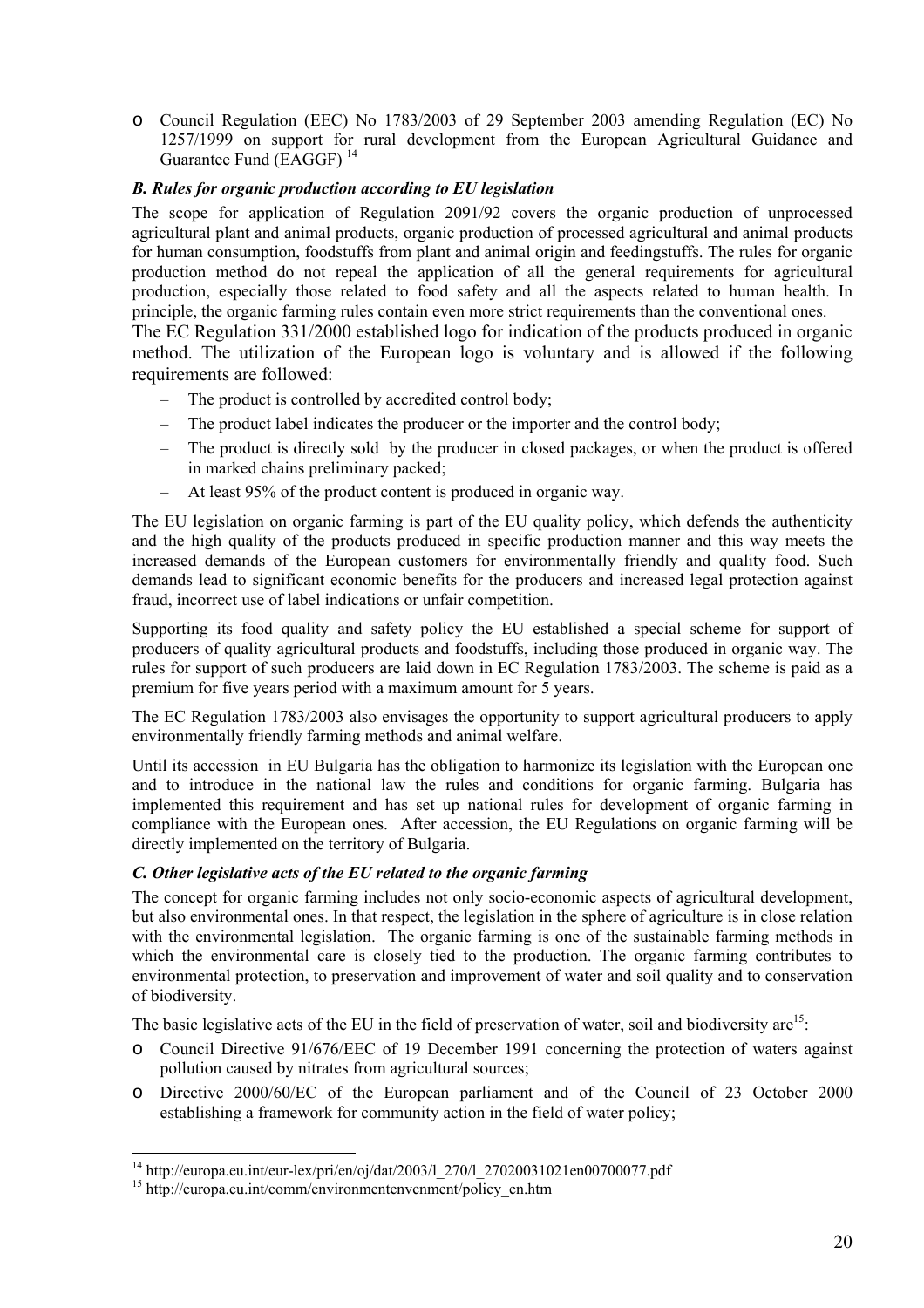- Council Regulation (EEC) No 1783/2003 of 29 September 2003 amending Regulation (EC) No 1257/1999 on support for rural development from the European Agricultural Guidance and Guarantee Fund (EAGGF) [14]

### *B. Rules for organic production according to EU legislation*

The scope for application of Regulation 2091/92 covers the organic production of unprocessed agricultural plant and animal products, organic production of processed agricultural and animal products for human consumption, foodstuffs from plant and animal origin and feedingstuffs. The rules for organic production method do not repeal the application of all the general requirements for agricultural production, especially those related to food safety and all the aspects related to human health. In principle, the organic farming rules contain even more strict requirements than the conventional ones.

The EC Regulation 331/2000 established logo for indication of the products produced in organic method. The utilization of the European logo is voluntary and is allowed if the following requirements are followed:

- The product is controlled by accredited control body;
- The product label indicates the producer or the importer and the control body;
- The product is directly sold by the producer in closed packages, or when the product is offered in marked chains preliminary packed;
- At least 95% of the product content is produced in organic way.

The EU legislation on organic farming is part of the EU quality policy, which defends the authenticity and the high quality of the products produced in specific production manner and this way meets the increased demands of the European customers for environmentally friendly and quality food. Such demands lead to significant economic benefits for the producers and increased legal protection against fraud, incorrect use of label indications or unfair competition.

Supporting its food quality and safety policy the EU established a special scheme for support of producers of quality agricultural products and foodstuffs, including those produced in organic way. The rules for support of such producers are laid down in EC Regulation 1783/2003. The scheme is paid as a premium for five years period with a maximum amount for 5 years.

The EC Regulation 1783/2003 also envisages the opportunity to support agricultural producers to apply environmentally friendly farming methods and animal welfare.

Until its accession in EU Bulgaria has the obligation to harmonize its legislation with the European one and to introduce in the national law the rules and conditions for organic farming. Bulgaria has implemented this requirement and has set up national rules for development of organic farming in compliance with the European ones. After accession, the EU Regulations on organic farming will be directly implemented on the territory of Bulgaria.

### *C. Other legislative acts of the EU related to the organic farming*

The concept for organic farming includes not only socio-economic aspects of agricultural development, but also environmental ones. In that respect, the legislation in the sphere of agriculture is in close relation with the environmental legislation. The organic farming is one of the sustainable farming methods in which the environmental care is closely tied to the production. The organic farming contributes to environmental protection, to preservation and improvement of water and soil quality and to conservation of biodiversity.

The basic legislative acts of the EU in the field of preservation of water, soil and biodiversity are[15]:

- Council Directive 91/676/EEC of 19 December 1991 concerning the protection of waters against pollution caused by nitrates from agricultural sources;
- Directive 2000/60/EC of the European parliament and of the Council of 23 October 2000 establishing a framework for community action in the field of water policy;

---

[14] http://europa.eu.int/eur-lex/pri/en/oj/dat/2003/l_270/l_27020031021en00700077.pdf

[15] http://europa.eu.int/comm/environmentenvcnment/policy_en.htm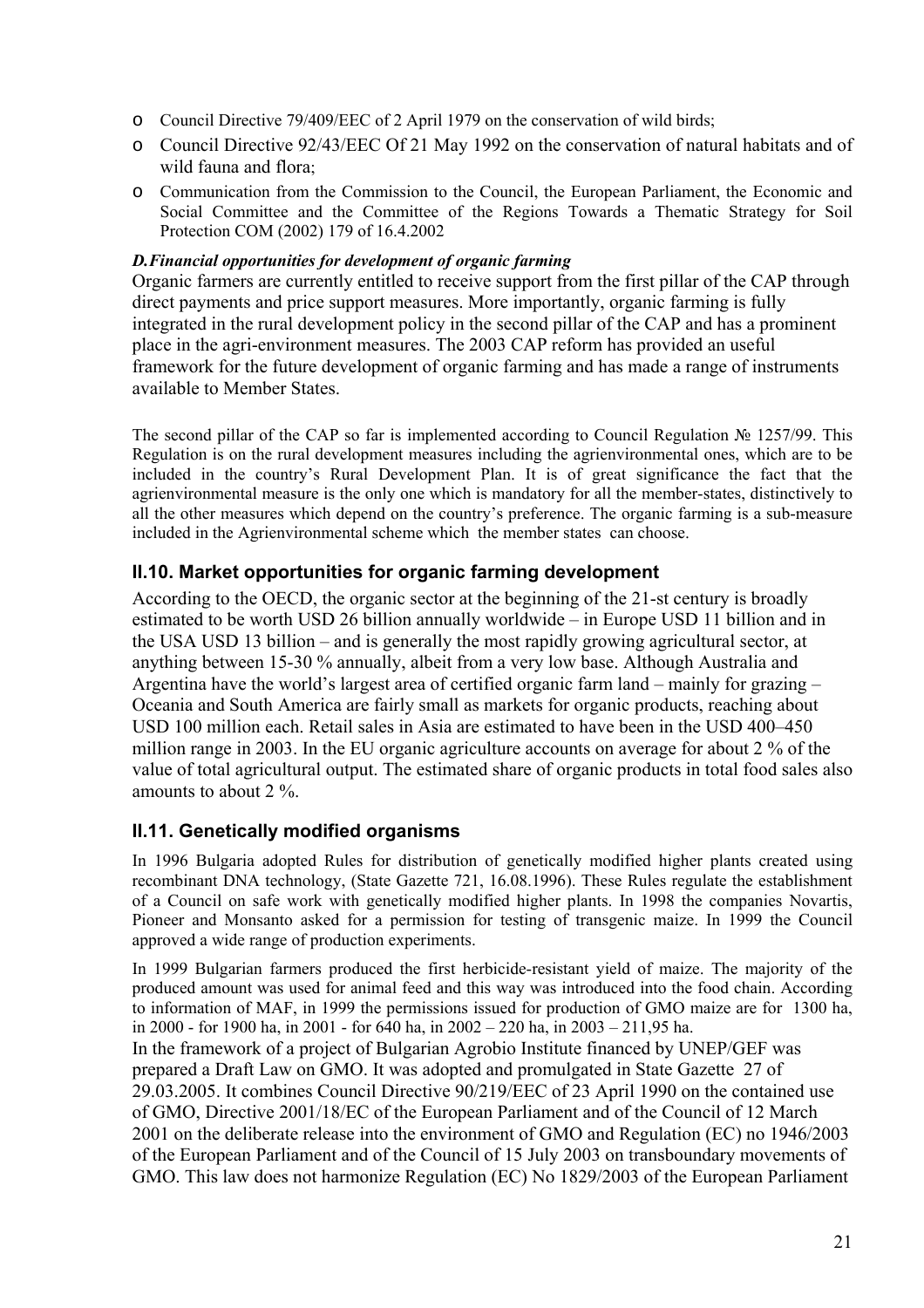- Council Directive 79/409/EEC of 2 April 1979 on the conservation of wild birds;
- Council Directive 92/43/EEC Of 21 May 1992 on the conservation of natural habitats and of wild fauna and flora;
- Communication from the Commission to the Council, the European Parliament, the Economic and Social Committee and the Committee of the Regions Towards a Thematic Strategy for Soil Protection COM (2002) 179 of 16.4.2002

***D.Financial opportunities for development of organic farming***

Organic farmers are currently entitled to receive support from the first pillar of the CAP through direct payments and price support measures. More importantly, organic farming is fully integrated in the rural development policy in the second pillar of the CAP and has a prominent place in the agri-environment measures. The 2003 CAP reform has provided an useful framework for the future development of organic farming and has made a range of instruments available to Member States.

The second pillar of the CAP so far is implemented according to Council Regulation № 1257/99. This Regulation is on the rural development measures including the agrienvironmental ones, which are to be included in the country's Rural Development Plan. It is of great significance the fact that the agrienvironmental measure is the only one which is mandatory for all the member-states, distinctively to all the other measures which depend on the country's preference. The organic farming is a sub-measure included in the Agrienvironmental scheme which the member states can choose.

## II.10. Market opportunities for organic farming development

According to the OECD, the organic sector at the beginning of the 21-st century is broadly estimated to be worth USD 26 billion annually worldwide – in Europe USD 11 billion and in the USA USD 13 billion – and is generally the most rapidly growing agricultural sector, at anything between 15-30 % annually, albeit from a very low base. Although Australia and Argentina have the world's largest area of certified organic farm land – mainly for grazing – Oceania and South America are fairly small as markets for organic products, reaching about USD 100 million each. Retail sales in Asia are estimated to have been in the USD 400–450 million range in 2003. In the EU organic agriculture accounts on average for about 2 % of the value of total agricultural output. The estimated share of organic products in total food sales also amounts to about 2 %.

## II.11. Genetically modified organisms

In 1996 Bulgaria adopted Rules for distribution of genetically modified higher plants created using recombinant DNA technology, (State Gazette 721, 16.08.1996). These Rules regulate the establishment of a Council on safe work with genetically modified higher plants. In 1998 the companies Novartis, Pioneer and Monsanto asked for a permission for testing of transgenic maize. In 1999 the Council approved a wide range of production experiments.

In 1999 Bulgarian farmers produced the first herbicide-resistant yield of maize. The majority of the produced amount was used for animal feed and this way was introduced into the food chain. According to information of MAF, in 1999 the permissions issued for production of GMO maize are for 1300 ha, in 2000 - for 1900 ha, in 2001 - for 640 ha, in 2002 – 220 ha, in 2003 – 211,95 ha.

In the framework of a project of Bulgarian Agrobio Institute financed by UNEP/GEF was prepared a Draft Law on GMO. It was adopted and promulgated in State Gazette 27 of 29.03.2005. It combines Council Directive 90/219/EEC of 23 April 1990 on the contained use of GMO, Directive 2001/18/EC of the European Parliament and of the Council of 12 March 2001 on the deliberate release into the environment of GMO and Regulation (EC) no 1946/2003 of the European Parliament and of the Council of 15 July 2003 on transboundary movements of GMO. This law does not harmonize Regulation (EC) No 1829/2003 of the European Parliament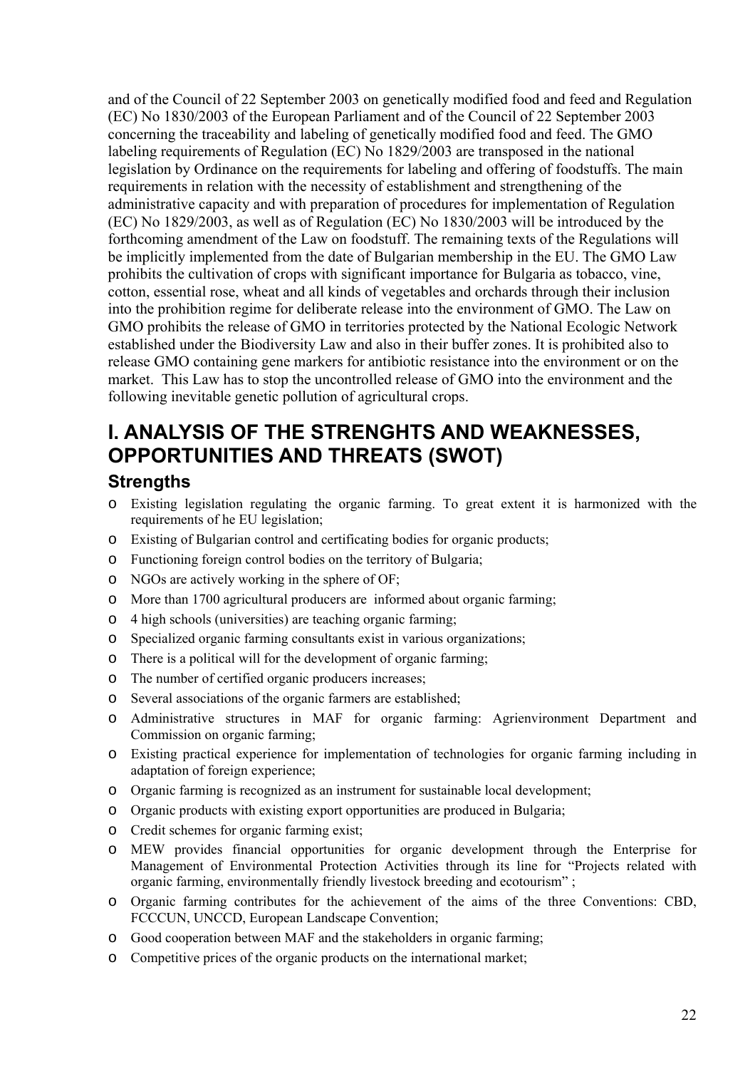and of the Council of 22 September 2003 on genetically modified food and feed and Regulation (EC) No 1830/2003 of the European Parliament and of the Council of 22 September 2003 concerning the traceability and labeling of genetically modified food and feed. The GMO labeling requirements of Regulation (EC) No 1829/2003 are transposed in the national legislation by Ordinance on the requirements for labeling and offering of foodstuffs. The main requirements in relation with the necessity of establishment and strengthening of the administrative capacity and with preparation of procedures for implementation of Regulation (EC) No 1829/2003, as well as of Regulation (EC) No 1830/2003 will be introduced by the forthcoming amendment of the Law on foodstuff. The remaining texts of the Regulations will be implicitly implemented from the date of Bulgarian membership in the EU. The GMO Law prohibits the cultivation of crops with significant importance for Bulgaria as tobacco, vine, cotton, essential rose, wheat and all kinds of vegetables and orchards through their inclusion into the prohibition regime for deliberate release into the environment of GMO. The Law on GMO prohibits the release of GMO in territories protected by the National Ecologic Network established under the Biodiversity Law and also in their buffer zones. It is prohibited also to release GMO containing gene markers for antibiotic resistance into the environment or on the market. This Law has to stop the uncontrolled release of GMO into the environment and the following inevitable genetic pollution of agricultural crops.

# I. ANALYSIS OF THE STRENGHTS AND WEAKNESSES, OPPORTUNITIES AND THREATS (SWOT)

## Strengths

- Existing legislation regulating the organic farming. To great extent it is harmonized with the requirements of he EU legislation;
- Existing of Bulgarian control and certificating bodies for organic products;
- Functioning foreign control bodies on the territory of Bulgaria;
- NGOs are actively working in the sphere of OF;
- More than 1700 agricultural producers are informed about organic farming;
- 4 high schools (universities) are teaching organic farming;
- Specialized organic farming consultants exist in various organizations;
- There is a political will for the development of organic farming;
- The number of certified organic producers increases;
- Several associations of the organic farmers are established;
- Administrative structures in MAF for organic farming: Agrienvironment Department and Commission on organic farming;
- Existing practical experience for implementation of technologies for organic farming including in adaptation of foreign experience;
- Organic farming is recognized as an instrument for sustainable local development;
- Organic products with existing export opportunities are produced in Bulgaria;
- Credit schemes for organic farming exist;
- MEW provides financial opportunities for organic development through the Enterprise for Management of Environmental Protection Activities through its line for "Projects related with organic farming, environmentally friendly livestock breeding and ecotourism" ;
- Organic farming contributes for the achievement of the aims of the three Conventions: CBD, FCCCUN, UNCCD, European Landscape Convention;
- Good cooperation between MAF and the stakeholders in organic farming;
- Competitive prices of the organic products on the international market;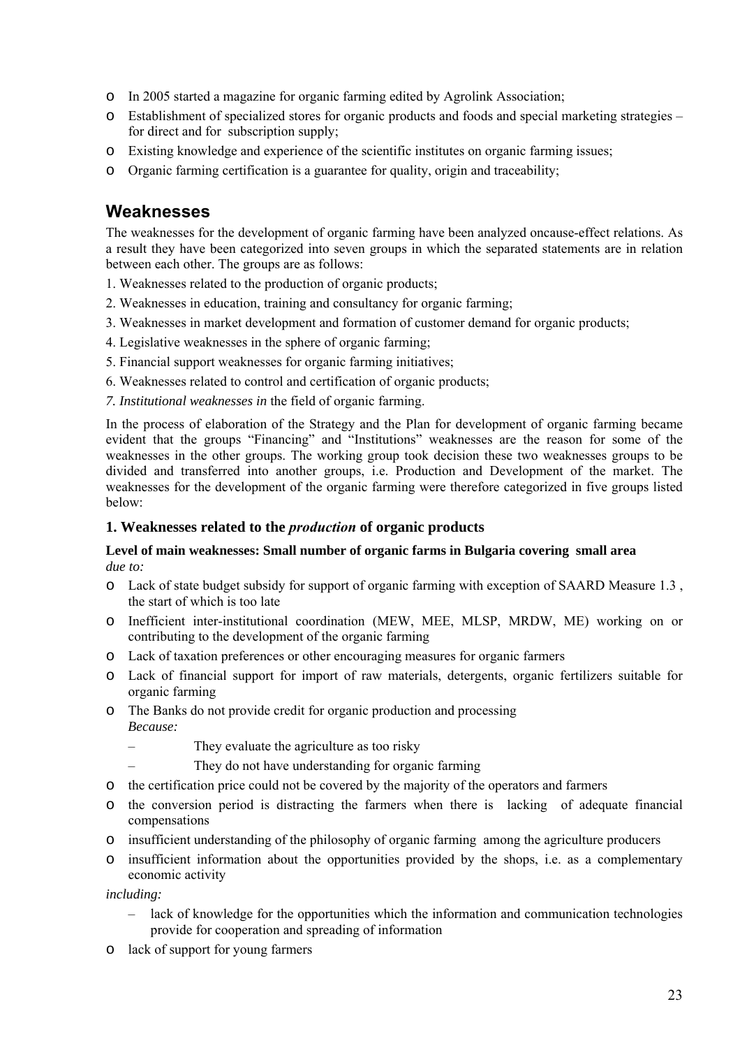- In 2005 started a magazine for organic farming edited by Agrolink Association;
- Establishment of specialized stores for organic products and foods and special marketing strategies – for direct and for subscription supply;
- Existing knowledge and experience of the scientific institutes on organic farming issues;
- Organic farming certification is a guarantee for quality, origin and traceability;

## Weaknesses

The weaknesses for the development of organic farming have been analyzed oncause-effect relations. As a result they have been categorized into seven groups in which the separated statements are in relation between each other. The groups are as follows:

1. Weaknesses related to the production of organic products;
2. Weaknesses in education, training and consultancy for organic farming;
3. Weaknesses in market development and formation of customer demand for organic products;
4. Legislative weaknesses in the sphere of organic farming;
5. Financial support weaknesses for organic farming initiatives;
6. Weaknesses related to control and certification of organic products;
7. *Institutional weaknesses in* the field of organic farming.

In the process of elaboration of the Strategy and the Plan for development of organic farming became evident that the groups "Financing" and "Institutions" weaknesses are the reason for some of the weaknesses in the other groups. The working group took decision these two weaknesses groups to be divided and transferred into another groups, i.e. Production and Development of the market. The weaknesses for the development of the organic farming were therefore categorized in five groups listed below:

### 1. Weaknesses related to the *production* of organic products

**Level of main weaknesses: Small number of organic farms in Bulgaria covering small area**
*due to:*

- Lack of state budget subsidy for support of organic farming with exception of SAARD Measure 1.3 , the start of which is too late
- Inefficient inter-institutional coordination (MEW, MEE, MLSP, MRDW, ME) working on or contributing to the development of the organic farming
- Lack of taxation preferences or other encouraging measures for organic farmers
- Lack of financial support for import of raw materials, detergents, organic fertilizers suitable for organic farming
- The Banks do not provide credit for organic production and processing
  *Because:*
  - They evaluate the agriculture as too risky
  - They do not have understanding for organic farming
- the certification price could not be covered by the majority of the operators and farmers
- the conversion period is distracting the farmers when there is lacking of adequate financial compensations
- insufficient understanding of the philosophy of organic farming among the agriculture producers
- insufficient information about the opportunities provided by the shops, i.e. as a complementary economic activity

*including:*

  - lack of knowledge for the opportunities which the information and communication technologies provide for cooperation and spreading of information
- lack of support for young farmers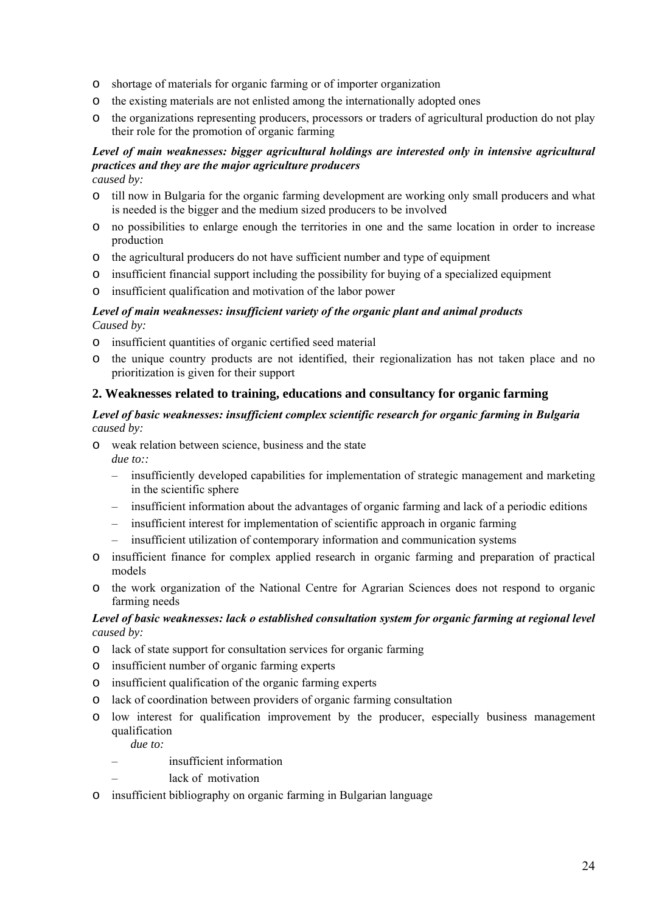- shortage of materials for organic farming or of importer organization
- the existing materials are not enlisted among the internationally adopted ones
- the organizations representing producers, processors or traders of agricultural production do not play their role for the promotion of organic farming

***Level of main weaknesses: bigger agricultural holdings are interested only in intensive agricultural practices and they are the major agriculture producers***
*caused by:*

- till now in Bulgaria for the organic farming development are working only small producers and what is needed is the bigger and the medium sized producers to be involved
- no possibilities to enlarge enough the territories in one and the same location in order to increase production
- the agricultural producers do not have sufficient number and type of equipment
- insufficient financial support including the possibility for buying of a specialized equipment
- insufficient qualification and motivation of the labor power

***Level of main weaknesses: insufficient variety of the organic plant and animal products***
*Caused by:*

- insufficient quantities of organic certified seed material
- the unique country products are not identified, their regionalization has not taken place and no prioritization is given for their support

## 2. Weaknesses related to training, educations and consultancy for organic farming

***Level of basic weaknesses: insufficient complex scientific research for organic farming in Bulgaria***
*caused by:*

- weak relation between science, business and the state
  *due to::*
  - insufficiently developed capabilities for implementation of strategic management and marketing in the scientific sphere
  - insufficient information about the advantages of organic farming and lack of a periodic editions
  - insufficient interest for implementation of scientific approach in organic farming
  - insufficient utilization of contemporary information and communication systems
- insufficient finance for complex applied research in organic farming and preparation of practical models
- the work organization of the National Centre for Agrarian Sciences does not respond to organic farming needs

***Level of basic weaknesses: lack o established consultation system for organic farming at regional level***
*caused by:*

- lack of state support for consultation services for organic farming
- insufficient number of organic farming experts
- insufficient qualification of the organic farming experts
- lack of coordination between providers of organic farming consultation
- low interest for qualification improvement by the producer, especially business management qualification
  *due to:*
  - insufficient information
  - lack of motivation
- insufficient bibliography on organic farming in Bulgarian language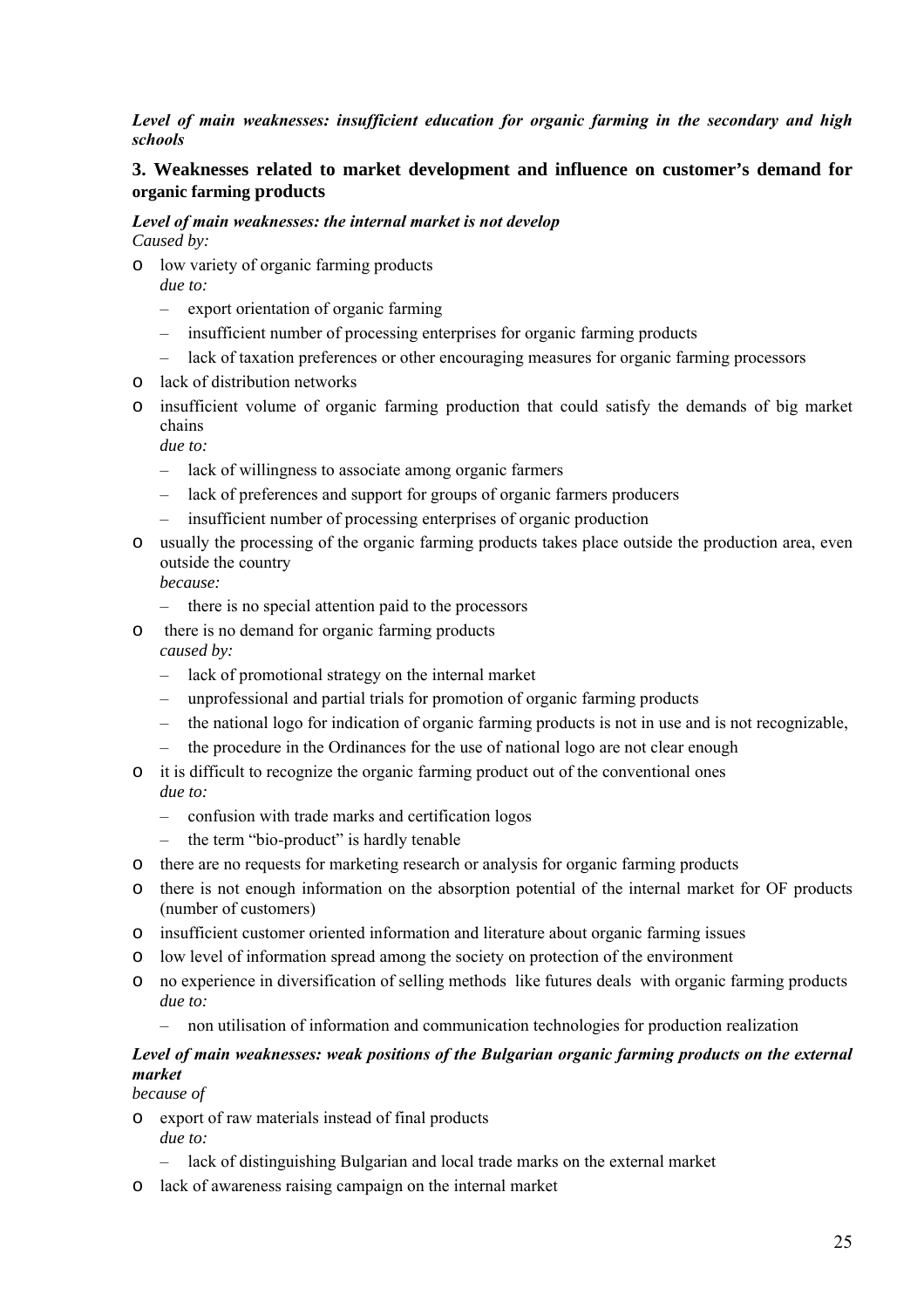***Level of main weaknesses: insufficient education for organic farming in the secondary and high schools***

### 3. Weaknesses related to market development and influence on customer's demand for organic farming products

***Level of main weaknesses: the internal market is not develop***
*Caused by:*

- low variety of organic farming products
  *due to:*
  - export orientation of organic farming
  - insufficient number of processing enterprises for organic farming products
  - lack of taxation preferences or other encouraging measures for organic farming processors
- lack of distribution networks
- insufficient volume of organic farming production that could satisfy the demands of big market chains
  *due to:*
  - lack of willingness to associate among organic farmers
  - lack of preferences and support for groups of organic farmers producers
  - insufficient number of processing enterprises of organic production
- usually the processing of the organic farming products takes place outside the production area, even outside the country
  *because:*
  - there is no special attention paid to the processors
- there is no demand for organic farming products
  *caused by:*
  - lack of promotional strategy on the internal market
  - unprofessional and partial trials for promotion of organic farming products
  - the national logo for indication of organic farming products is not in use and is not recognizable,
  - the procedure in the Ordinances for the use of national logo are not clear enough
- it is difficult to recognize the organic farming product out of the conventional ones
  *due to:*
  - confusion with trade marks and certification logos
  - the term "bio-product" is hardly tenable
- there are no requests for marketing research or analysis for organic farming products
- there is not enough information on the absorption potential of the internal market for OF products (number of customers)
- insufficient customer oriented information and literature about organic farming issues
- low level of information spread among the society on protection of the environment
- no experience in diversification of selling methods like futures deals with organic farming products
  *due to:*
  - non utilisation of information and communication technologies for production realization

***Level of main weaknesses: weak positions of the Bulgarian organic farming products on the external market***
*because of*

- export of raw materials instead of final products
  *due to:*
  - lack of distinguishing Bulgarian and local trade marks on the external market
- lack of awareness raising campaign on the internal market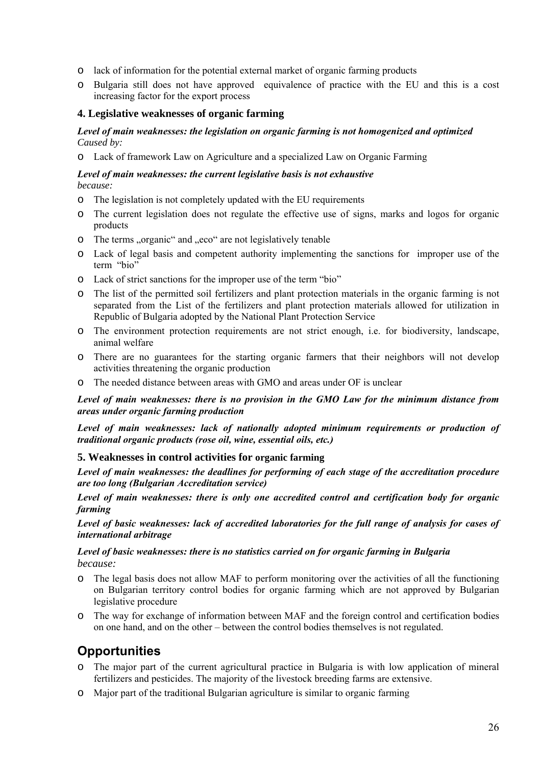- lack of information for the potential external market of organic farming products
- Bulgaria still does not have approved equivalence of practice with the EU and this is a cost increasing factor for the export process

### 4. Legislative weaknesses of organic farming

***Level of main weaknesses: the legislation on organic farming is not homogenized and optimized***
*Caused by:*

- Lack of framework Law on Agriculture and a specialized Law on Organic Farming

***Level of main weaknesses: the current legislative basis is not exhaustive***
*because:*

- The legislation is not completely updated with the EU requirements
- The current legislation does not regulate the effective use of signs, marks and logos for organic products
- The terms „organic" and „eco" are not legislatively tenable
- Lack of legal basis and competent authority implementing the sanctions for improper use of the term "bio"
- Lack of strict sanctions for the improper use of the term "bio"
- The list of the permitted soil fertilizers and plant protection materials in the organic farming is not separated from the List of the fertilizers and plant protection materials allowed for utilization in Republic of Bulgaria adopted by the National Plant Protection Service
- The environment protection requirements are not strict enough, i.e. for biodiversity, landscape, animal welfare
- There are no guarantees for the starting organic farmers that their neighbors will not develop activities threatening the organic production
- The needed distance between areas with GMO and areas under OF is unclear

***Level of main weaknesses: there is no provision in the GMO Law for the minimum distance from areas under organic farming production***

***Level of main weaknesses: lack of nationally adopted minimum requirements or production of traditional organic products (rose oil, wine, essential oils, etc.)***

### 5. Weaknesses in control activities for organic farming

***Level of main weaknesses: the deadlines for performing of each stage of the accreditation procedure are too long (Bulgarian Accreditation service)***

***Level of main weaknesses: there is only one accredited control and certification body for organic farming***

***Level of basic weaknesses: lack of accredited laboratories for the full range of analysis for cases of international arbitrage***

***Level of basic weaknesses: there is no statistics carried on for organic farming in Bulgaria***
*because:*

- The legal basis does not allow MAF to perform monitoring over the activities of all the functioning on Bulgarian territory control bodies for organic farming which are not approved by Bulgarian legislative procedure
- The way for exchange of information between MAF and the foreign control and certification bodies on one hand, and on the other – between the control bodies themselves is not regulated.

## Opportunities

- The major part of the current agricultural practice in Bulgaria is with low application of mineral fertilizers and pesticides. The majority of the livestock breeding farms are extensive.
- Major part of the traditional Bulgarian agriculture is similar to organic farming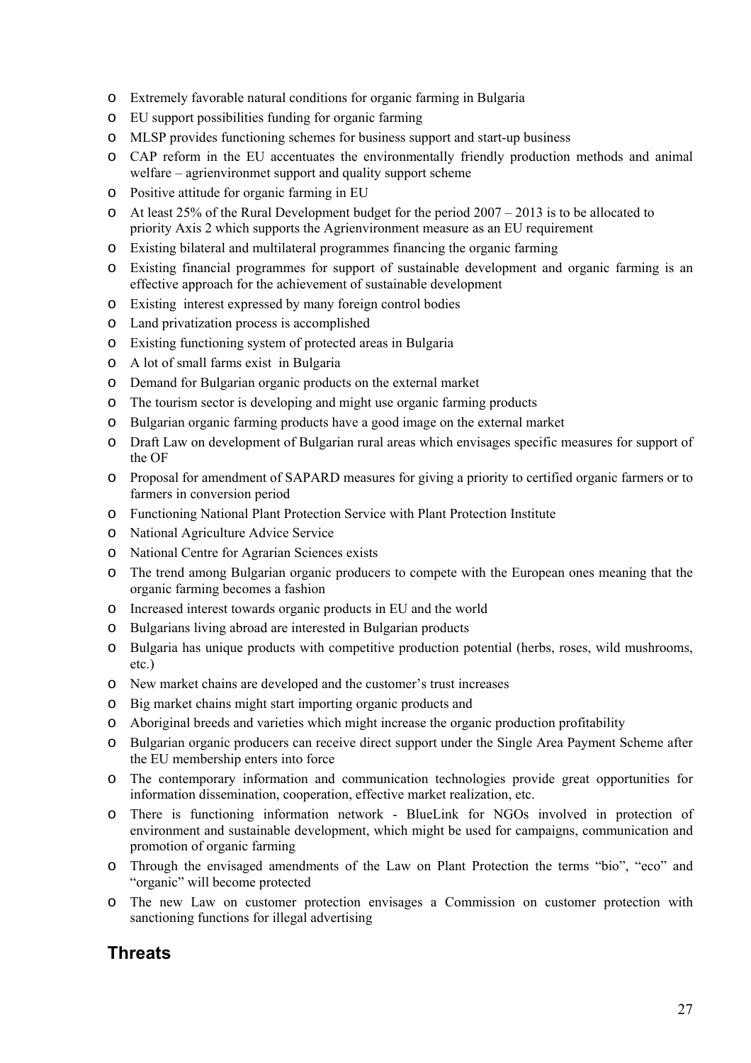- Extremely favorable natural conditions for organic farming in Bulgaria
- EU support possibilities funding for organic farming
- MLSP provides functioning schemes for business support and start-up business
- CAP reform in the EU accentuates the environmentally friendly production methods and animal welfare – agrienvironmet support and quality support scheme
- Positive attitude for organic farming in EU
- At least 25% of the Rural Development budget for the period 2007 – 2013 is to be allocated to priority Axis 2 which supports the Agrienvironment measure as an EU requirement
- Existing bilateral and multilateral programmes financing the organic farming
- Existing financial programmes for support of sustainable development and organic farming is an effective approach for the achievement of sustainable development
- Existing interest expressed by many foreign control bodies
- Land privatization process is accomplished
- Existing functioning system of protected areas in Bulgaria
- A lot of small farms exist in Bulgaria
- Demand for Bulgarian organic products on the external market
- The tourism sector is developing and might use organic farming products
- Bulgarian organic farming products have a good image on the external market
- Draft Law on development of Bulgarian rural areas which envisages specific measures for support of the OF
- Proposal for amendment of SAPARD measures for giving a priority to certified organic farmers or to farmers in conversion period
- Functioning National Plant Protection Service with Plant Protection Institute
- National Agriculture Advice Service
- National Centre for Agrarian Sciences exists
- The trend among Bulgarian organic producers to compete with the European ones meaning that the organic farming becomes a fashion
- Increased interest towards organic products in EU and the world
- Bulgarians living abroad are interested in Bulgarian products
- Bulgaria has unique products with competitive production potential (herbs, roses, wild mushrooms, etc.)
- New market chains are developed and the customer's trust increases
- Big market chains might start importing organic products and
- Aboriginal breeds and varieties which might increase the organic production profitability
- Bulgarian organic producers can receive direct support under the Single Area Payment Scheme after the EU membership enters into force
- The contemporary information and communication technologies provide great opportunities for information dissemination, cooperation, effective market realization, etc.
- There is functioning information network - BlueLink for NGOs involved in protection of environment and sustainable development, which might be used for campaigns, communication and promotion of organic farming
- Through the envisaged amendments of the Law on Plant Protection the terms "bio", "eco" and "organic" will become protected
- The new Law on customer protection envisages a Commission on customer protection with sanctioning functions for illegal advertising

## Threats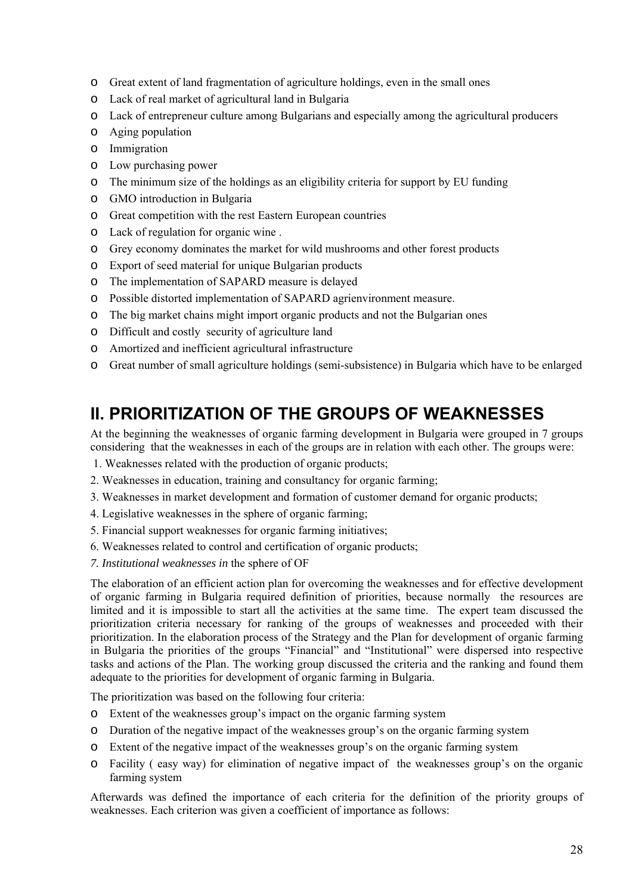- Great extent of land fragmentation of agriculture holdings, even in the small ones
- Lack of real market of agricultural land in Bulgaria
- Lack of entrepreneur culture among Bulgarians and especially among the agricultural producers
- Aging population
- Immigration
- Low purchasing power
- The minimum size of the holdings as an eligibility criteria for support by EU funding
- GMO introduction in Bulgaria
- Great competition with the rest Eastern European countries
- Lack of regulation for organic wine .
- Grey economy dominates the market for wild mushrooms and other forest products
- Export of seed material for unique Bulgarian products
- The implementation of SAPARD measure is delayed
- Possible distorted implementation of SAPARD agrienvironment measure.
- The big market chains might import organic products and not the Bulgarian ones
- Difficult and costly security of agriculture land
- Amortized and inefficient agricultural infrastructure
- Great number of small agriculture holdings (semi-subsistence) in Bulgaria which have to be enlarged

## II. PRIORITIZATION OF THE GROUPS OF WEAKNESSES

At the beginning the weaknesses of organic farming development in Bulgaria were grouped in 7 groups considering that the weaknesses in each of the groups are in relation with each other. The groups were:

1. Weaknesses related with the production of organic products;
2. Weaknesses in education, training and consultancy for organic farming;
3. Weaknesses in market development and formation of customer demand for organic products;
4. Legislative weaknesses in the sphere of organic farming;
5. Financial support weaknesses for organic farming initiatives;
6. Weaknesses related to control and certification of organic products;
7. *Institutional weaknesses in* the sphere of OF

The elaboration of an efficient action plan for overcoming the weaknesses and for effective development of organic farming in Bulgaria required definition of priorities, because normally the resources are limited and it is impossible to start all the activities at the same time. The expert team discussed the prioritization criteria necessary for ranking of the groups of weaknesses and proceeded with their prioritization. In the elaboration process of the Strategy and the Plan for development of organic farming in Bulgaria the priorities of the groups "Financial" and "Institutional" were dispersed into respective tasks and actions of the Plan. The working group discussed the criteria and the ranking and found them adequate to the priorities for development of organic farming in Bulgaria.

The prioritization was based on the following four criteria:

- Extent of the weaknesses group's impact on the organic farming system
- Duration of the negative impact of the weaknesses group's on the organic farming system
- Extent of the negative impact of the weaknesses group's on the organic farming system
- Facility ( easy way) for elimination of negative impact of the weaknesses group's on the organic farming system

Afterwards was defined the importance of each criteria for the definition of the priority groups of weaknesses. Each criterion was given a coefficient of importance as follows: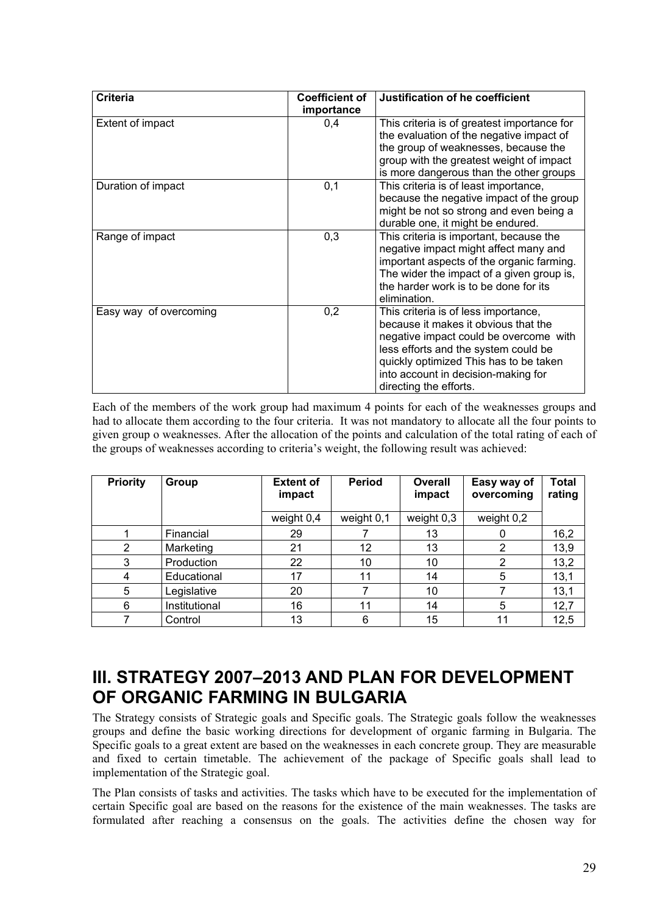| Criteria | Coefficient of importance | Justification of he coefficient |
|---|---|---|
| Extent of impact | 0,4 | This criteria is of greatest importance for the evaluation of the negative impact of the group of weaknesses, because the group with the greatest weight of impact is more dangerous than the other groups |
| Duration of impact | 0,1 | This criteria is of least importance, because the negative impact of the group might be not so strong and even being a durable one, it might be endured. |
| Range of impact | 0,3 | This criteria is important, because the negative impact might affect many and important aspects of the organic farming. The wider the impact of a given group is, the harder work is to be done for its elimination. |
| Easy way of overcoming | 0,2 | This criteria is of less importance, because it makes it obvious that the negative impact could be overcome with less efforts and the system could be quickly optimized This has to be taken into account in decision-making for directing the efforts. |

Each of the members of the work group had maximum 4 points for each of the weaknesses groups and had to allocate them according to the four criteria. It was not mandatory to allocate all the four points to given group o weaknesses. After the allocation of the points and calculation of the total rating of each of the groups of weaknesses according to criteria's weight, the following result was achieved:

| Priority | Group | Extent of impact | Period | Overall impact | Easy way of overcoming | Total rating |
|---|---|---|---|---|---|---|
| | | weight 0,4 | weight 0,1 | weight 0,3 | weight 0,2 | |
| 1 | Financial | 29 | 7 | 13 | 0 | 16,2 |
| 2 | Marketing | 21 | 12 | 13 | 2 | 13,9 |
| 3 | Production | 22 | 10 | 10 | 2 | 13,2 |
| 4 | Educational | 17 | 11 | 14 | 5 | 13,1 |
| 5 | Legislative | 20 | 7 | 10 | 7 | 13,1 |
| 6 | Institutional | 16 | 11 | 14 | 5 | 12,7 |
| 7 | Control | 13 | 6 | 15 | 11 | 12,5 |

# III. STRATEGY 2007–2013 AND PLAN FOR DEVELOPMENT OF ORGANIC FARMING IN BULGARIA

The Strategy consists of Strategic goals and Specific goals. The Strategic goals follow the weaknesses groups and define the basic working directions for development of organic farming in Bulgaria. The Specific goals to a great extent are based on the weaknesses in each concrete group. They are measurable and fixed to certain timetable. The achievement of the package of Specific goals shall lead to implementation of the Strategic goal.

The Plan consists of tasks and activities. The tasks which have to be executed for the implementation of certain Specific goal are based on the reasons for the existence of the main weaknesses. The tasks are formulated after reaching a consensus on the goals. The activities define the chosen way for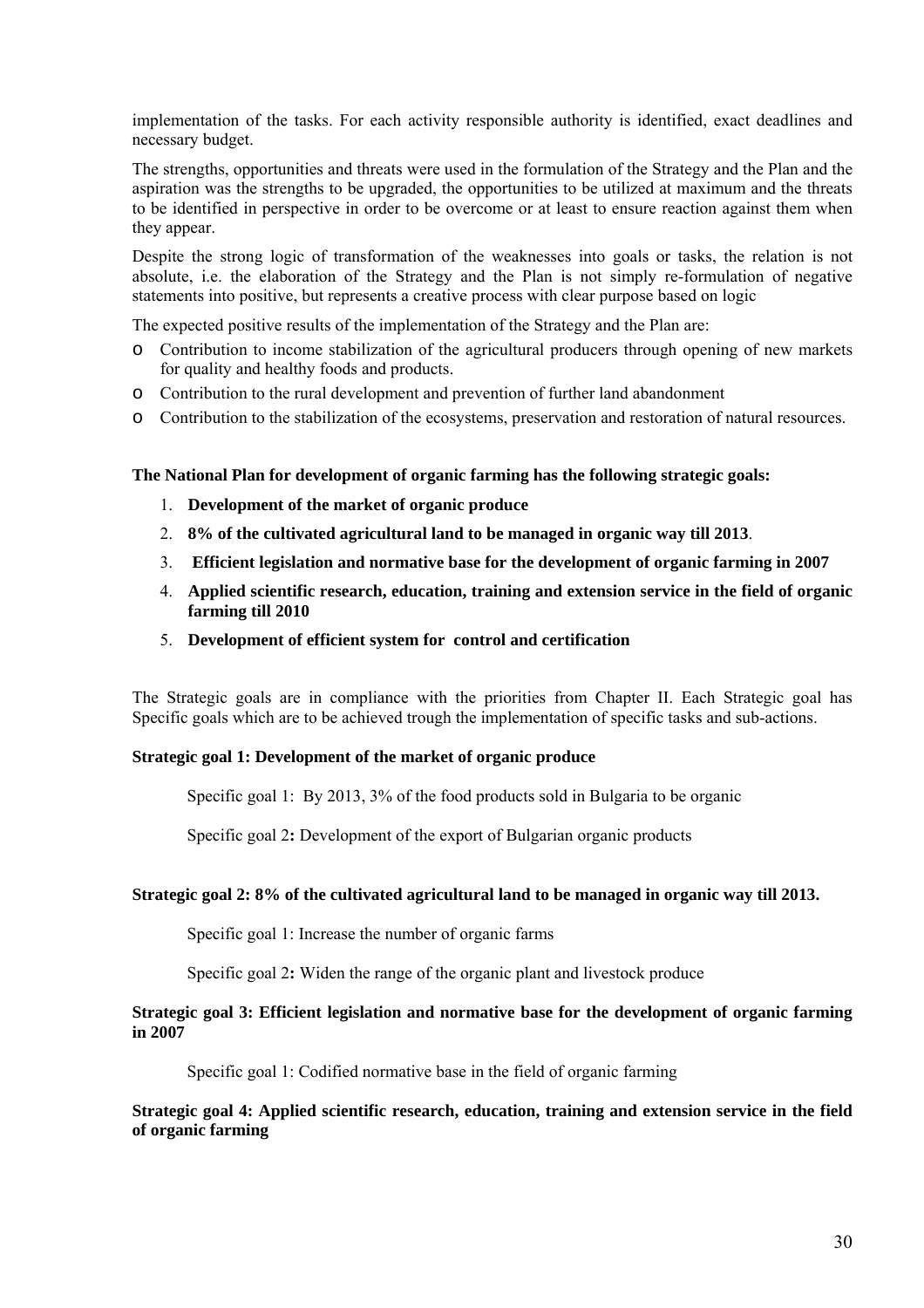implementation of the tasks. For each activity responsible authority is identified, exact deadlines and necessary budget.

The strengths, opportunities and threats were used in the formulation of the Strategy and the Plan and the aspiration was the strengths to be upgraded, the opportunities to be utilized at maximum and the threats to be identified in perspective in order to be overcome or at least to ensure reaction against them when they appear.

Despite the strong logic of transformation of the weaknesses into goals or tasks, the relation is not absolute, i.e. the elaboration of the Strategy and the Plan is not simply re-formulation of negative statements into positive, but represents a creative process with clear purpose based on logic

The expected positive results of the implementation of the Strategy and the Plan are:

- Contribution to income stabilization of the agricultural producers through opening of new markets for quality and healthy foods and products.
- Contribution to the rural development and prevention of further land abandonment
- Contribution to the stabilization of the ecosystems, preservation and restoration of natural resources.

**The National Plan for development of organic farming has the following strategic goals:**

1. **Development of the market of organic produce**
2. **8% of the cultivated agricultural land to be managed in organic way till 2013**.
3. **Efficient legislation and normative base for the development of organic farming in 2007**
4. **Applied scientific research, education, training and extension service in the field of organic farming till 2010**
5. **Development of efficient system for control and certification**

The Strategic goals are in compliance with the priorities from Chapter II. Each Strategic goal has Specific goals which are to be achieved trough the implementation of specific tasks and sub-actions.

**Strategic goal 1: Development of the market of organic produce**

Specific goal 1: By 2013, 3% of the food products sold in Bulgaria to be organic

Specific goal 2**:** Development of the export of Bulgarian organic products

**Strategic goal 2: 8% of the cultivated agricultural land to be managed in organic way till 2013.**

Specific goal 1: Increase the number of organic farms

Specific goal 2**:** Widen the range of the organic plant and livestock produce

**Strategic goal 3: Efficient legislation and normative base for the development of organic farming in 2007**

Specific goal 1: Codified normative base in the field of organic farming

**Strategic goal 4: Applied scientific research, education, training and extension service in the field of organic farming**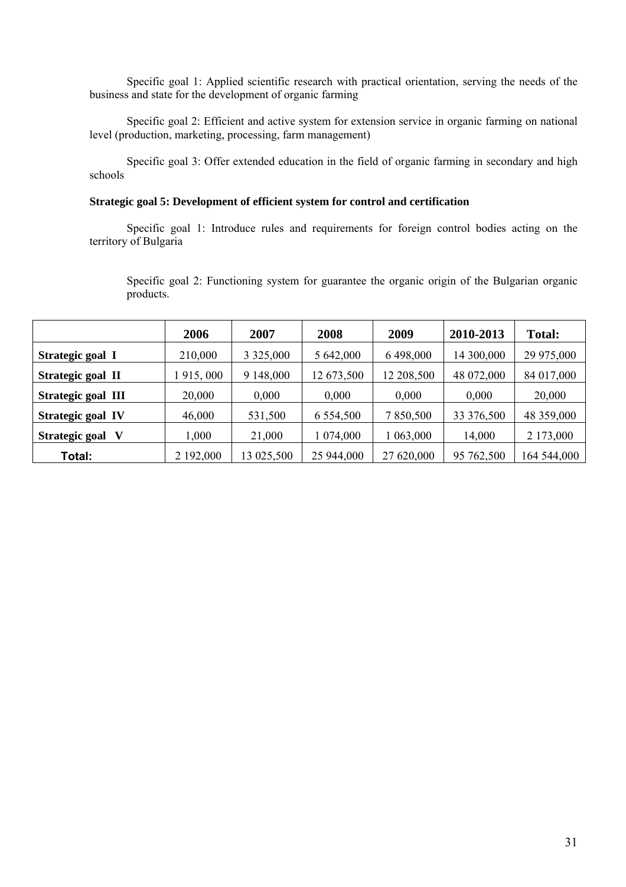Specific goal 1: Applied scientific research with practical orientation, serving the needs of the business and state for the development of organic farming

Specific goal 2: Efficient and active system for extension service in organic farming on national level (production, marketing, processing, farm management)

Specific goal 3: Offer extended education in the field of organic farming in secondary and high schools

**Strategic goal 5: Development of efficient system for control and certification**

Specific goal 1: Introduce rules and requirements for foreign control bodies acting on the territory of Bulgaria

Specific goal 2: Functioning system for guarantee the organic origin of the Bulgarian organic products.

| | **2006** | **2007** | **2008** | **2009** | **2010-2013** | **Total:** |
|---|---|---|---|---|---|---|
| **Strategic goal I** | 210,000 | 3 325,000 | 5 642,000 | 6 498,000 | 14 300,000 | 29 975,000 |
| **Strategic goal II** | 1 915, 000 | 9 148,000 | 12 673,500 | 12 208,500 | 48 072,000 | 84 017,000 |
| **Strategic goal III** | 20,000 | 0,000 | 0,000 | 0,000 | 0,000 | 20,000 |
| **Strategic goal IV** | 46,000 | 531,500 | 6 554,500 | 7 850,500 | 33 376,500 | 48 359,000 |
| **Strategic goal V** | 1,000 | 21,000 | 1 074,000 | 1 063,000 | 14,000 | 2 173,000 |
| **Total:** | 2 192,000 | 13 025,500 | 25 944,000 | 27 620,000 | 95 762,500 | 164 544,000 |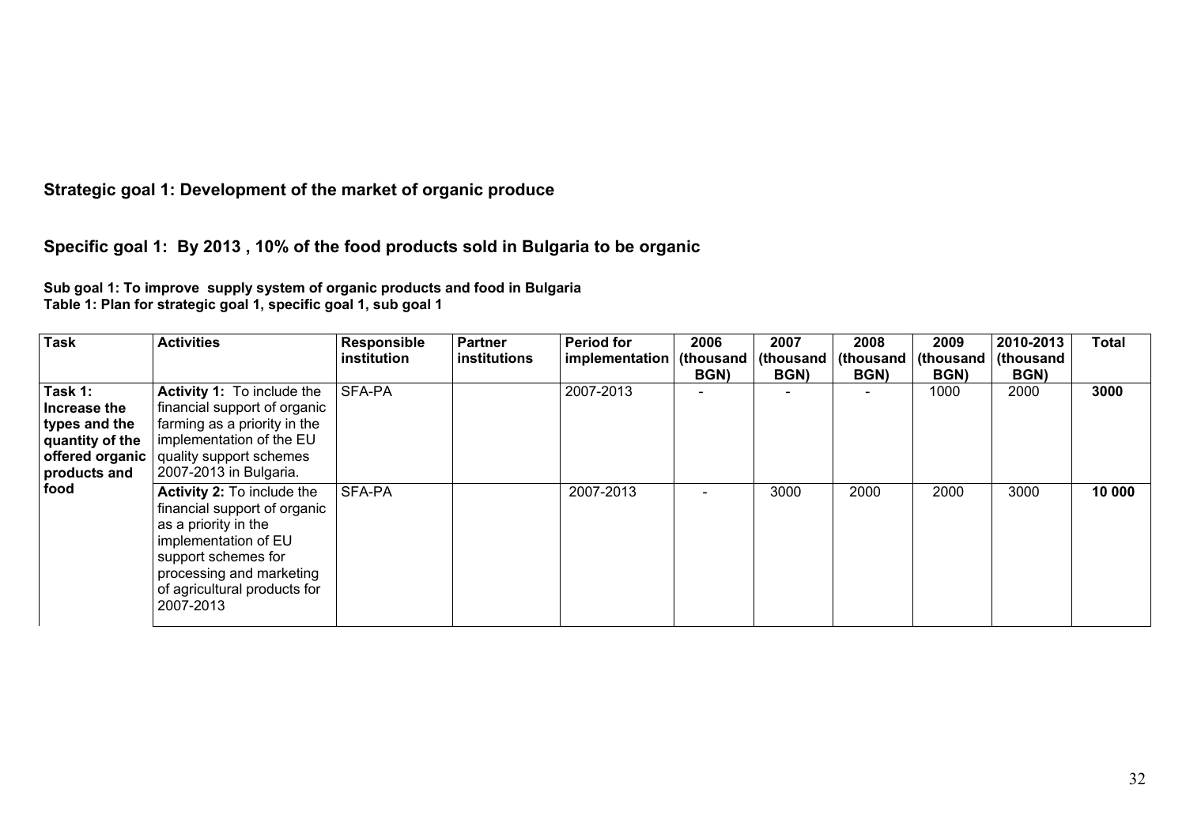## Strategic goal 1: Development of the market of organic produce

## Specific goal 1: By 2013 , 10% of the food products sold in Bulgaria to be organic

**Sub goal 1: To improve supply system of organic products and food in Bulgaria**
**Table 1: Plan for strategic goal 1, specific goal 1, sub goal 1**

| Task | Activities | Responsible institution | Partner institutions | Period for implementation | 2006 (thousand BGN) | 2007 (thousand BGN) | 2008 (thousand BGN) | 2009 (thousand BGN) | 2010-2013 (thousand BGN) | Total |
|---|---|---|---|---|---|---|---|---|---|---|
| **Task 1: Increase the types and the quantity of the offered organic products and food** | **Activity 1:** To include the financial support of organic farming as a priority in the implementation of the EU quality support schemes 2007-2013 in Bulgaria. | SFA-PA | | 2007-2013 | - | - | - | 1000 | 2000 | **3000** |
| | **Activity 2:** To include the financial support of organic as a priority in the implementation of EU support schemes for processing and marketing of agricultural products for 2007-2013 | SFA-PA | | 2007-2013 | - | 3000 | 2000 | 2000 | 3000 | **10 000** |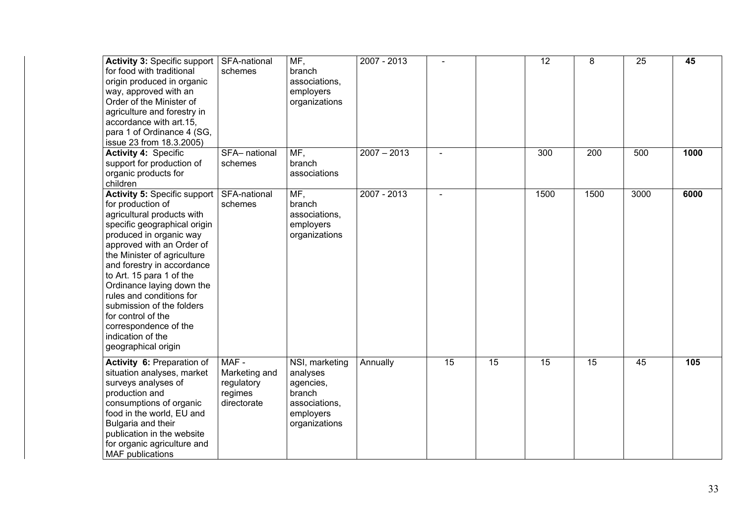| | | | | | | | | | |
|---|---|---|---|---|---|---|---|---|---|
| **Activity 3:** Specific support for food with traditional origin produced in organic way, approved with an Order of the Minister of agriculture and forestry in accordance with art.15, para 1 of Ordinance 4 (SG, issue 23 from 18.3.2005) | SFA-national schemes | MF, branch associations, employers organizations | 2007 - 2013 | - | | 12 | 8 | 25 | **45** |
| **Activity 4:** Specific support for production of organic products for children | SFA– national schemes | MF, branch associations | 2007 – 2013 | - | | 300 | 200 | 500 | **1000** |
| **Activity 5:** Specific support for production of agricultural products with specific geographical origin produced in organic way approved with an Order of the Minister of agriculture and forestry in accordance to Art. 15 para 1 of the Ordinance laying down the rules and conditions for submission of the folders for control of the correspondence of the indication of the geographical origin | SFA-national schemes | MF, branch associations, employers organizations | 2007 - 2013 | - | | 1500 | 1500 | 3000 | **6000** |
| **Activity 6:** Preparation of situation analyses, market surveys analyses of production and consumptions of organic food in the world, EU and Bulgaria and their publication in the website for organic agriculture and MAF publications | MAF - Marketing and regulatory regimes directorate | NSI, marketing analyses agencies, branch associations, employers organizations | Annually | 15 | 15 | 15 | 15 | 45 | **105** |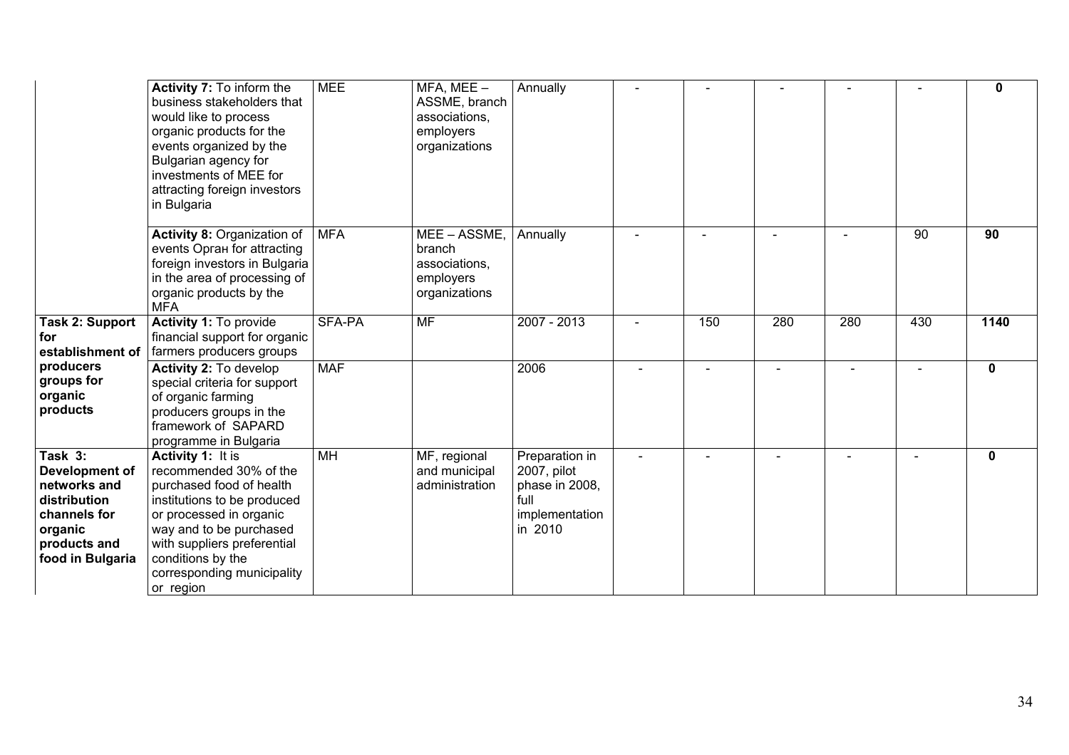| | | | | | | | | | | |
|---|---|---|---|---|---|---|---|---|---|---|
| | **Activity 7:** To inform the business stakeholders that would like to process organic products for the events organized by the Bulgarian agency for investments of MEE for attracting foreign investors in Bulgaria | MEE | MFA, MEE – ASSME, branch associations, employers organizations | Annually | - | - | - | - | - | **0** |
| | **Activity 8:** Organization of events Орган for attracting foreign investors in Bulgaria in the area of processing of organic products by the MFA | MFA | MEE – ASSME, branch associations, employers organizations | Annually | - | - | - | - | 90 | **90** |
| **Task 2: Support for establishment of producers groups for organic products** | **Activity 1:** To provide financial support for organic farmers producers groups | SFA-PA | MF | 2007 - 2013 | - | 150 | 280 | 280 | 430 | **1140** |
| | **Activity 2:** To develop special criteria for support of organic farming producers groups in the framework of SAPARD programme in Bulgaria | MAF | | 2006 | - | - | - | - | - | **0** |
| **Task 3: Development of networks and distribution channels for organic products and food in Bulgaria** | **Activity 1:** It is recommended 30% of the purchased food of health institutions to be produced or processed in organic way and to be purchased with suppliers preferential conditions by the corresponding municipality or region | MH | MF, regional and municipal administration | Preparation in 2007, pilot phase in 2008, full implementation in 2010 | - | - | - | - | - | **0** |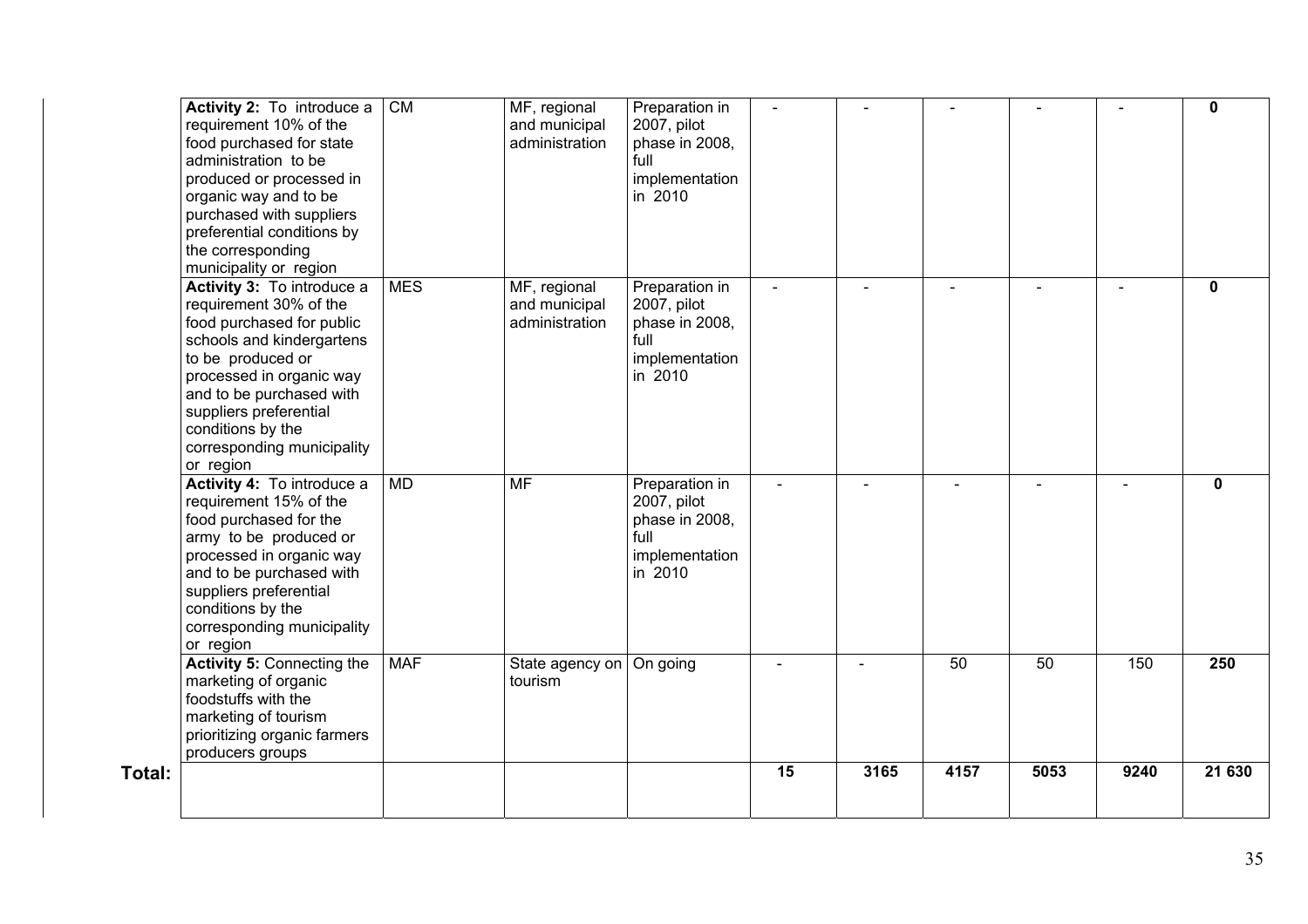| | | | | | | | | | |
|---|---|---|---|---|---|---|---|---|---|
| **Activity 2:** To introduce a requirement 10% of the food purchased for state administration to be produced or processed in organic way and to be purchased with suppliers preferential conditions by the corresponding municipality or region | CM | MF, regional and municipal administration | Preparation in 2007, pilot phase in 2008, full implementation in 2010 | - | - | - | - | - | **0** |
| **Activity 3:** To introduce a requirement 30% of the food purchased for public schools and kindergartens to be produced or processed in organic way and to be purchased with suppliers preferential conditions by the corresponding municipality or region | MES | MF, regional and municipal administration | Preparation in 2007, pilot phase in 2008, full implementation in 2010 | - | - | - | - | - | **0** |
| **Activity 4:** To introduce a requirement 15% of the food purchased for the army to be produced or processed in organic way and to be purchased with suppliers preferential conditions by the corresponding municipality or region | MD | MF | Preparation in 2007, pilot phase in 2008, full implementation in 2010 | - | - | - | - | - | **0** |
| **Activity 5:** Connecting the marketing of organic foodstuffs with the marketing of tourism prioritizing organic farmers producers groups | MAF | State agency on tourism | On going | - | - | 50 | 50 | 150 | **250** |
| **Total:** | | | | **15** | **3165** | **4157** | **5053** | **9240** | **21 630** |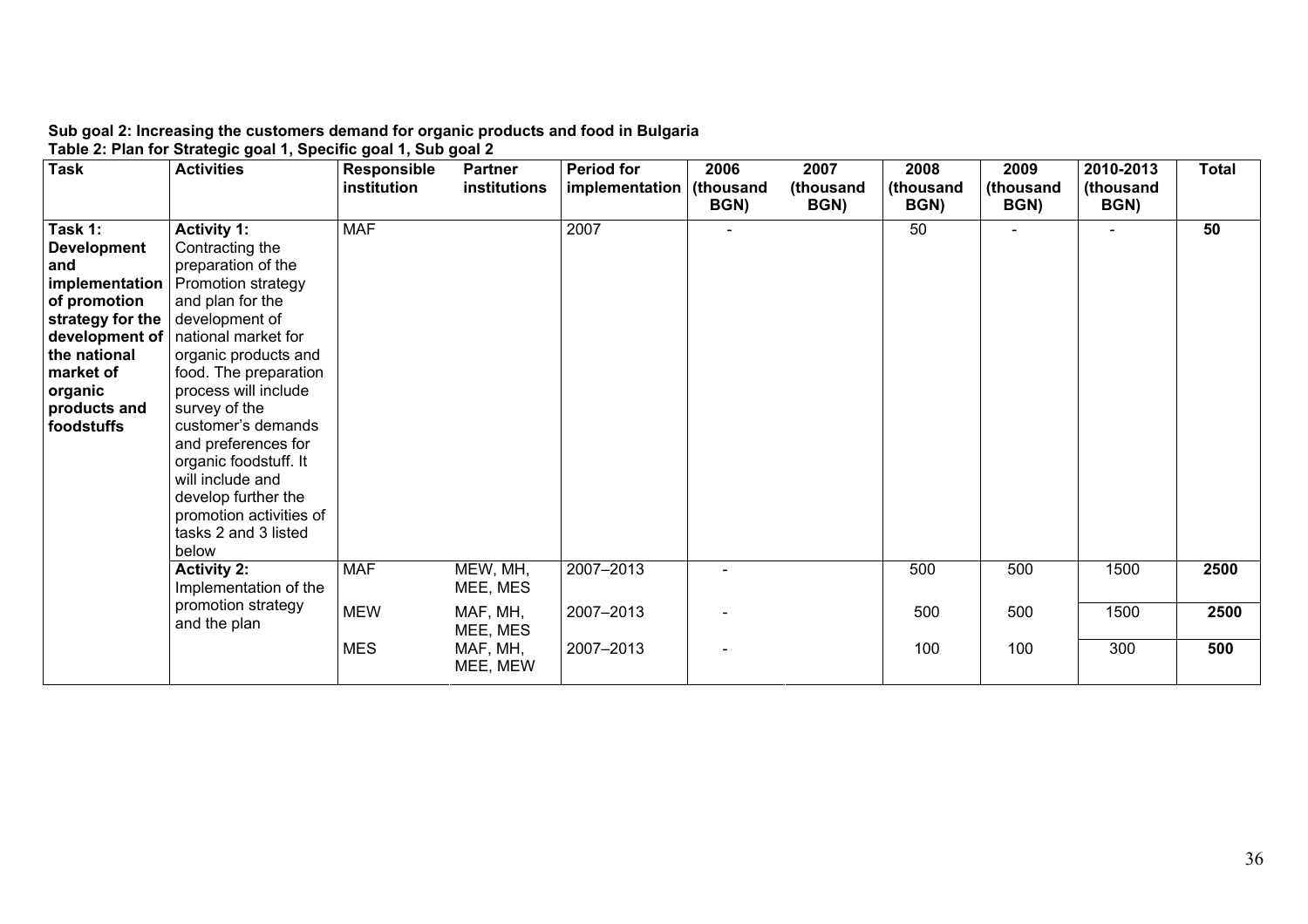**Sub goal 2: Increasing the customers demand for organic products and food in Bulgaria**

**Table 2: Plan for Strategic goal 1, Specific goal 1, Sub goal 2**

| Task | Activities | Responsible institution | Partner institutions | Period for implementation | 2006 (thousand BGN) | 2007 (thousand BGN) | 2008 (thousand BGN) | 2009 (thousand BGN) | 2010-2013 (thousand BGN) | Total |
|---|---|---|---|---|---|---|---|---|---|---|
| **Task 1: Development and implementation of promotion strategy for the development of the national market of organic products and foodstuffs** | **Activity 1:** Contracting the preparation of the Promotion strategy and plan for the development of national market for organic products and food. The preparation process will include survey of the customer's demands and preferences for organic foodstuff. It will include and develop further the promotion activities of tasks 2 and 3 listed below | MAF | | 2007 | - | | 50 | - | - | **50** |
| | **Activity 2:** Implementation of the promotion strategy and the plan | MAF | MEW, MH, MEE, MES | 2007–2013 | - | | 500 | 500 | 1500 | **2500** |
| | | MEW | MAF, MH, MEE, MES | 2007–2013 | - | | 500 | 500 | 1500 | **2500** |
| | | MES | MAF, MH, MEE, MEW | 2007–2013 | - | | 100 | 100 | 300 | **500** |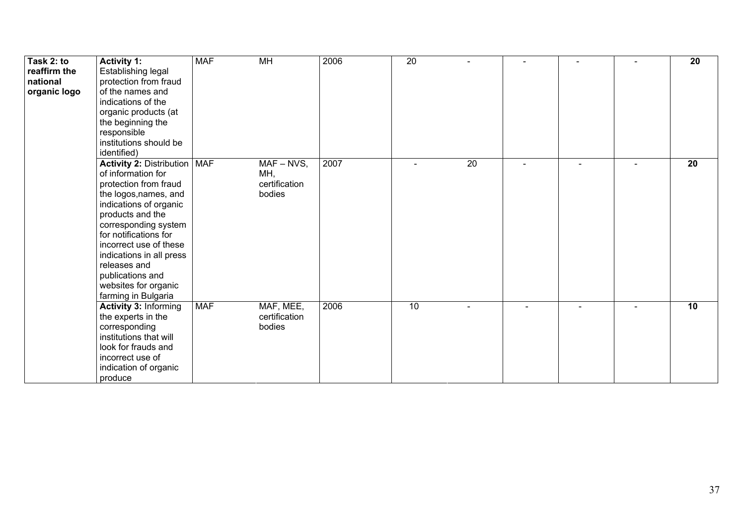| | | | | | | | | | | |
|---|---|---|---|---|---|---|---|---|---|---|
| **Task 2: to reaffirm the national organic logo** | **Activity 1:** Establishing legal protection from fraud of the names and indications of the organic products (at the beginning the responsible institutions should be identified) | MAF | MH | 2006 | 20 | - | - | - | - | **20** |
| | **Activity 2:** Distribution of information for protection from fraud the logos,names, and indications of organic products and the corresponding system for notifications for incorrect use of these indications in all press releases and publications and websites for organic farming in Bulgaria | MAF | MAF – NVS, MH, certification bodies | 2007 | - | 20 | - | - | - | **20** |
| | **Activity 3:** Informing the experts in the corresponding institutions that will look for frauds and incorrect use of indication of organic produce | MAF | MAF, MEE, certification bodies | 2006 | 10 | - | - | - | - | **10** |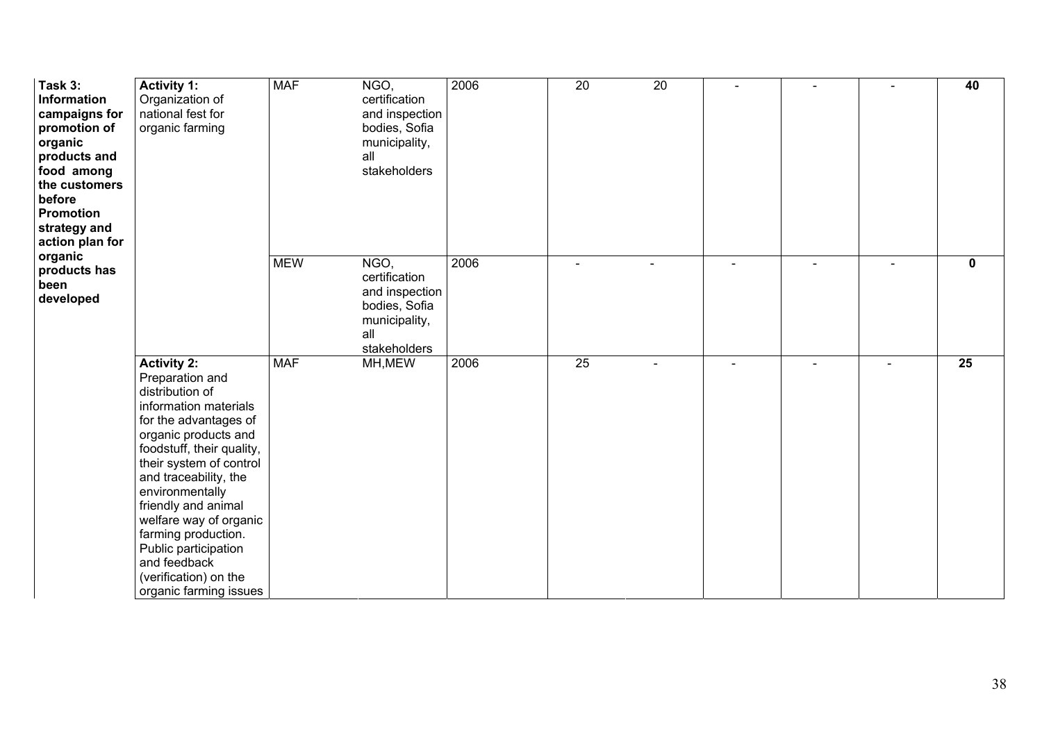| Task 3: Information campaigns for promotion of organic products and food among the customers before Promotion strategy and action plan for organic products has been developed | **Activity 1:** Organization of national fest for organic farming | MAF | NGO, certification and inspection bodies, Sofia municipality, all stakeholders | 2006 | 20 | 20 | - | - | - | **40** |
|---|---|---|---|---|---|---|---|---|---|---|
| | | MEW | NGO, certification and inspection bodies, Sofia municipality, all stakeholders | 2006 | - | - | - | - | - | **0** |
| | **Activity 2:** Preparation and distribution of information materials for the advantages of organic products and foodstuff, their quality, their system of control and traceability, the environmentally friendly and animal welfare way of organic farming production. Public participation and feedback (verification) on the organic farming issues | MAF | MH,MEW | 2006 | 25 | - | - | - | - | **25** |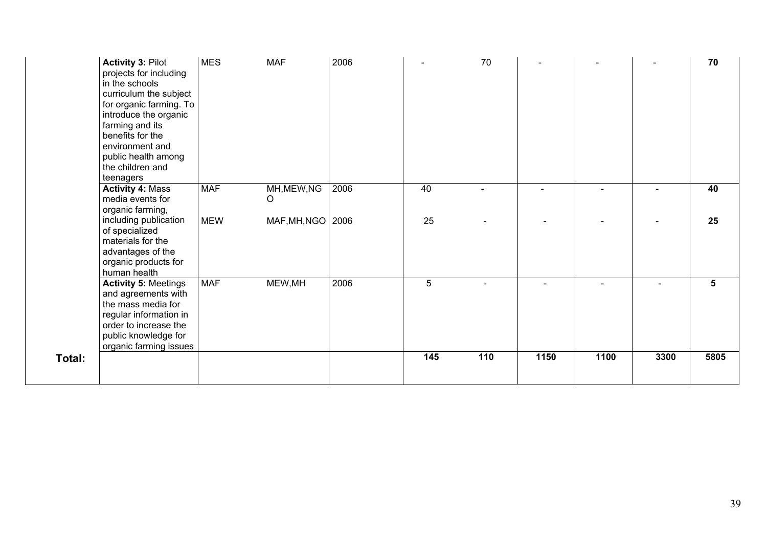| | | | | | | | | | | |
|---|---|---|---|---|---|---|---|---|---|---|
| | **Activity 3:** Pilot projects for including in the schools curriculum the subject for organic farming. To introduce the organic farming and its benefits for the environment and public health among the children and teenagers | MES | MAF | 2006 | - | 70 | - | - | - | **70** |
| | **Activity 4:** Mass media events for organic farming, including publication of specialized materials for the advantages of the organic products for human health | MAF | MH,MEW,NGO | 2006 | 40 | - | - | - | - | **40** |
| | | MEW | MAF,MH,NGO | 2006 | 25 | - | - | - | - | **25** |
| | **Activity 5:** Meetings and agreements with the mass media for regular information in order to increase the public knowledge for organic farming issues | MAF | MEW,MH | 2006 | 5 | - | - | - | - | **5** |
| **Total:** | | | | | **145** | **110** | **1150** | **1100** | **3300** | **5805** |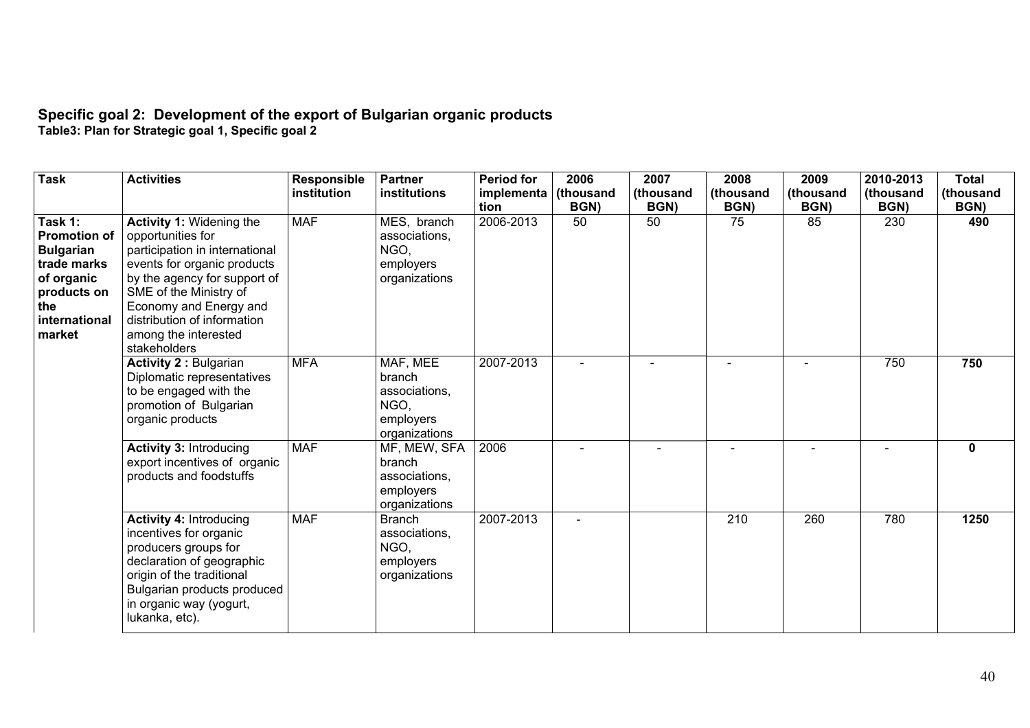### Specific goal 2: Development of the export of Bulgarian organic products

**Table3: Plan for Strategic goal 1, Specific goal 2**

| Task | Activities | Responsible institution | Partner institutions | Period for implementation | 2006 (thousand BGN) | 2007 (thousand BGN) | 2008 (thousand BGN) | 2009 (thousand BGN) | 2010-2013 (thousand BGN) | Total (thousand BGN) |
|---|---|---|---|---|---|---|---|---|---|---|
| **Task 1: Promotion of Bulgarian trade marks of organic products on the international market** | **Activity 1:** Widening the opportunities for participation in international events for organic products by the agency for support of SME of the Ministry of Economy and Energy and distribution of information among the interested stakeholders | MAF | MES, branch associations, NGO, employers organizations | 2006-2013 | 50 | 50 | 75 | 85 | 230 | **490** |
| | **Activity 2 :** Bulgarian Diplomatic representatives to be engaged with the promotion of Bulgarian organic products | MFA | MAF, MEE branch associations, NGO, employers organizations | 2007-2013 | - | - | - | - | 750 | **750** |
| | **Activity 3:** Introducing export incentives of organic products and foodstuffs | MAF | MF, MEW, SFA branch associations, employers organizations | 2006 | - | - | - | - | - | **0** |
| | **Activity 4:** Introducing incentives for organic producers groups for declaration of geographic origin of the traditional Bulgarian products produced in organic way (yogurt, lukanka, etc). | MAF | Branch associations, NGO, employers organizations | 2007-2013 | - | | 210 | 260 | 780 | **1250** |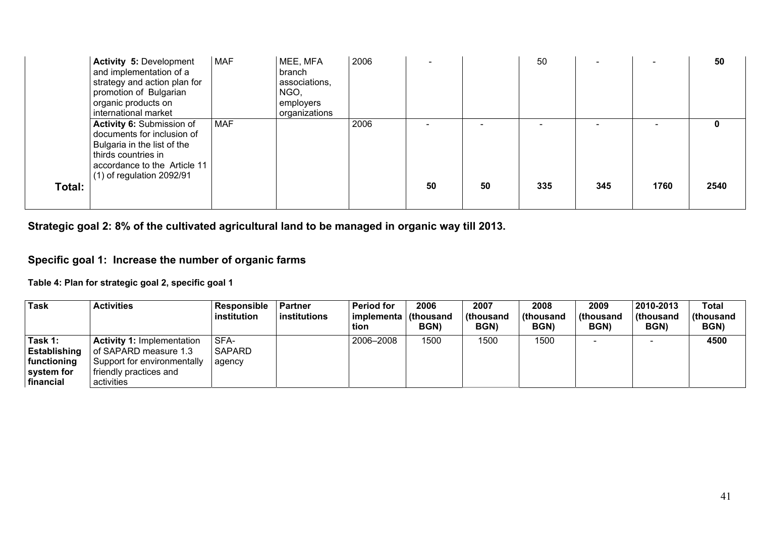| | | | | | | | | | | |
|---|---|---|---|---|---|---|---|---|---|---|
| | **Activity 5:** Development and implementation of a strategy and action plan for promotion of Bulgarian organic products on international market | MAF | MEE, MFA branch associations, NGO, employers organizations | 2006 | - | | 50 | - | - | **50** |
| | **Activity 6:** Submission of documents for inclusion of Bulgaria in the list of the thirds countries in accordance to the Article 11 (1) of regulation 2092/91 | MAF | | 2006 | - | - | - | - | - | **0** |
| **Total:** | | | | | **50** | **50** | **335** | **345** | **1760** | **2540** |

## Strategic goal 2: 8% of the cultivated agricultural land to be managed in organic way till 2013.

### Specific goal 1: Increase the number of organic farms

**Table 4: Plan for strategic goal 2, specific goal 1**

| Task | Activities | Responsible institution | Partner institutions | Period for implementation | 2006 (thousand BGN) | 2007 (thousand BGN) | 2008 (thousand BGN) | 2009 (thousand BGN) | 2010-2013 (thousand BGN) | Total (thousand BGN) |
|---|---|---|---|---|---|---|---|---|---|---|
| **Task 1: Establishing functioning system for financial** | **Activity 1:** Implementation of SAPARD measure 1.3 Support for environmentally friendly practices and activities | SFA-SAPARD agency | | 2006–2008 | 1500 | 1500 | 1500 | - | - | **4500** |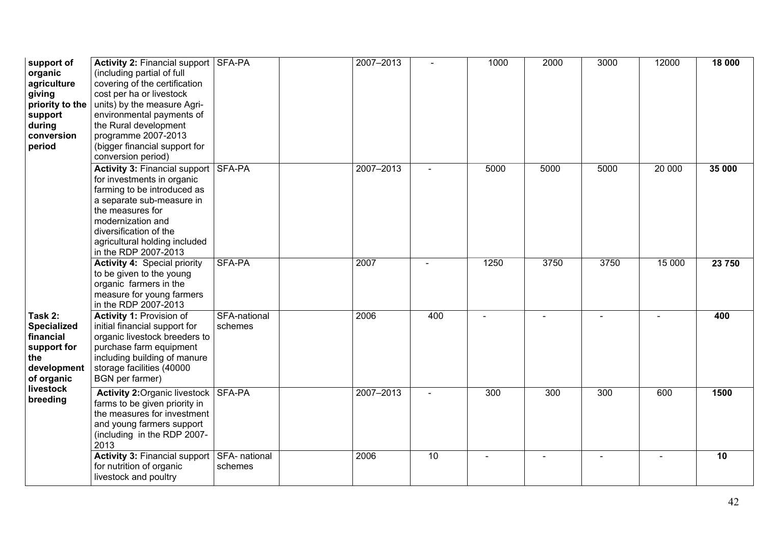| | | | | | | | | | | |
|---|---|---|---|---|---|---|---|---|---|---|
| **support of organic agriculture giving priority to the support during conversion period** | **Activity 2:** Financial support (including partial of full covering of the certification cost per ha or livestock units) by the measure Agri-environmental payments of the Rural development programme 2007-2013 (bigger financial support for conversion period) | SFA-PA | | 2007–2013 | - | 1000 | 2000 | 3000 | 12000 | **18 000** |
| | **Activity 3:** Financial support for investments in organic farming to be introduced as a separate sub-measure in the measures for modernization and diversification of the agricultural holding included in the RDP 2007-2013 | SFA-PA | | 2007–2013 | - | 5000 | 5000 | 5000 | 20 000 | **35 000** |
| | **Activity 4:** Special priority to be given to the young organic farmers in the measure for young farmers in the RDP 2007-2013 | SFA-PA | | 2007 | - | 1250 | 3750 | 3750 | 15 000 | **23 750** |
| **Task 2: Specialized financial support for the development of organic livestock breeding** | **Activity 1:** Provision of initial financial support for organic livestock breeders to purchase farm equipment including building of manure storage facilities (40000 BGN per farmer) | SFA-national schemes | | 2006 | 400 | - | - | - | - | **400** |
| | **Activity 2:** Organic livestock farms to be given priority in the measures for investment and young farmers support (including in the RDP 2007-2013 | SFA-PA | | 2007–2013 | - | 300 | 300 | 300 | 600 | **1500** |
| | **Activity 3:** Financial support for nutrition of organic livestock and poultry | SFA- national schemes | | 2006 | 10 | - | - | - | - | **10** |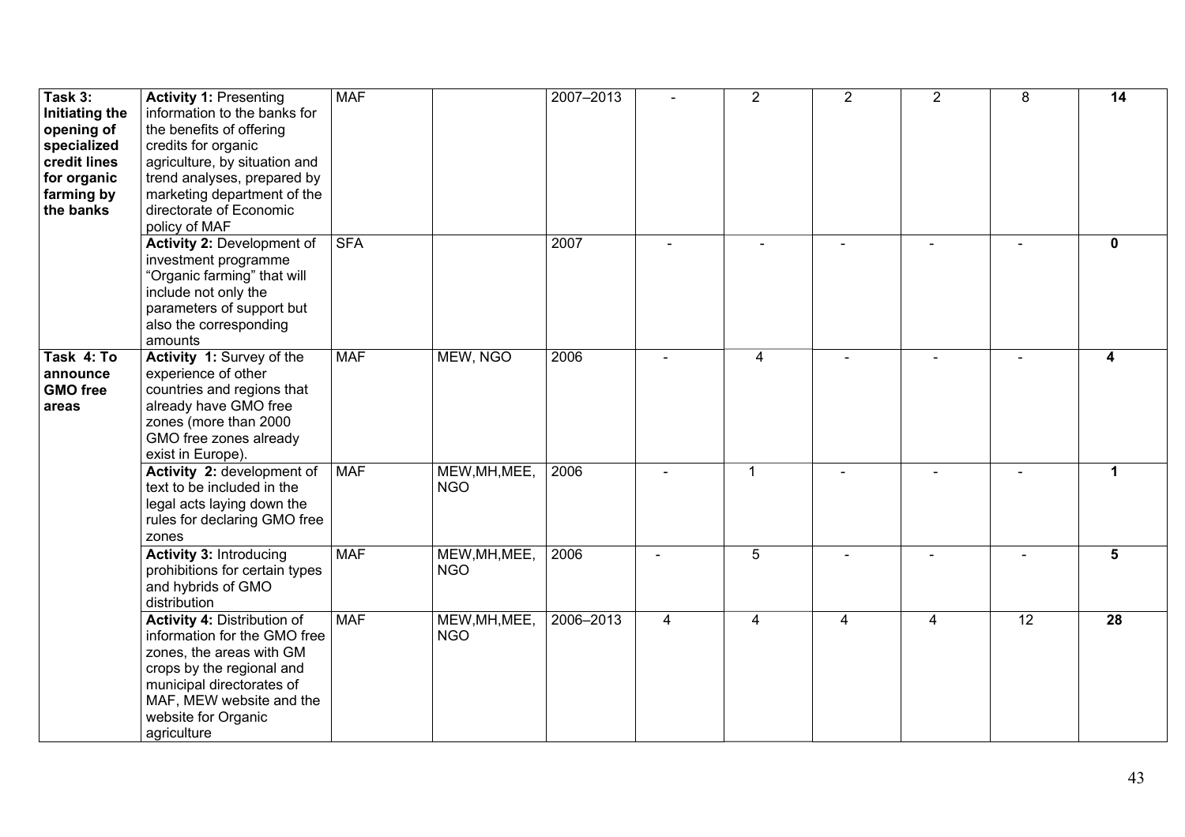| | | | | | | | | | | |
|---|---|---|---|---|---|---|---|---|---|---|
| **Task 3: Initiating the opening of specialized credit lines for organic farming by the banks** | **Activity 1:** Presenting information to the banks for the benefits of offering credits for organic agriculture, by situation and trend analyses, prepared by marketing department of the directorate of Economic policy of MAF | MAF | | 2007–2013 | - | 2 | 2 | 2 | 8 | **14** |
| | **Activity 2:** Development of investment programme "Organic farming" that will include not only the parameters of support but also the corresponding amounts | SFA | | 2007 | - | - | - | - | - | **0** |
| **Task 4: To announce GMO free areas** | **Activity 1:** Survey of the experience of other countries and regions that already have GMO free zones (more than 2000 GMO free zones already exist in Europe). | MAF | MEW, NGO | 2006 | - | 4 | - | - | - | **4** |
| | **Activity 2:** development of text to be included in the legal acts laying down the rules for declaring GMO free zones | MAF | MEW,MH,MEE, NGO | 2006 | - | 1 | - | - | - | **1** |
| | **Activity 3:** Introducing prohibitions for certain types and hybrids of GMO distribution | MAF | MEW,MH,MEE, NGO | 2006 | - | 5 | - | - | - | **5** |
| | **Activity 4:** Distribution of information for the GMO free zones, the areas with GM crops by the regional and municipal directorates of MAF, MEW website and the website for Organic agriculture | MAF | MEW,MH,MEE, NGO | 2006–2013 | 4 | 4 | 4 | 4 | 12 | **28** |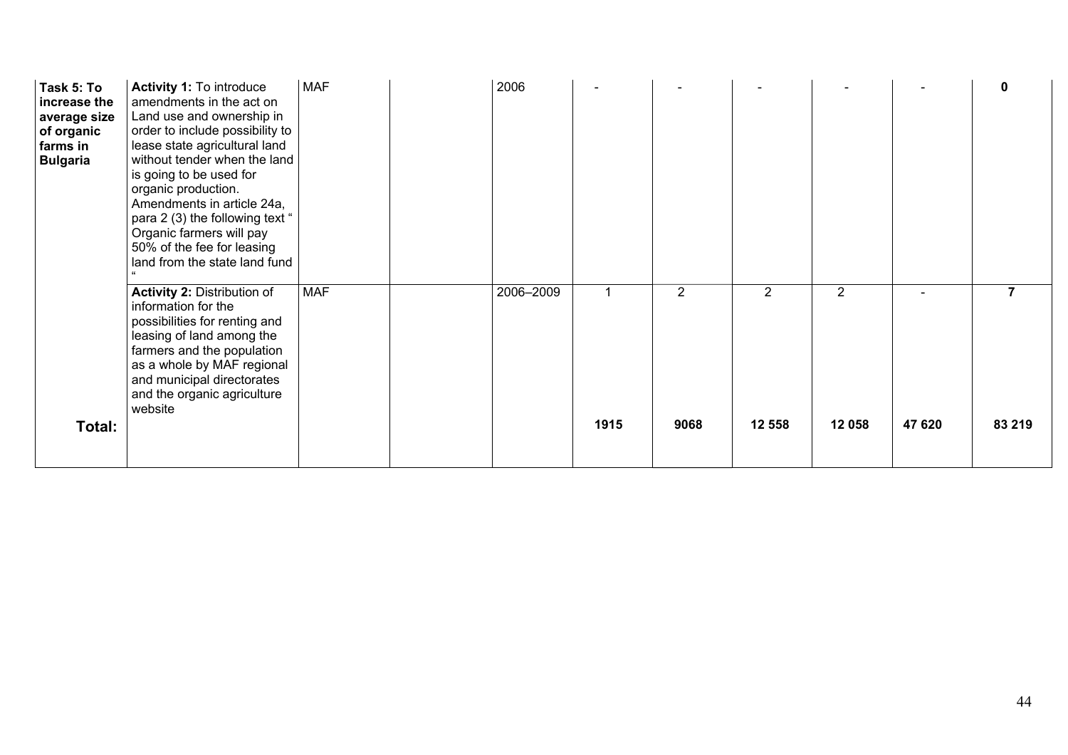| | | | | | | | | | | |
|---|---|---|---|---|---|---|---|---|---|---|
| **Task 5: To increase the average size of organic farms in Bulgaria** | **Activity 1:** To introduce amendments in the act on Land use and ownership in order to include possibility to lease state agricultural land without tender when the land is going to be used for organic production. Amendments in article 24a, para 2 (3) the following text " Organic farmers will pay 50% of the fee for leasing land from the state land fund " | MAF | | 2006 | - | - | - | - | - | **0** |
| | **Activity 2:** Distribution of information for the possibilities for renting and leasing of land among the farmers and the population as a whole by MAF regional and municipal directorates and the organic agriculture website | MAF | | 2006–2009 | 1 | 2 | 2 | 2 | - | **7** |
| **Total:** | | | | | **1915** | **9068** | **12 558** | **12 058** | **47 620** | **83 219** |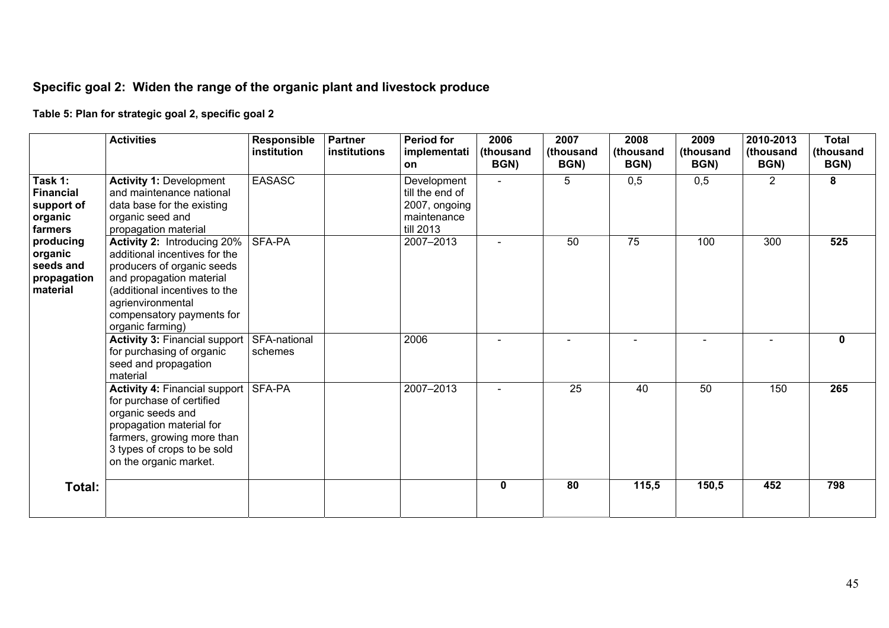## Specific goal 2: Widen the range of the organic plant and livestock produce

**Table 5: Plan for strategic goal 2, specific goal 2**

| | Activities | Responsible institution | Partner institutions | Period for implementation | 2006 (thousand BGN) | 2007 (thousand BGN) | 2008 (thousand BGN) | 2009 (thousand BGN) | 2010-2013 (thousand BGN) | Total (thousand BGN) |
|---|---|---|---|---|---|---|---|---|---|---|
| **Task 1: Financial support of organic farmers producing organic seeds and propagation material** | **Activity 1:** Development and maintenance national data base for the existing organic seed and propagation material | EASASC | | Development till the end of 2007, ongoing maintenance till 2013 | - | 5 | 0,5 | 0,5 | 2 | **8** |
| | **Activity 2:** Introducing 20% additional incentives for the producers of organic seeds and propagation material (additional incentives to the agrienvironmental compensatory payments for organic farming) | SFA-PA | | 2007–2013 | - | 50 | 75 | 100 | 300 | **525** |
| | **Activity 3:** Financial support for purchasing of organic seed and propagation material | SFA-national schemes | | 2006 | - | - | - | - | - | **0** |
| | **Activity 4:** Financial support for purchase of certified organic seeds and propagation material for farmers, growing more than 3 types of crops to be sold on the organic market. | SFA-PA | | 2007–2013 | - | 25 | 40 | 50 | 150 | **265** |
| **Total:** | | | | | **0** | **80** | **115,5** | **150,5** | **452** | **798** |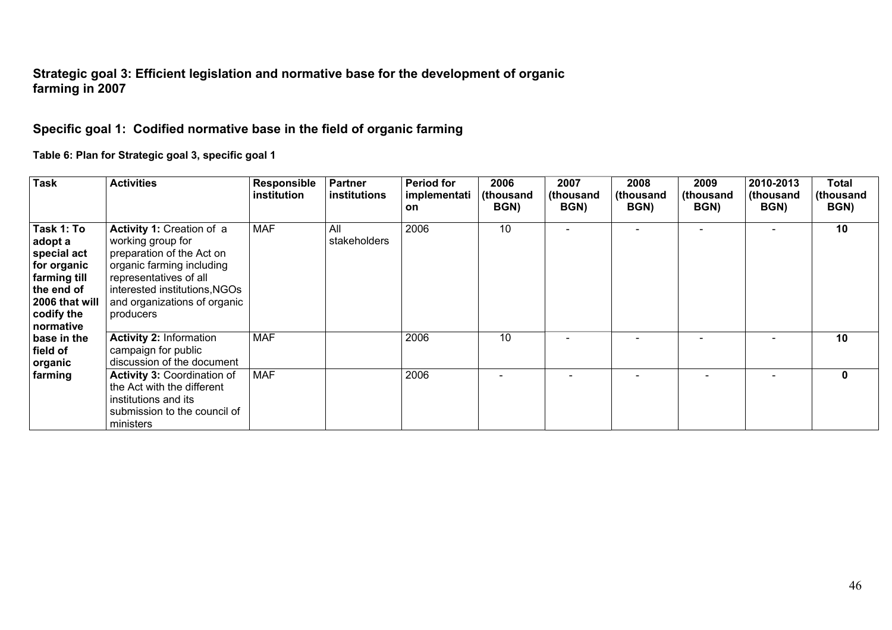## Strategic goal 3: Efficient legislation and normative base for the development of organic farming in 2007

### Specific goal 1: Codified normative base in the field of organic farming

**Table 6: Plan for Strategic goal 3, specific goal 1**

| Task | Activities | Responsible institution | Partner institutions | Period for implementation | 2006 (thousand BGN) | 2007 (thousand BGN) | 2008 (thousand BGN) | 2009 (thousand BGN) | 2010-2013 (thousand BGN) | Total (thousand BGN) |
|---|---|---|---|---|---|---|---|---|---|---|
| **Task 1: To adopt a special act for organic farming till the end of 2006 that will codify the normative base in the field of organic farming** | **Activity 1:** Creation of a working group for preparation of the Act on organic farming including representatives of all interested institutions,NGOs and organizations of organic producers | MAF | All stakeholders | 2006 | 10 | - | - | - | - | **10** |
| | **Activity 2:** Information campaign for public discussion of the document | MAF | | 2006 | 10 | - | - | - | - | **10** |
| | **Activity 3:** Coordination of the Act with the different institutions and its submission to the council of ministers | MAF | | 2006 | - | - | - | - | - | **0** |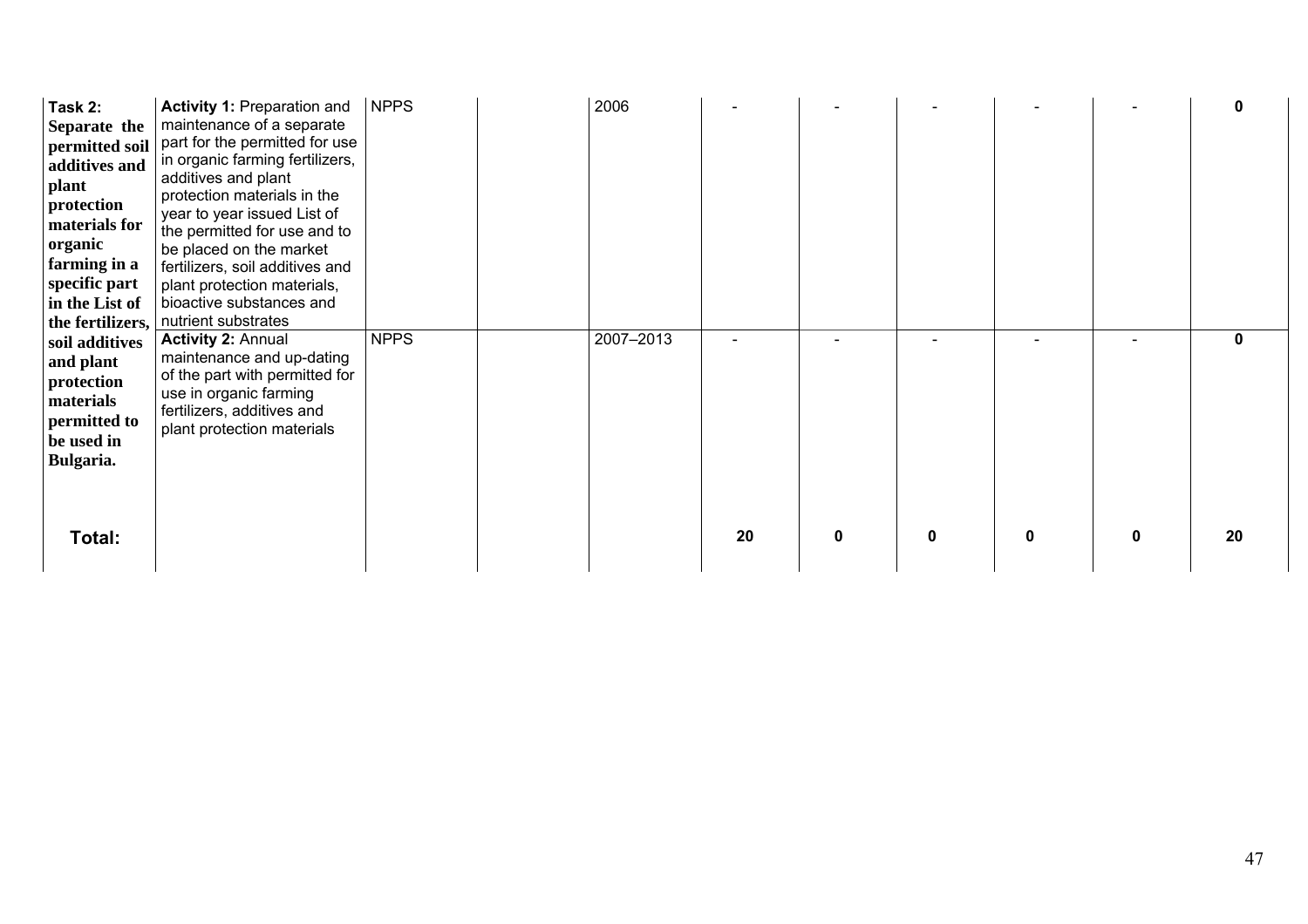| **Task 2: Separate the permitted soil additives and plant protection materials for organic farming in a specific part in the List of the fertilizers, soil additives and plant protection materials permitted to be used in Bulgaria.** | **Activity 1:** Preparation and maintenance of a separate part for the permitted for use in organic farming fertilizers, additives and plant protection materials in the year to year issued List of the permitted for use and to be placed on the market fertilizers, soil additives and plant protection materials, bioactive substances and nutrient substrates | NPPS | | 2006 | - | - | - | - | - | **0** |
|---|---|---|---|---|---|---|---|---|---|---|
| | **Activity 2:** Annual maintenance and up-dating of the part with permitted for use in organic farming fertilizers, additives and plant protection materials | NPPS | | 2007–2013 | - | - | - | - | - | **0** |
| **Total:** | | | | | **20** | **0** | **0** | **0** | **0** | **20** |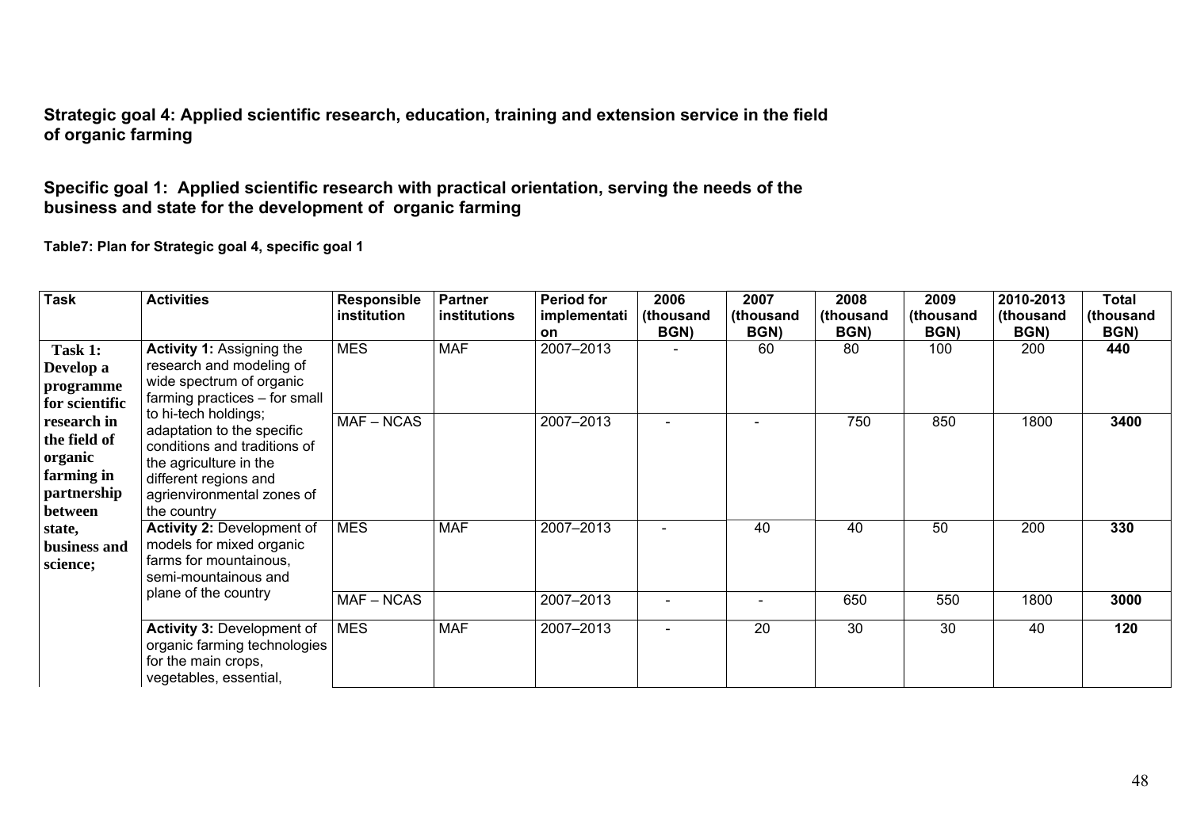**Strategic goal 4: Applied scientific research, education, training and extension service in the field of organic farming**

**Specific goal 1: Applied scientific research with practical orientation, serving the needs of the business and state for the development of organic farming**

**Table7: Plan for Strategic goal 4, specific goal 1**

| Task | Activities | Responsible institution | Partner institutions | Period for implementation | 2006 (thousand BGN) | 2007 (thousand BGN) | 2008 (thousand BGN) | 2009 (thousand BGN) | 2010-2013 (thousand BGN) | Total (thousand BGN) |
|---|---|---|---|---|---|---|---|---|---|---|
| **Task 1: Develop a programme for scientific research in the field of organic farming in partnership between state, business and science;** | **Activity 1:** Assigning the research and modeling of wide spectrum of organic farming practices – for small to hi-tech holdings; adaptation to the specific conditions and traditions of the agriculture in the different regions and agrienvironmental zones of the country | MES | MAF | 2007–2013 | - | 60 | 80 | 100 | 200 | **440** |
| | | MAF – NCAS | | 2007–2013 | - | - | 750 | 850 | 1800 | **3400** |
| | **Activity 2:** Development of models for mixed organic farms for mountainous, semi-mountainous and plane of the country | MES | MAF | 2007–2013 | - | 40 | 40 | 50 | 200 | **330** |
| | | MAF – NCAS | | 2007–2013 | - | - | 650 | 550 | 1800 | **3000** |
| | **Activity 3:** Development of organic farming technologies for the main crops, vegetables, essential, | MES | MAF | 2007–2013 | - | 20 | 30 | 30 | 40 | **120** |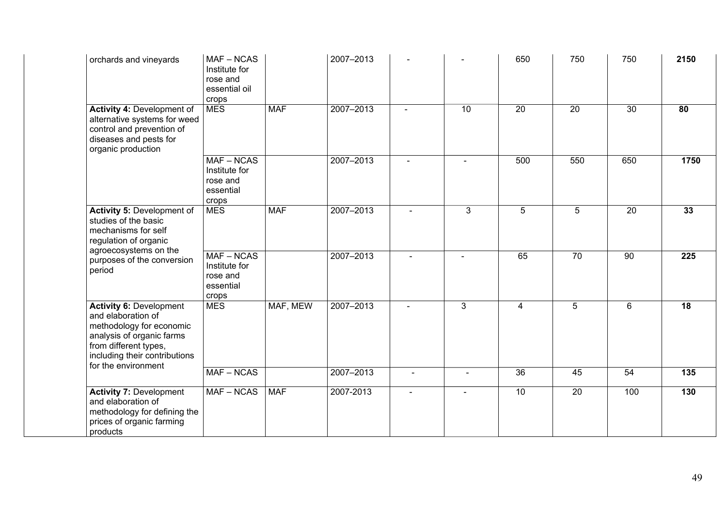| | | | | | | | | | |
|---|---|---|---|---|---|---|---|---|---|
| orchards and vineyards | MAF – NCAS Institute for rose and essential oil crops | | 2007–2013 | - | - | 650 | 750 | 750 | **2150** |
| **Activity 4:** Development of alternative systems for weed control and prevention of diseases and pests for organic production | MES | MAF | 2007–2013 | - | 10 | 20 | 20 | 30 | **80** |
| | MAF – NCAS Institute for rose and essential crops | | 2007–2013 | - | - | 500 | 550 | 650 | **1750** |
| **Activity 5:** Development of studies of the basic mechanisms for self regulation of organic agroecosystems on the purposes of the conversion period | MES | MAF | 2007–2013 | - | 3 | 5 | 5 | 20 | **33** |
| | MAF – NCAS Institute for rose and essential crops | | 2007–2013 | - | - | 65 | 70 | 90 | **225** |
| **Activity 6:** Development and elaboration of methodology for economic analysis of organic farms from different types, including their contributions for the environment | MES | MAF, MEW | 2007–2013 | - | 3 | 4 | 5 | 6 | **18** |
| | MAF – NCAS | | 2007–2013 | - | - | 36 | 45 | 54 | **135** |
| **Activity 7:** Development and elaboration of methodology for defining the prices of organic farming products | MAF – NCAS | MAF | 2007-2013 | - | - | 10 | 20 | 100 | **130** |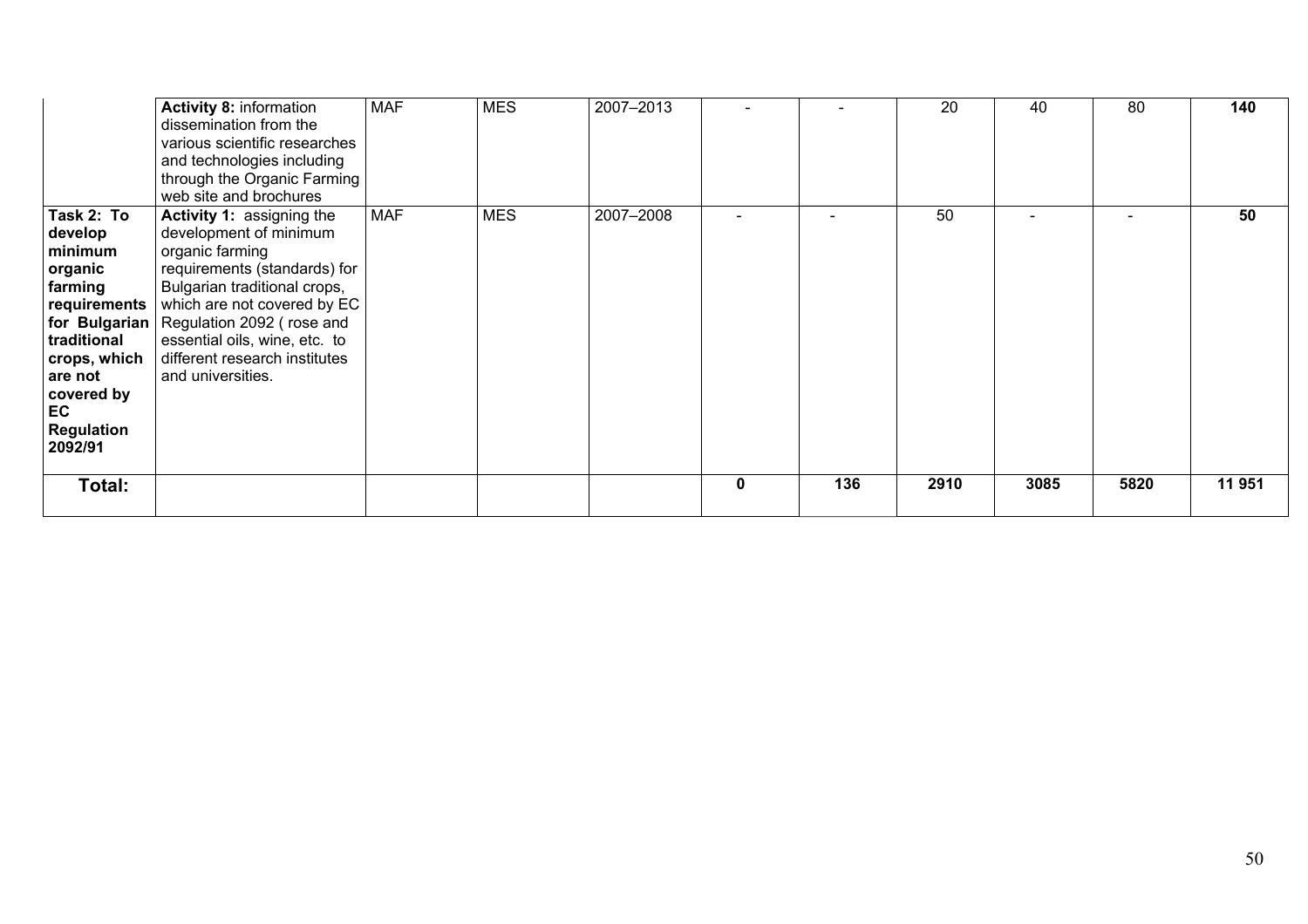| | | | | | | | | | | |
|---|---|---|---|---|---|---|---|---|---|---|
| | **Activity 8:** information dissemination from the various scientific researches and technologies including through the Organic Farming web site and brochures | MAF | MES | 2007–2013 | - | - | 20 | 40 | 80 | **140** |
| **Task 2: To develop minimum organic farming requirements for Bulgarian traditional crops, which are not covered by EC Regulation 2092/91** | **Activity 1:** assigning the development of minimum organic farming requirements (standards) for Bulgarian traditional crops, which are not covered by EC Regulation 2092 ( rose and essential oils, wine, etc. to different research institutes and universities. | MAF | MES | 2007–2008 | - | - | 50 | - | - | **50** |
| **Total:** | | | | | **0** | **136** | **2910** | **3085** | **5820** | **11 951** |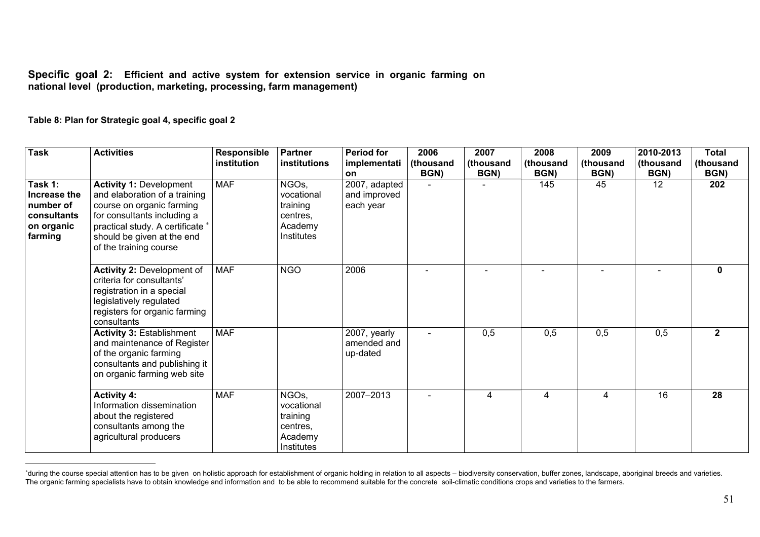**Specific goal 2: Efficient and active system for extension service in organic farming on national level (production, marketing, processing, farm management)**

**Table 8: Plan for Strategic goal 4, specific goal 2**

| Task | Activities | Responsible institution | Partner institutions | Period for implementation | 2006 (thousand BGN) | 2007 (thousand BGN) | 2008 (thousand BGN) | 2009 (thousand BGN) | 2010-2013 (thousand BGN) | Total (thousand BGN) |
|---|---|---|---|---|---|---|---|---|---|---|
| **Task 1: Increase the number of consultants on organic farming** | **Activity 1:** Development and elaboration of a training course on organic farming for consultants including a practical study. A certificate * should be given at the end of the training course | MAF | NGOs, vocational training centres, Academy Institutes | 2007, adapted and improved each year | - | - | 145 | 45 | 12 | **202** |
| | **Activity 2:** Development of criteria for consultants' registration in a special legislatively regulated registers for organic farming consultants | MAF | NGO | 2006 | - | - | - | - | - | **0** |
| | **Activity 3:** Establishment and maintenance of Register of the organic farming consultants and publishing it on organic farming web site | MAF | | 2007, yearly amended and up-dated | - | 0,5 | 0,5 | 0,5 | 0,5 | **2** |
| | **Activity 4:** Information dissemination about the registered consultants among the agricultural producers | MAF | NGOs, vocational training centres, Academy Institutes | 2007–2013 | - | 4 | 4 | 4 | 16 | **28** |

*during the course special attention has to be given on holistic approach for establishment of organic holding in relation to all aspects – biodiversity conservation, buffer zones, landscape, aboriginal breeds and varieties. The organic farming specialists have to obtain knowledge and information and to be able to recommend suitable for the concrete soil-climatic conditions crops and varieties to the farmers.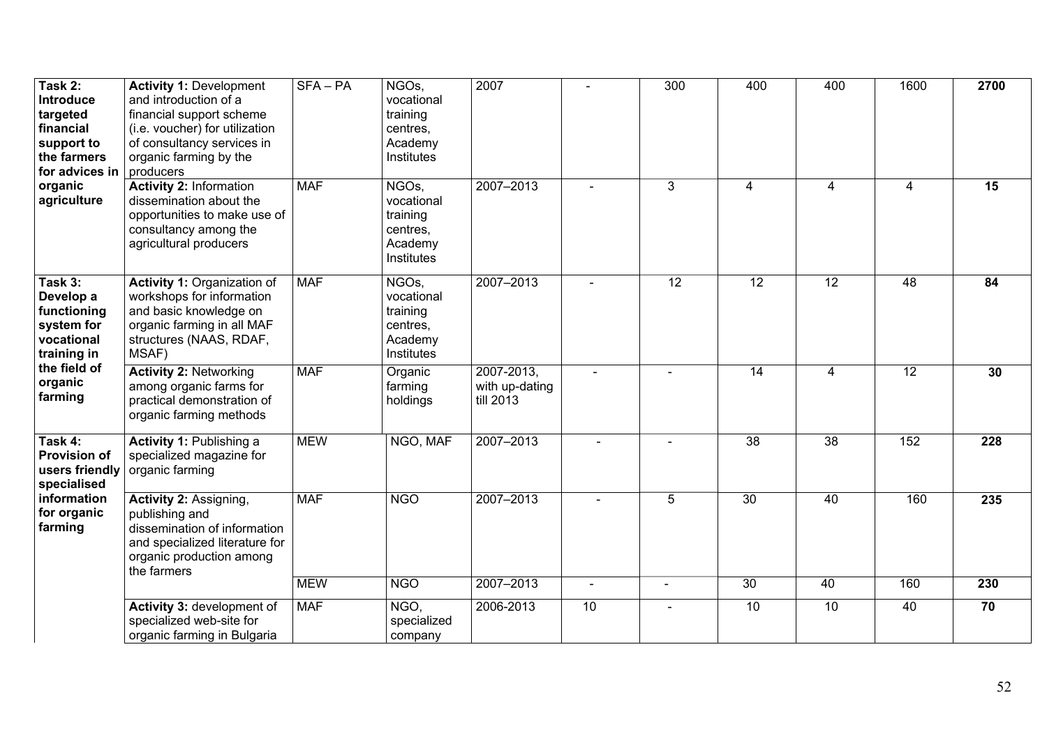| **Task 2: Introduce targeted financial support to the farmers for advices in organic agriculture** | **Activity 1:** Development and introduction of a financial support scheme (i.e. voucher) for utilization of consultancy services in organic farming by the producers | SFA – PA | NGOs, vocational training centres, Academy Institutes | 2007 | - | 300 | 400 | 400 | 1600 | **2700** |
|---|---|---|---|---|---|---|---|---|---|---|
| | **Activity 2:** Information dissemination about the opportunities to make use of consultancy among the agricultural producers | MAF | NGOs, vocational training centres, Academy Institutes | 2007–2013 | - | 3 | 4 | 4 | 4 | **15** |
| **Task 3: Develop a functioning system for vocational training in the field of organic farming** | **Activity 1:** Organization of workshops for information and basic knowledge on organic farming in all MAF structures (NAAS, RDAF, MSAF) | MAF | NGOs, vocational training centres, Academy Institutes | 2007–2013 | - | 12 | 12 | 12 | 48 | **84** |
| | **Activity 2:** Networking among organic farms for practical demonstration of organic farming methods | MAF | Organic farming holdings | 2007-2013, with up-dating till 2013 | - | - | 14 | 4 | 12 | **30** |
| **Task 4: Provision of users friendly specialised information for organic farming** | **Activity 1:** Publishing a specialized magazine for organic farming | MEW | NGO, MAF | 2007–2013 | - | - | 38 | 38 | 152 | **228** |
| | **Activity 2:** Assigning, publishing and dissemination of information and specialized literature for organic production among the farmers | MAF | NGO | 2007–2013 | - | 5 | 30 | 40 | 160 | **235** |
| | | MEW | NGO | 2007–2013 | - | - | 30 | 40 | 160 | **230** |
| | **Activity 3:** development of specialized web-site for organic farming in Bulgaria | MAF | NGO, specialized company | 2006-2013 | 10 | - | 10 | 10 | 40 | **70** |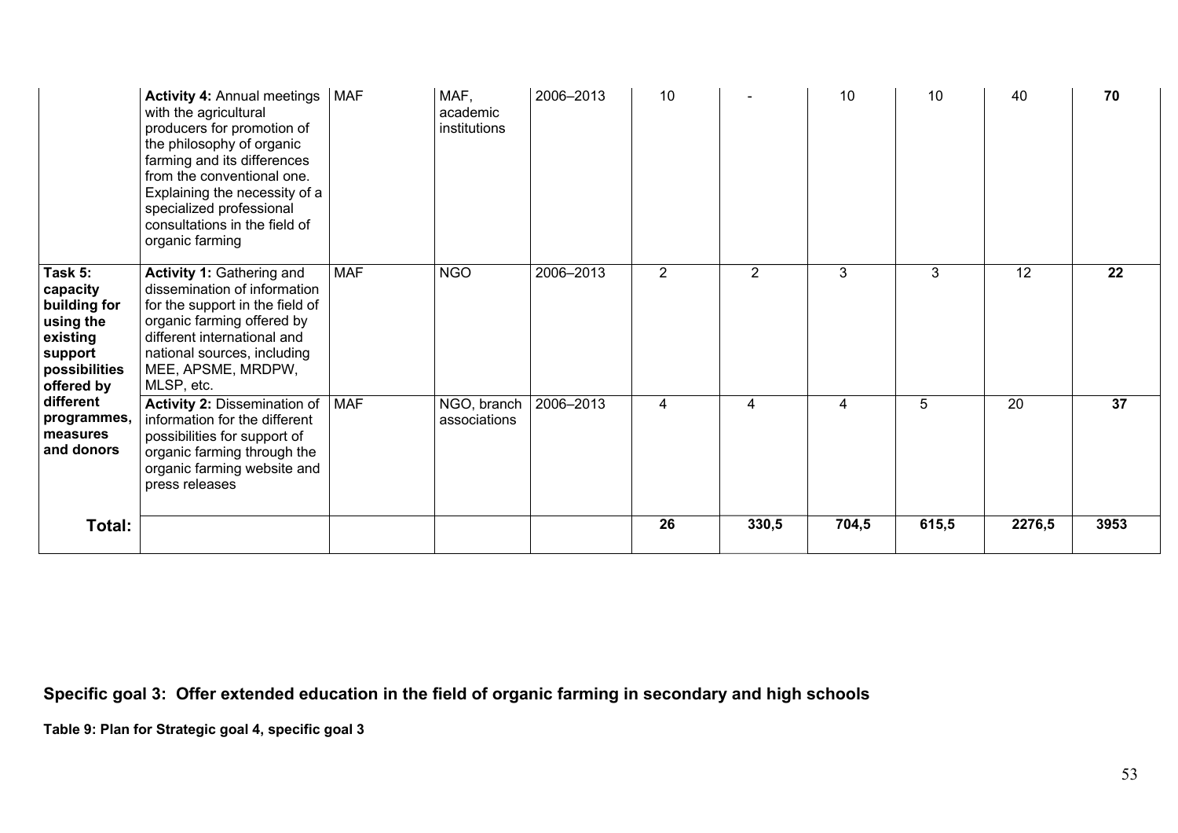|  |  |  |  |  |  |  |  |  |  |  |
|---|---|---|---|---|---|---|---|---|---|---|
|  | **Activity 4:** Annual meetings with the agricultural producers for promotion of the philosophy of organic farming and its differences from the conventional one. Explaining the necessity of a specialized professional consultations in the field of organic farming | MAF | MAF, academic institutions | 2006–2013 | 10 | - | 10 | 10 | 40 | **70** |
| **Task 5: capacity building for using the existing support possibilities offered by different programmes, measures and donors** | **Activity 1:** Gathering and dissemination of information for the support in the field of organic farming offered by different international and national sources, including MEE, APSME, MRDPW, MLSP, etc. | MAF | NGO | 2006–2013 | 2 | 2 | 3 | 3 | 12 | **22** |
|  | **Activity 2:** Dissemination of information for the different possibilities for support of organic farming through the organic farming website and press releases | MAF | NGO, branch associations | 2006–2013 | 4 | 4 | 4 | 5 | 20 | **37** |
| **Total:** |  |  |  |  | **26** | **330,5** | **704,5** | **615,5** | **2276,5** | **3953** |

## Specific goal 3: Offer extended education in the field of organic farming in secondary and high schools

**Table 9: Plan for Strategic goal 4, specific goal 3**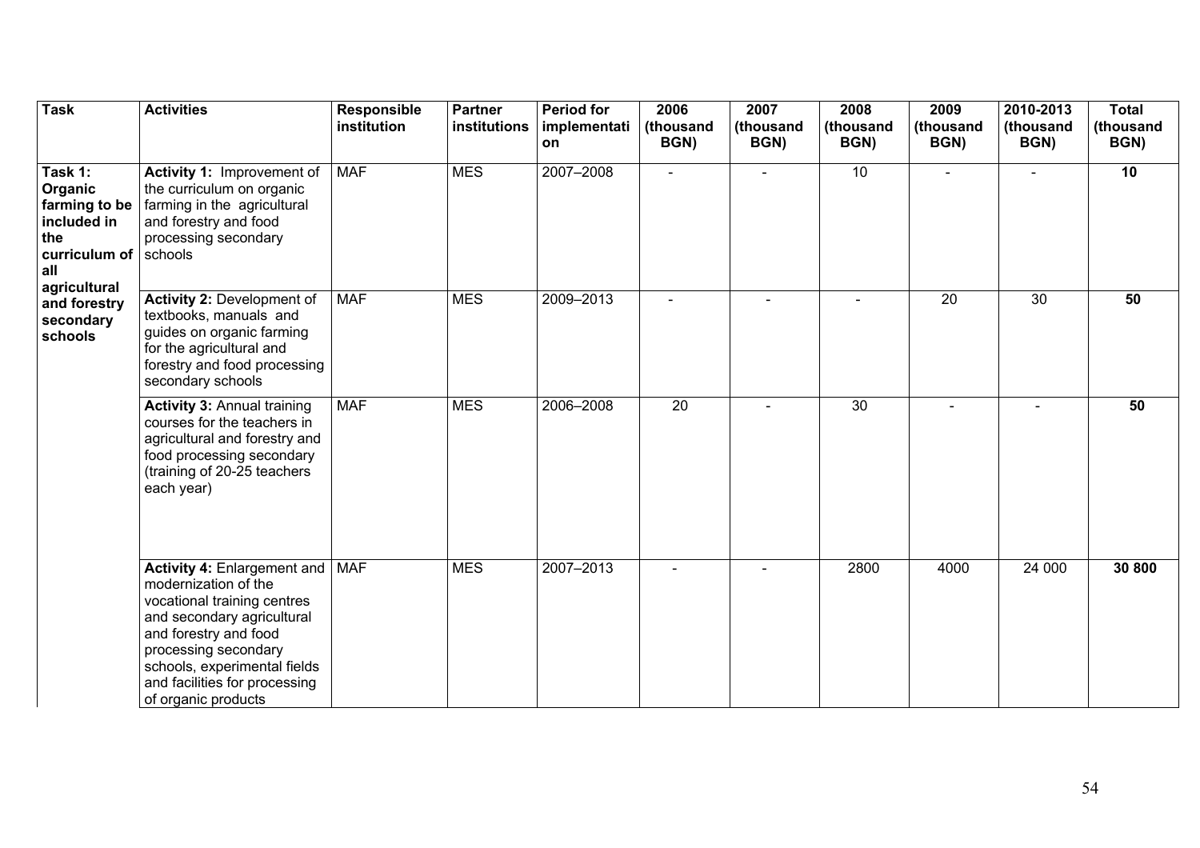| Task | Activities | Responsible institution | Partner institutions | Period for implementation | 2006 (thousand BGN) | 2007 (thousand BGN) | 2008 (thousand BGN) | 2009 (thousand BGN) | 2010-2013 (thousand BGN) | Total (thousand BGN) |
|---|---|---|---|---|---|---|---|---|---|---|
| **Task 1: Organic farming to be included in the curriculum of all agricultural and forestry secondary schools** | **Activity 1:** Improvement of the curriculum on organic farming in the agricultural and forestry and food processing secondary schools | MAF | MES | 2007–2008 | - | - | 10 | - | - | **10** |
| | **Activity 2:** Development of textbooks, manuals and guides on organic farming for the agricultural and forestry and food processing secondary schools | MAF | MES | 2009–2013 | - | - | - | 20 | 30 | **50** |
| | **Activity 3:** Annual training courses for the teachers in agricultural and forestry and food processing secondary (training of 20-25 teachers each year) | MAF | MES | 2006–2008 | 20 | - | 30 | - | - | **50** |
| | **Activity 4:** Enlargement and modernization of the vocational training centres and secondary agricultural and forestry and food processing secondary schools, experimental fields and facilities for processing of organic products | MAF | MES | 2007–2013 | - | - | 2800 | 4000 | 24 000 | **30 800** |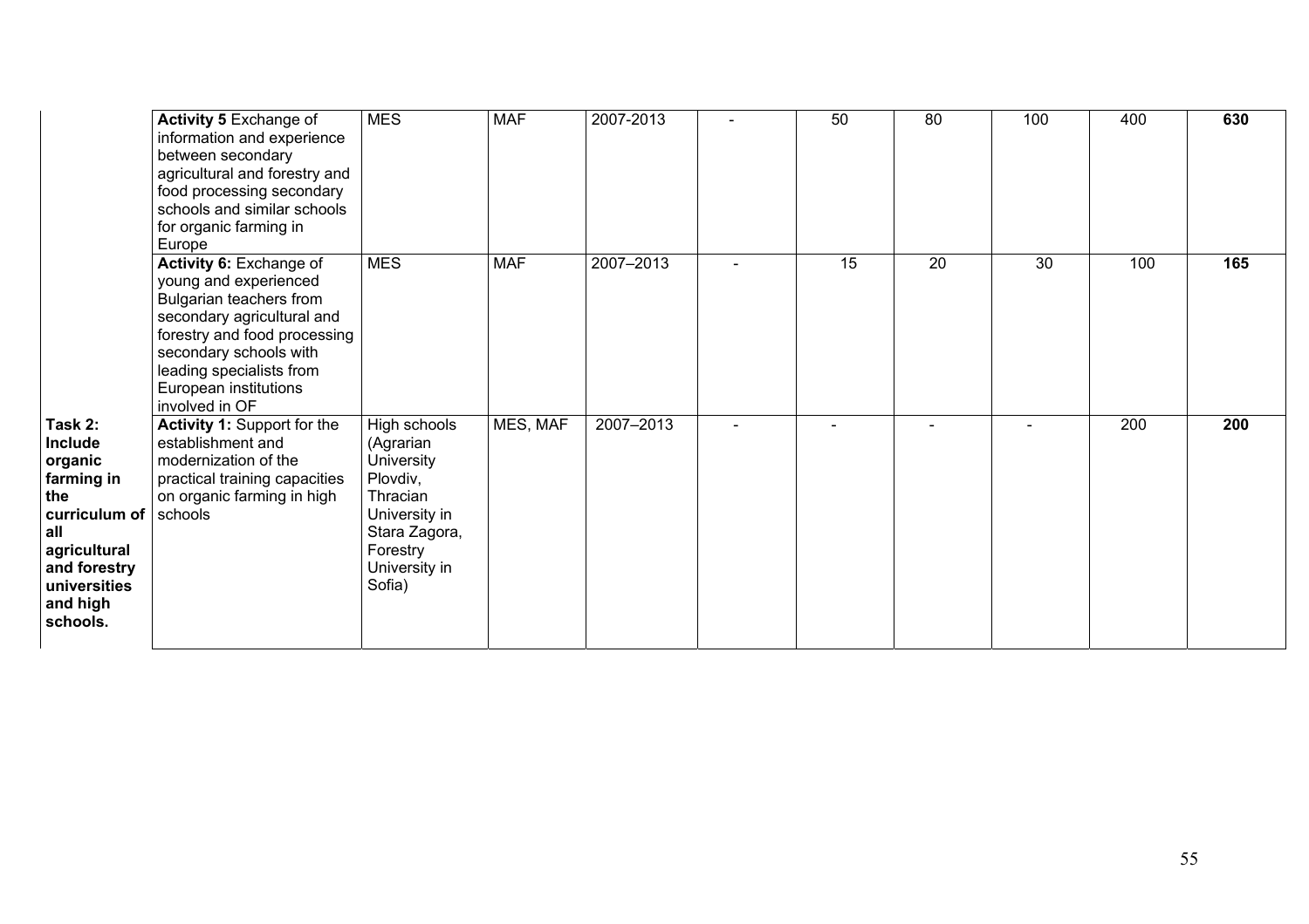| | | | | | | | | | | |
|---|---|---|---|---|---|---|---|---|---|---|
| | **Activity 5** Exchange of information and experience between secondary agricultural and forestry and food processing secondary schools and similar schools for organic farming in Europe | MES | MAF | 2007-2013 | - | 50 | 80 | 100 | 400 | **630** |
| | **Activity 6:** Exchange of young and experienced Bulgarian teachers from secondary agricultural and forestry and food processing secondary schools with leading specialists from European institutions involved in OF | MES | MAF | 2007–2013 | - | 15 | 20 | 30 | 100 | **165** |
| **Task 2: Include organic farming in the curriculum of all agricultural and forestry universities and high schools.** | **Activity 1:** Support for the establishment and modernization of the practical training capacities on organic farming in high schools | High schools (Agrarian University Plovdiv, Thracian University in Stara Zagora, Forestry University in Sofia) | MES, MAF | 2007–2013 | - | - | - | - | 200 | **200** |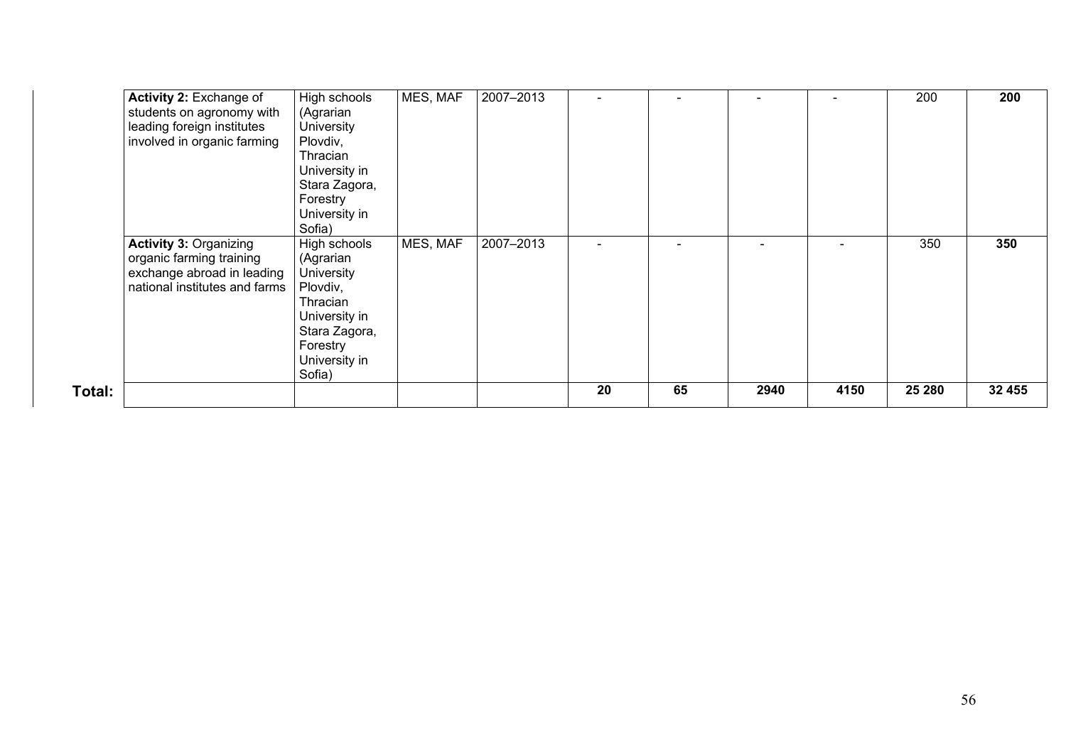| | | | | | | | | | |
|---|---|---|---|---|---|---|---|---|---|
| **Activity 2:** Exchange of students on agronomy with leading foreign institutes involved in organic farming | High schools (Agrarian University Plovdiv, Thracian University in Stara Zagora, Forestry University in Sofia) | MES, MAF | 2007–2013 | - | - | - | - | 200 | **200** |
| **Activity 3:** Organizing organic farming training exchange abroad in leading national institutes and farms | High schools (Agrarian University Plovdiv, Thracian University in Stara Zagora, Forestry University in Sofia) | MES, MAF | 2007–2013 | - | - | - | - | 350 | **350** |
| **Total:** | | | | **20** | **65** | **2940** | **4150** | **25 280** | **32 455** |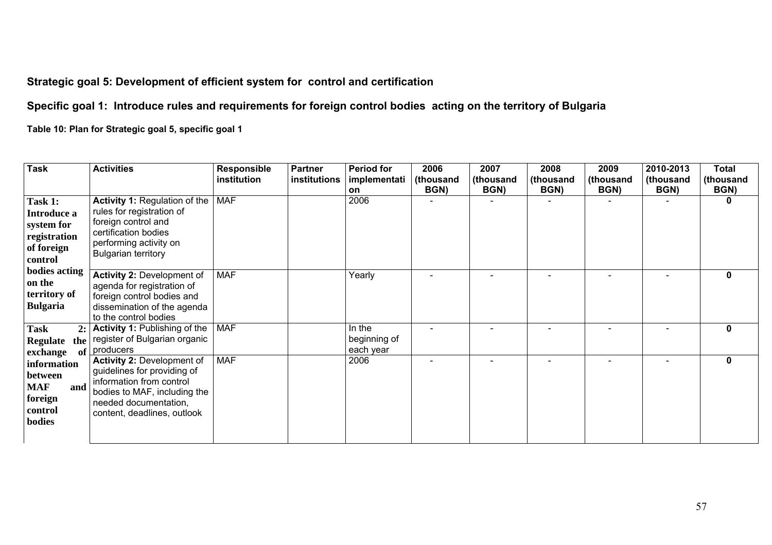### Strategic goal 5: Development of efficient system for control and certification

### Specific goal 1: Introduce rules and requirements for foreign control bodies acting on the territory of Bulgaria

**Table 10: Plan for Strategic goal 5, specific goal 1**

| Task | Activities | Responsible institution | Partner institutions | Period for implementation | 2006 (thousand BGN) | 2007 (thousand BGN) | 2008 (thousand BGN) | 2009 (thousand BGN) | 2010-2013 (thousand BGN) | Total (thousand BGN) |
|---|---|---|---|---|---|---|---|---|---|---|
| **Task 1: Introduce a system for registration of foreign control bodies acting on the territory of Bulgaria** | **Activity 1:** Regulation of the rules for registration of foreign control and certification bodies performing activity on Bulgarian territory | MAF | | 2006 | - | - | - | - | - | **0** |
| | **Activity 2:** Development of agenda for registration of foreign control bodies and dissemination of the agenda to the control bodies | MAF | | Yearly | - | - | - | - | - | **0** |
| **Task 2: Regulate the exchange of information between MAF and foreign control bodies** | **Activity 1:** Publishing of the register of Bulgarian organic producers | MAF | | In the beginning of each year | - | - | - | - | - | **0** |
| | **Activity 2:** Development of guidelines for providing of information from control bodies to MAF, including the needed documentation, content, deadlines, outlook | MAF | | 2006 | - | - | - | - | - | **0** |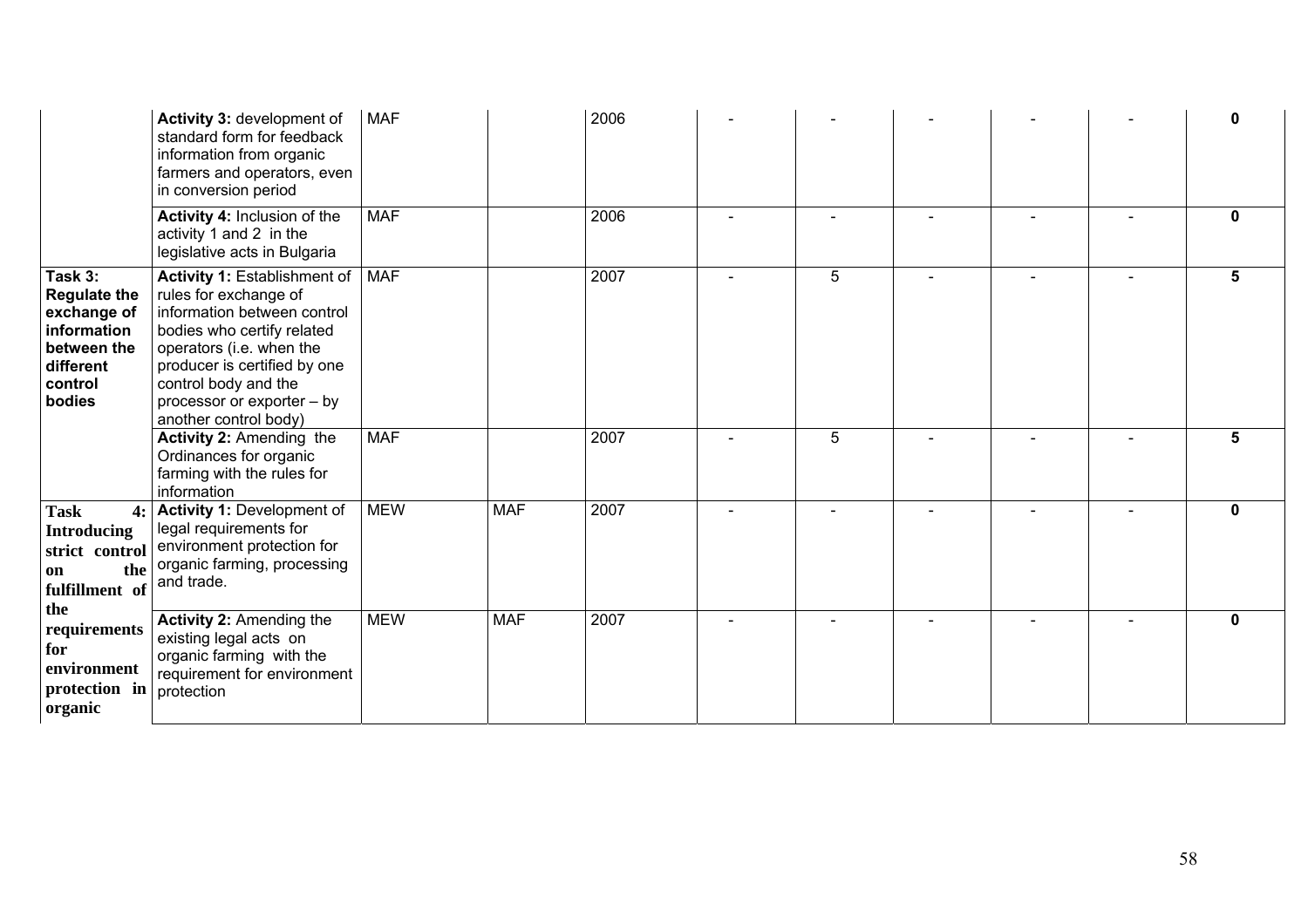| | | | | | | | | | | |
|---|---|---|---|---|---|---|---|---|---|---|
| | **Activity 3:** development of standard form for feedback information from organic farmers and operators, even in conversion period | MAF | | 2006 | - | - | - | - | - | **0** |
| | **Activity 4:** Inclusion of the activity 1 and 2 in the legislative acts in Bulgaria | MAF | | 2006 | - | - | - | - | - | **0** |
| **Task 3: Regulate the exchange of information between the different control bodies** | **Activity 1:** Establishment of rules for exchange of information between control bodies who certify related operators (i.e. when the producer is certified by one control body and the processor or exporter – by another control body) | MAF | | 2007 | - | 5 | - | - | - | **5** |
| | **Activity 2:** Amending the Ordinances for organic farming with the rules for information | MAF | | 2007 | - | 5 | - | - | - | **5** |
| **Task 4: Introducing strict control on the fulfillment of the requirements for environment protection in organic** | **Activity 1:** Development of legal requirements for environment protection for organic farming, processing and trade. | MEW | MAF | 2007 | - | - | - | - | - | **0** |
| | **Activity 2:** Amending the existing legal acts on organic farming with the requirement for environment protection | MEW | MAF | 2007 | - | - | - | - | - | **0** |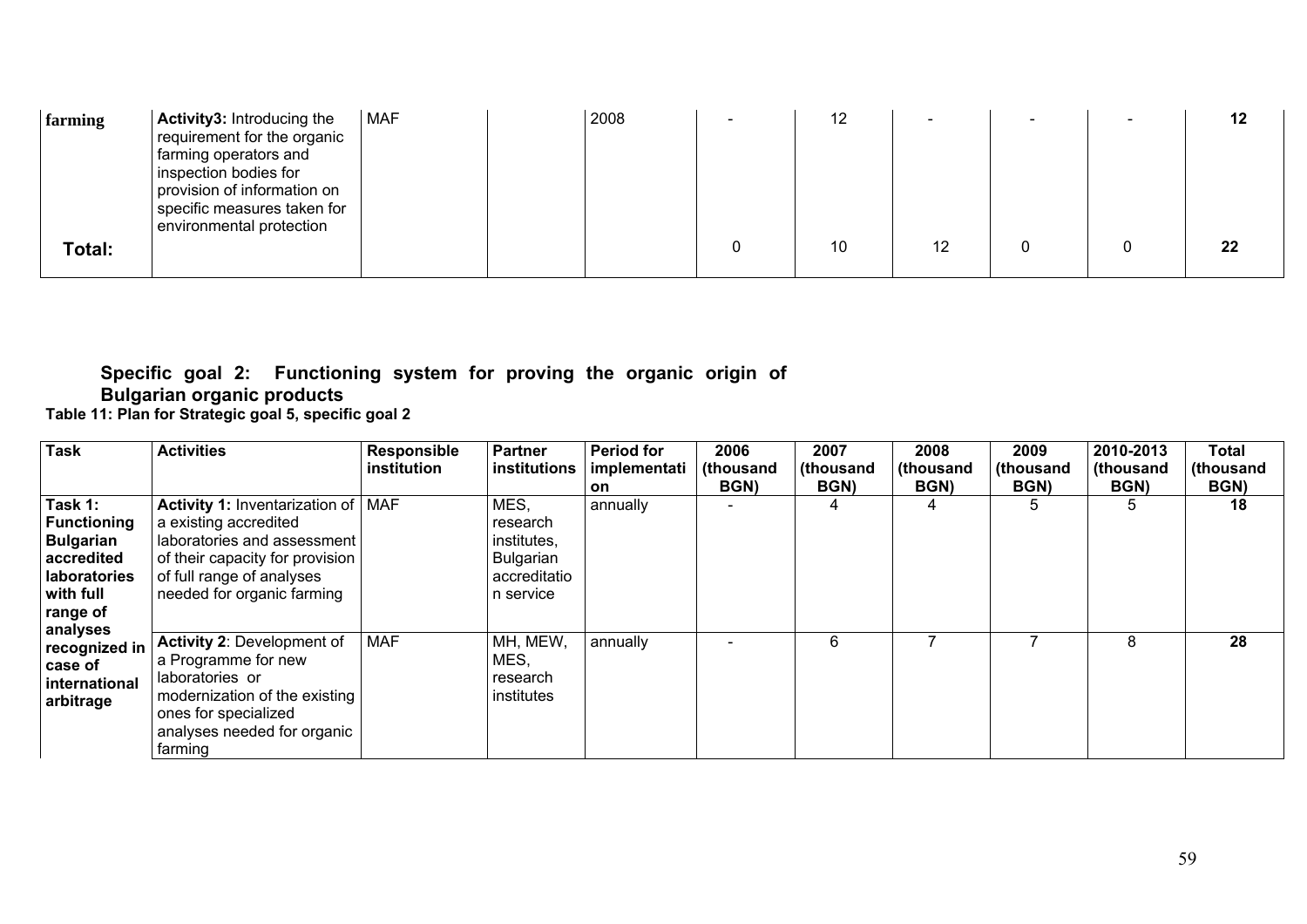| farming | **Activity3:** Introducing the requirement for the organic farming operators and inspection bodies for provision of information on specific measures taken for environmental protection | MAF | | 2008 | - | 12 | - | - | - | **12** |
|---|---|---|---|---|---|---|---|---|---|---|
| **Total:** | | | | | 0 | 10 | 12 | 0 | 0 | **22** |

**Specific goal 2: Functioning system for proving the organic origin of Bulgarian organic products**

**Table 11: Plan for Strategic goal 5, specific goal 2**

| Task | Activities | Responsible institution | Partner institutions | Period for implementation | 2006 (thousand BGN) | 2007 (thousand BGN) | 2008 (thousand BGN) | 2009 (thousand BGN) | 2010-2013 (thousand BGN) | Total (thousand BGN) |
|---|---|---|---|---|---|---|---|---|---|---|
| **Task 1: Functioning Bulgarian accredited laboratories with full range of analyses recognized in case of international arbitrage** | **Activity 1:** Inventarization of a existing accredited laboratories and assessment of their capacity for provision of full range of analyses needed for organic farming | MAF | MES, research institutes, Bulgarian accreditation service | annually | - | 4 | 4 | 5 | 5 | **18** |
| | **Activity 2**: Development of a Programme for new laboratories or modernization of the existing ones for specialized analyses needed for organic farming | MAF | MH, MEW, MES, research institutes | annually | - | 6 | 7 | 7 | 8 | **28** |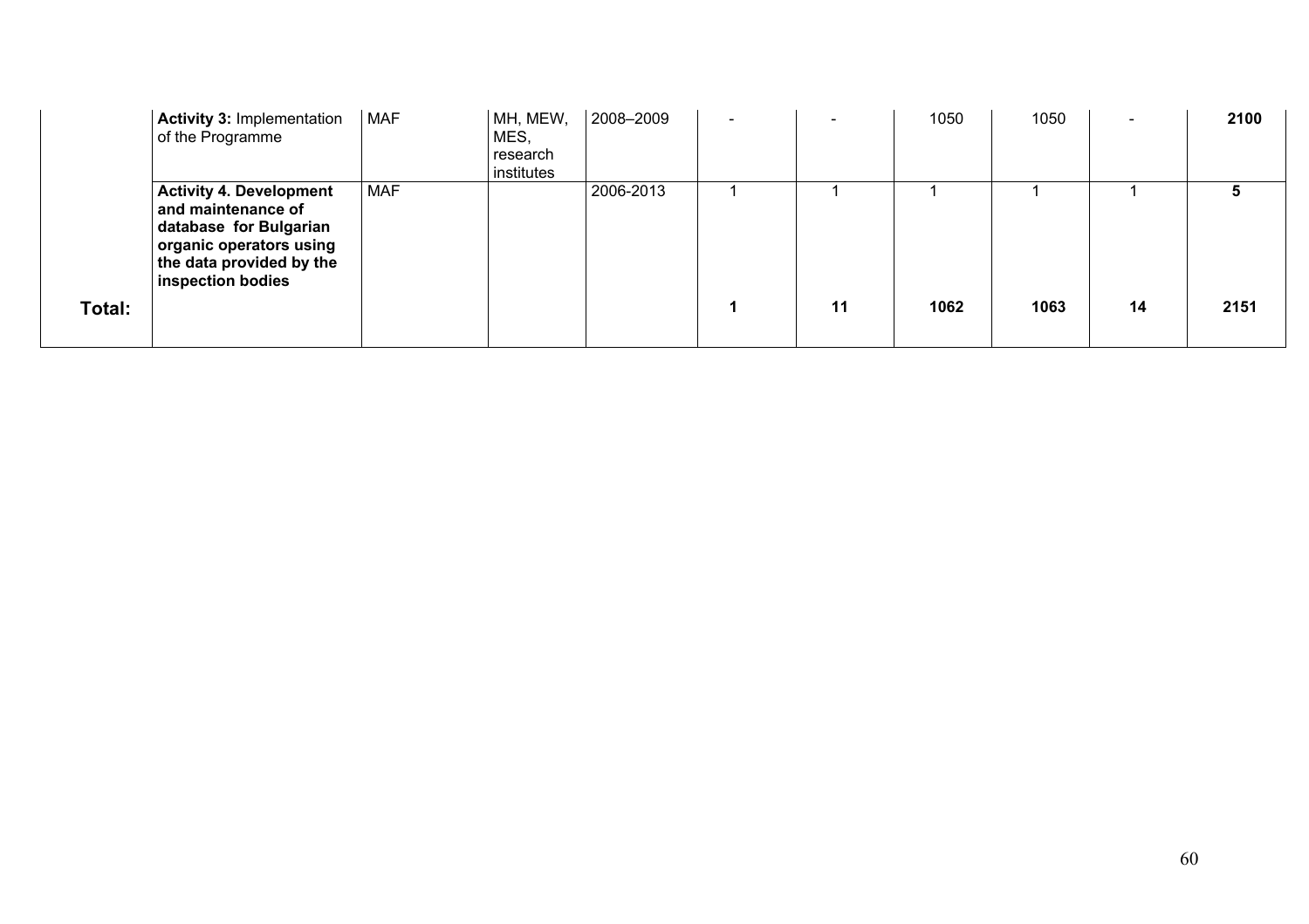| | | | | | | | | | | |
|---|---|---|---|---|---|---|---|---|---|---|
| | **Activity 3:** Implementation of the Programme | MAF | MH, MEW, MES, research institutes | 2008–2009 | - | - | 1050 | 1050 | - | **2100** |
| | **Activity 4. Development and maintenance of database for Bulgarian organic operators using the data provided by the inspection bodies** | MAF | | 2006-2013 | 1 | 1 | 1 | 1 | 1 | **5** |
| **Total:** | | | | | **1** | **11** | **1062** | **1063** | **14** | **2151** |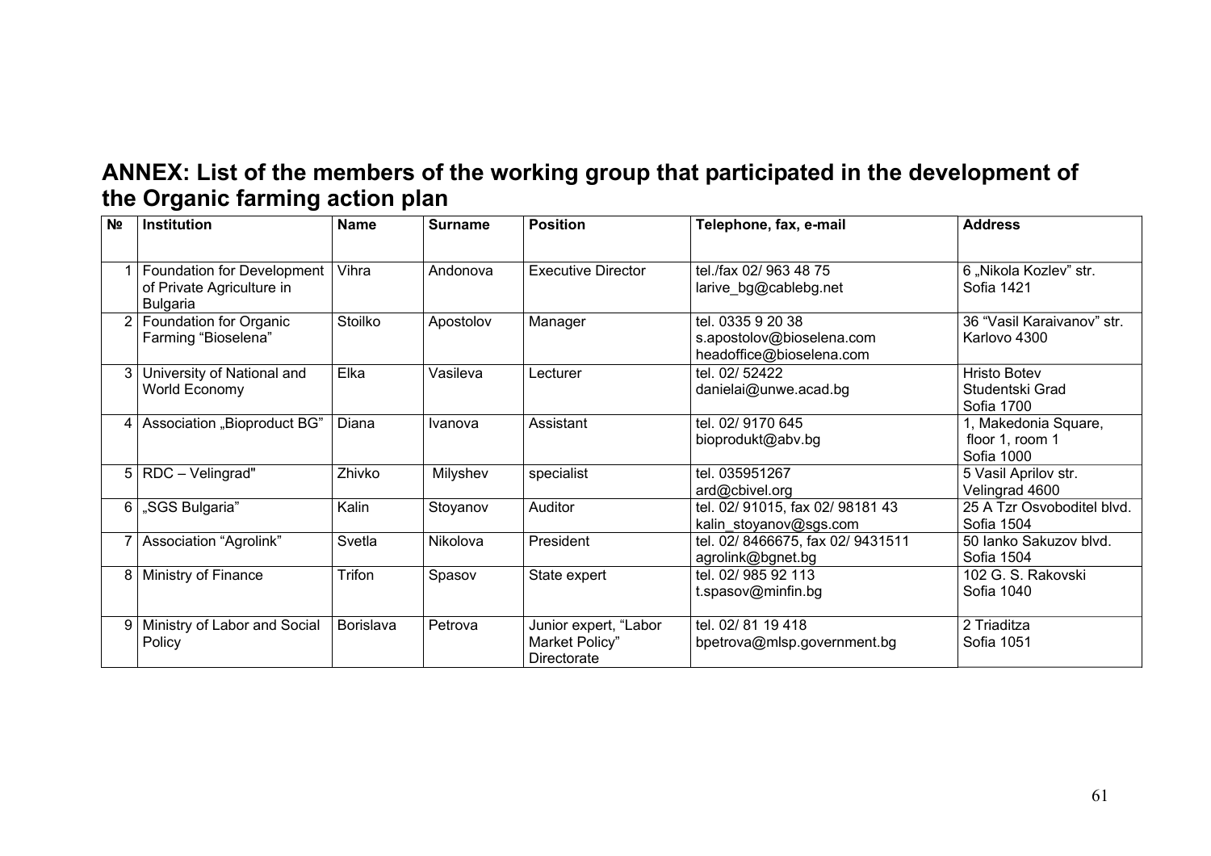## ANNEX: List of the members of the working group that participated in the development of the Organic farming action plan

| № | Institution | Name | Surname | Position | Telephone, fax, e-mail | Address |
|---|---|---|---|---|---|---|
| 1 | Foundation for Development of Private Agriculture in Bulgaria | Vihra | Andonova | Executive Director | tel./fax 02/ 963 48 75<br>larive_bg@cablebg.net | 6 „Nikola Kozlev" str.<br>Sofia 1421 |
| 2 | Foundation for Organic Farming "Bioselena" | Stoilko | Apostolov | Manager | tel. 0335 9 20 38<br>s.apostolov@bioselena.com<br>headoffice@bioselena.com | 36 "Vasil Karaivanov" str.<br>Karlovo 4300 |
| 3 | University of National and World Economy | Elka | Vasileva | Lecturer | tel. 02/ 52422<br>danielai@unwe.acad.bg | Hristo Botev<br>Studentski Grad<br>Sofia 1700 |
| 4 | Association „Bioproduct BG" | Diana | Ivanova | Assistant | tel. 02/ 9170 645<br>bioprodukt@abv.bg | 1, Makedonia Square,<br>floor 1, room 1<br>Sofia 1000 |
| 5 | RDC – Velingrad" | Zhivko | Milyshev | specialist | tel. 035951267<br>ard@cbivel.org | 5 Vasil Aprilov str.<br>Velingrad 4600 |
| 6 | „SGS Bulgaria" | Kalin | Stoyanov | Auditor | tel. 02/ 91015, fax 02/ 98181 43<br>kalin_stoyanov@sgs.com | 25 A Tzr Osvoboditel blvd.<br>Sofia 1504 |
| 7 | Association "Agrolink" | Svetla | Nikolova | President | tel. 02/ 8466675, fax 02/ 9431511<br>agrolink@bgnet.bg | 50 Ianko Sakuzov blvd.<br>Sofia 1504 |
| 8 | Ministry of Finance | Trifon | Spasov | State expert | tel. 02/ 985 92 113<br>t.spasov@minfin.bg | 102 G. S. Rakovski<br>Sofia 1040 |
| 9 | Ministry of Labor and Social Policy | Borislava | Petrova | Junior expert, "Labor Market Policy" Directorate | tel. 02/ 81 19 418<br>bpetrova@mlsp.government.bg | 2 Triaditza<br>Sofia 1051 |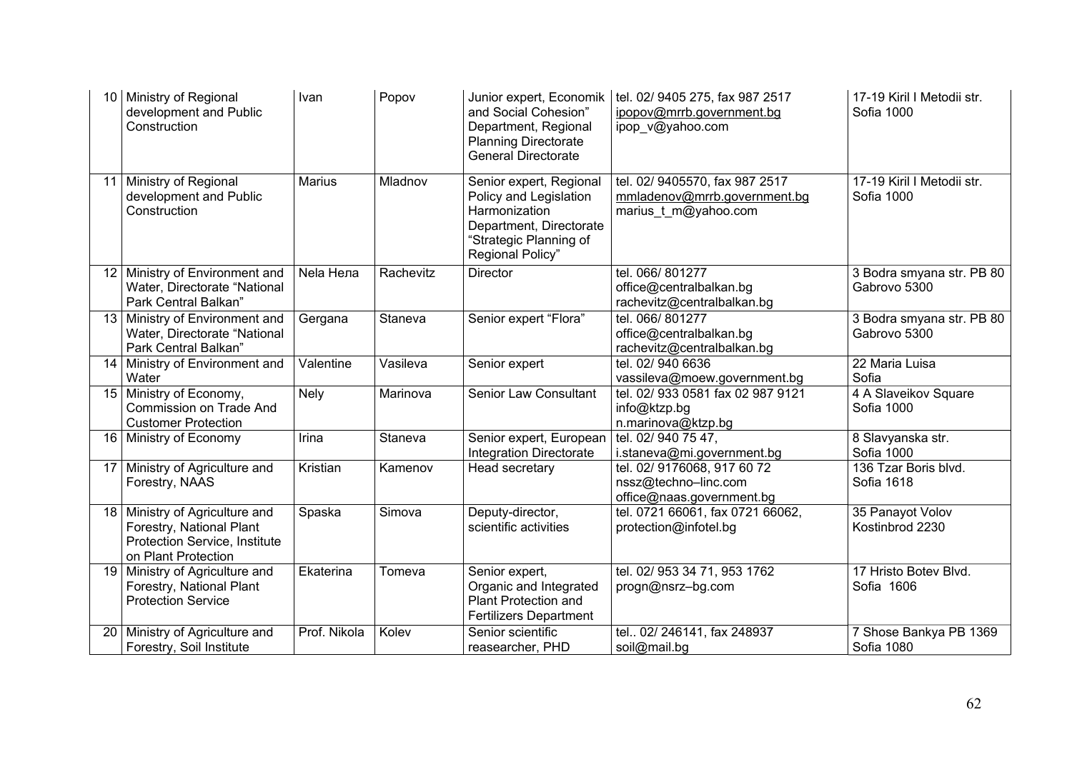| 10 | Ministry of Regional development and Public Construction | Ivan | Popov | Junior expert, Economik and Social Cohesion" Department, Regional Planning Directorate General Directorate | tel. 02/ 9405 275, fax 987 2517<br>ipopov@mrrb.government.bg<br>ipop_v@yahoo.com | 17-19 Kiril I Metodii str.<br>Sofia 1000 |
|---|---|---|---|---|---|---|
| 11 | Ministry of Regional development and Public Construction | Marius | Mladnov | Senior expert, Regional Policy and Legislation Harmonization Department, Directorate "Strategic Planning of Regional Policy" | tel. 02/ 9405570, fax 987 2517<br>mmladenov@mrrb.government.bg<br>marius_t_m@yahoo.com | 17-19 Kiril I Metodii str.<br>Sofia 1000 |
| 12 | Ministry of Environment and Water, Directorate "National Park Central Balkan" | Nela Нела | Rachevitz | Director | tel. 066/ 801277<br>office@centralbalkan.bg<br>rachevitz@centralbalkan.bg | 3 Bodra smyana str. PB 80<br>Gabrovo 5300 |
| 13 | Ministry of Environment and Water, Directorate "National Park Central Balkan" | Gergana | Staneva | Senior expert "Flora" | tel. 066/ 801277<br>office@centralbalkan.bg<br>rachevitz@centralbalkan.bg | 3 Bodra smyana str. PB 80<br>Gabrovo 5300 |
| 14 | Ministry of Environment and Water | Valentine | Vasileva | Senior expert | tel. 02/ 940 6636<br>vassileva@moew.government.bg | 22 Maria Luisa<br>Sofia |
| 15 | Ministry of Economy, Commission on Trade And Customer Protection | Nely | Marinova | Senior Law Consultant | tel. 02/ 933 0581 fax 02 987 9121<br>info@ktzp.bg<br>n.marinova@ktzp.bg | 4 A Slaveikov Square<br>Sofia 1000 |
| 16 | Ministry of Economy | Irina | Staneva | Senior expert, European Integration Directorate | tel. 02/ 940 75 47,<br>i.staneva@mi.government.bg | 8 Slavyanska str.<br>Sofia 1000 |
| 17 | Ministry of Agriculture and Forestry, NAAS | Kristian | Kamenov | Head secretary | tel. 02/ 9176068, 917 60 72<br>nssz@techno–linc.com<br>office@naas.government.bg | 136 Tzar Boris blvd.<br>Sofia 1618 |
| 18 | Ministry of Agriculture and Forestry, National Plant Protection Service, Institute on Plant Protection | Spaska | Simova | Deputy-director, scientific activities | tel. 0721 66061, fax 0721 66062,<br>protection@infotel.bg | 35 Panayot Volov<br>Kostinbrod 2230 |
| 19 | Ministry of Agriculture and Forestry, National Plant Protection Service | Ekaterina | Tomeva | Senior expert, Organic and Integrated Plant Protection and Fertilizers Department | tel. 02/ 953 34 71, 953 1762<br>progn@nsrz–bg.com | 17 Hristo Botev Blvd.<br>Sofia 1606 |
| 20 | Ministry of Agriculture and Forestry, Soil Institute | Prof. Nikola | Kolev | Senior scientific reasearcher, PHD | tel.. 02/ 246141, fax 248937<br>soil@mail.bg | 7 Shose Bankya PB 1369<br>Sofia 1080 |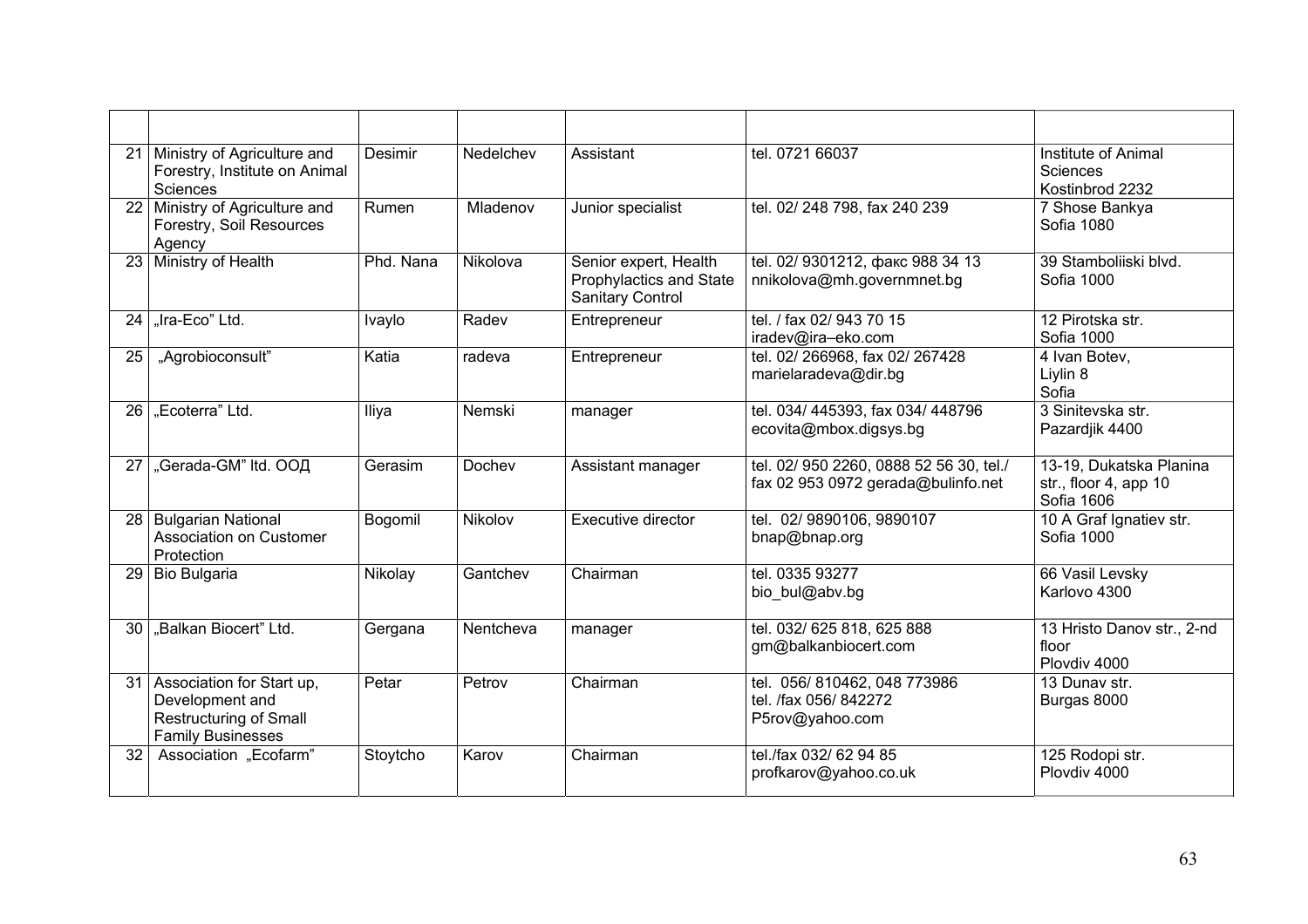| | | | | | | |
|---|---|---|---|---|---|---|
| 21 | Ministry of Agriculture and Forestry, Institute on Animal Sciences | Desimir | Nedelchev | Assistant | tel. 0721 66037 | Institute of Animal Sciences Kostinbrod 2232 |
| 22 | Ministry of Agriculture and Forestry, Soil Resources Agency | Rumen | Mladenov | Junior specialist | tel. 02/ 248 798, fax 240 239 | 7 Shose Bankya Sofia 1080 |
| 23 | Ministry of Health | Phd. Nana | Nikolova | Senior expert, Health Prophylactics and State Sanitary Control | tel. 02/ 9301212, факс 988 34 13 nnikolova@mh.governmnet.bg | 39 Stamboliiski blvd. Sofia 1000 |
| 24 | „Ira-Eco" Ltd. | Ivaylo | Radev | Entrepreneur | tel. / fax 02/ 943 70 15 iradev@ira–eko.com | 12 Pirotska str. Sofia 1000 |
| 25 | „Agrobioconsult" | Katia | radeva | Entrepreneur | tel. 02/ 266968, fax 02/ 267428 marielaradeva@dir.bg | 4 Ivan Botev, Liylin 8 Sofia |
| 26 | „Ecoterra" Ltd. | Iliya | Nemski | manager | tel. 034/ 445393, fax 034/ 448796 ecovita@mbox.digsys.bg | 3 Sinitevska str. Pazardjik 4400 |
| 27 | „Gerada-GM" ltd. ООД | Gerasim | Dochev | Assistant manager | tel. 02/ 950 2260, 0888 52 56 30, tel./ fax 02 953 0972 gerada@bulinfo.net | 13-19, Dukatska Planina str., floor 4, app 10 Sofia 1606 |
| 28 | Bulgarian National Association on Customer Protection | Bogomil | Nikolov | Executive director | tel. 02/ 9890106, 9890107 bnap@bnap.org | 10 A Graf Ignatiev str. Sofia 1000 |
| 29 | Bio Bulgaria | Nikolay | Gantchev | Chairman | tel. 0335 93277 bio_bul@abv.bg | 66 Vasil Levsky Karlovo 4300 |
| 30 | „Balkan Biocert" Ltd. | Gergana | Nentcheva | manager | tel. 032/ 625 818, 625 888 gm@balkanbiocert.com | 13 Hristo Danov str., 2-nd floor Plovdiv 4000 |
| 31 | Association for Start up, Development and Restructuring of Small Family Businesses | Petar | Petrov | Chairman | tel. 056/ 810462, 048 773986 tel. /fax 056/ 842272 P5rov@yahoo.com | 13 Dunav str. Burgas 8000 |
| 32 | Association „Ecofarm" | Stoytcho | Karov | Chairman | tel./fax 032/ 62 94 85 profkarov@yahoo.co.uk | 125 Rodopi str. Plovdiv 4000 |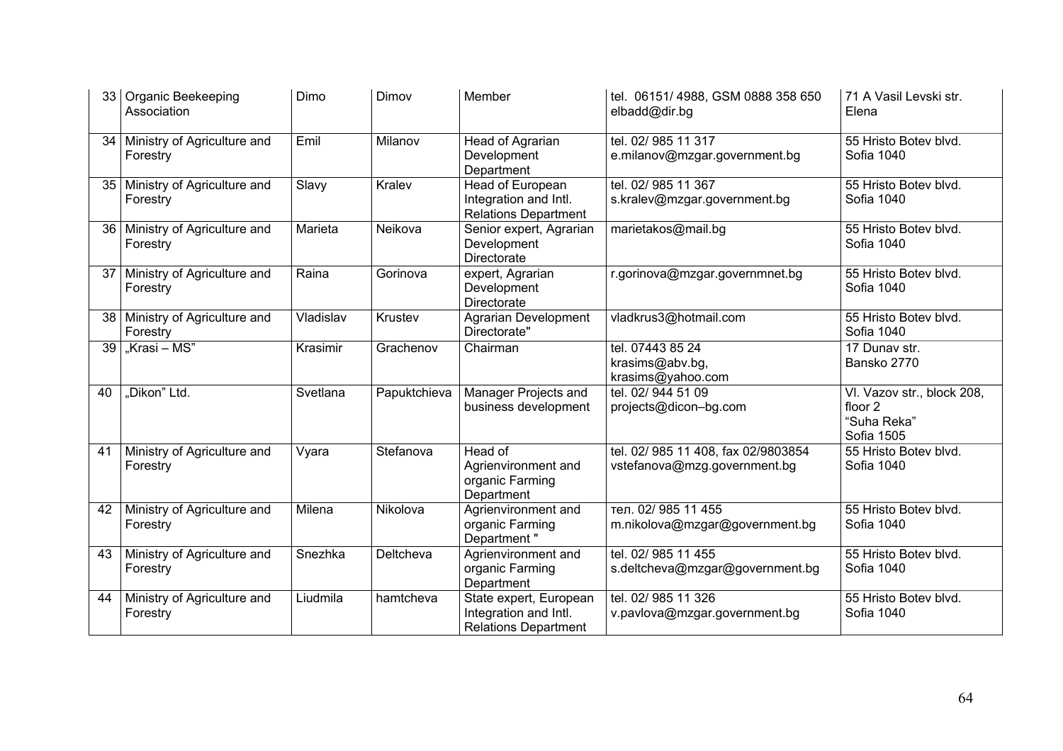| 33 | Organic Beekeeping Association | Dimo | Dimov | Member | tel. 06151/ 4988, GSM 0888 358 650 elbadd@dir.bg | 71 A Vasil Levski str. Elena |
|---|---|---|---|---|---|---|
| 34 | Ministry of Agriculture and Forestry | Emil | Milanov | Head of Agrarian Development Department | tel. 02/ 985 11 317 e.milanov@mzgar.government.bg | 55 Hristo Botev blvd. Sofia 1040 |
| 35 | Ministry of Agriculture and Forestry | Slavy | Kralev | Head of European Integration and Intl. Relations Department | tel. 02/ 985 11 367 s.kralev@mzgar.government.bg | 55 Hristo Botev blvd. Sofia 1040 |
| 36 | Ministry of Agriculture and Forestry | Marieta | Neikova | Senior expert, Agrarian Development Directorate | marietakos@mail.bg | 55 Hristo Botev blvd. Sofia 1040 |
| 37 | Ministry of Agriculture and Forestry | Raina | Gorinova | expert, Agrarian Development Directorate | r.gorinova@mzgar.governmnet.bg | 55 Hristo Botev blvd. Sofia 1040 |
| 38 | Ministry of Agriculture and Forestry | Vladislav | Krustev | Agrarian Development Directorate" | vladkrus3@hotmail.com | 55 Hristo Botev blvd. Sofia 1040 |
| 39 | „Krasi – MS" | Krasimir | Grachenov | Chairman | tel. 07443 85 24 krasims@abv.bg, krasims@yahoo.com | 17 Dunav str. Bansko 2770 |
| 40 | „Dikon" Ltd. | Svetlana | Papuktchieva | Manager Projects and business development | tel. 02/ 944 51 09 projects@dicon–bg.com | Vl. Vazov str., block 208, floor 2 "Suha Reka" Sofia 1505 |
| 41 | Ministry of Agriculture and Forestry | Vyara | Stefanova | Head of Agrienvironment and organic Farming Department | tel. 02/ 985 11 408, fax 02/9803854 vstefanova@mzg.government.bg | 55 Hristo Botev blvd. Sofia 1040 |
| 42 | Ministry of Agriculture and Forestry | Milena | Nikolova | Agrienvironment and organic Farming Department " | тел. 02/ 985 11 455 m.nikolova@mzgar@government.bg | 55 Hristo Botev blvd. Sofia 1040 |
| 43 | Ministry of Agriculture and Forestry | Snezhka | Deltcheva | Agrienvironment and organic Farming Department | tel. 02/ 985 11 455 s.deltcheva@mzgar@government.bg | 55 Hristo Botev blvd. Sofia 1040 |
| 44 | Ministry of Agriculture and Forestry | Liudmila | hamtcheva | State expert, European Integration and Intl. Relations Department | tel. 02/ 985 11 326 v.pavlova@mzgar.government.bg | 55 Hristo Botev blvd. Sofia 1040 |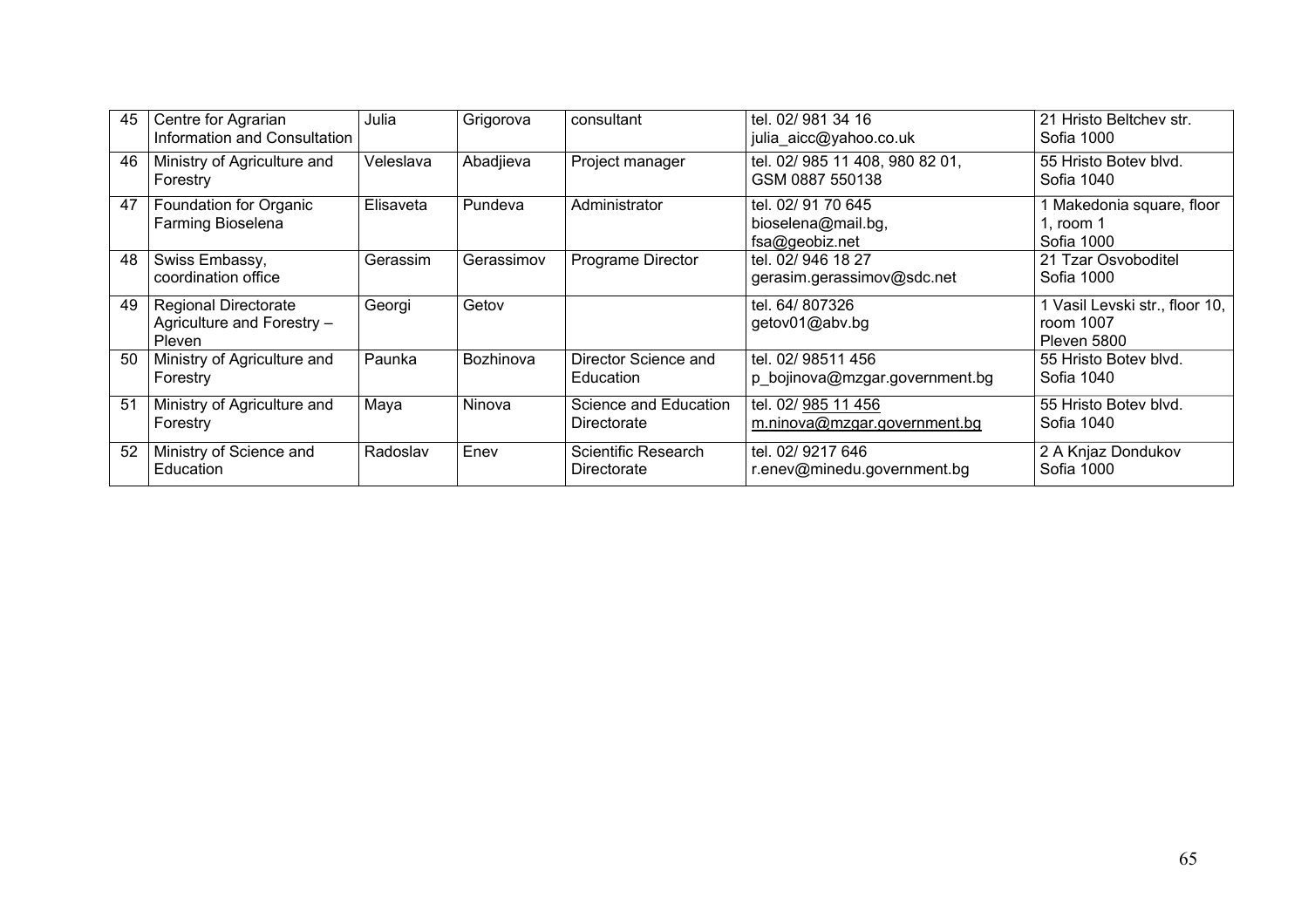| | | | | | | |
|---|---|---|---|---|---|---|
| 45 | Centre for Agrarian Information and Consultation | Julia | Grigorova | consultant | tel. 02/ 981 34 16<br>julia_aicc@yahoo.co.uk | 21 Hristo Beltchev str.<br>Sofia 1000 |
| 46 | Ministry of Agriculture and Forestry | Veleslava | Abadjieva | Project manager | tel. 02/ 985 11 408, 980 82 01,<br>GSM 0887 550138 | 55 Hristo Botev blvd.<br>Sofia 1040 |
| 47 | Foundation for Organic Farming Bioselena | Elisaveta | Pundeva | Administrator | tel. 02/ 91 70 645<br>bioselena@mail.bg,<br>fsa@geobiz.net | 1 Makedonia square, floor 1, room 1<br>Sofia 1000 |
| 48 | Swiss Embassy, coordination office | Gerassim | Gerassimov | Programe Director | tel. 02/ 946 18 27<br>gerasim.gerassimov@sdc.net | 21 Tzar Osvoboditel<br>Sofia 1000 |
| 49 | Regional Directorate Agriculture and Forestry – Pleven | Georgi | Getov | | tel. 64/ 807326<br>getov01@abv.bg | 1 Vasil Levski str., floor 10, room 1007<br>Pleven 5800 |
| 50 | Ministry of Agriculture and Forestry | Paunka | Bozhinova | Director Science and Education | tel. 02/ 98511 456<br>p_bojinova@mzgar.government.bg | 55 Hristo Botev blvd.<br>Sofia 1040 |
| 51 | Ministry of Agriculture and Forestry | Maya | Ninova | Science and Education Directorate | tel. 02/ 985 11 456<br>m.ninova@mzgar.government.bg | 55 Hristo Botev blvd.<br>Sofia 1040 |
| 52 | Ministry of Science and Education | Radoslav | Enev | Scientific Research Directorate | tel. 02/ 9217 646<br>r.enev@minedu.government.bg | 2 A Knjaz Dondukov<br>Sofia 1000 |